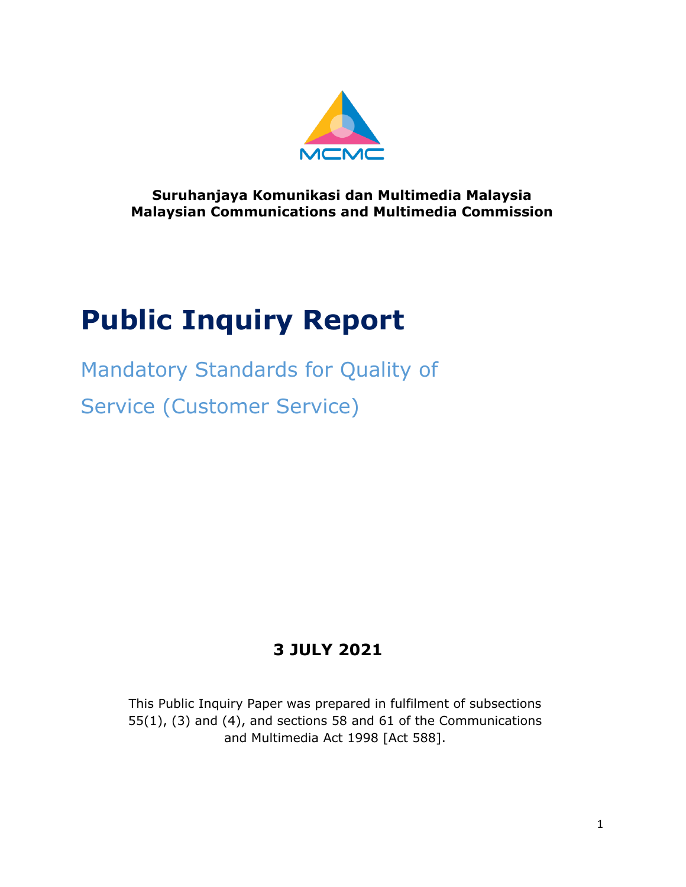MCMC

**Suruhanjaya Komunikasi dan Multimedia Malaysia**
**Malaysian Communications and Multimedia Commission**

# Public Inquiry Report

## Mandatory Standards for Quality of Service (Customer Service)

**3 JULY 2021**

This Public Inquiry Paper was prepared in fulfilment of subsections 55(1), (3) and (4), and sections 58 and 61 of the Communications and Multimedia Act 1998 [Act 588].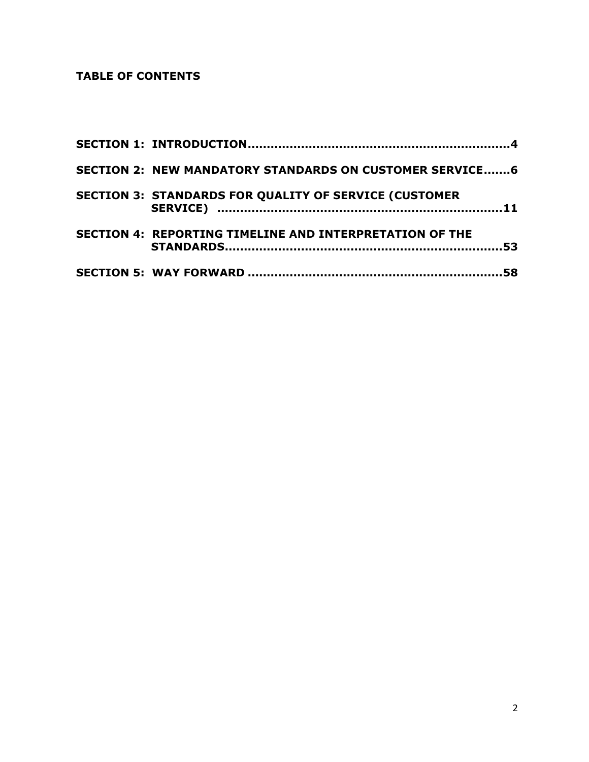**TABLE OF CONTENTS**

**SECTION 1: INTRODUCTION....................................................................4**

**SECTION 2: NEW MANDATORY STANDARDS ON CUSTOMER SERVICE.......6**

**SECTION 3: STANDARDS FOR QUALITY OF SERVICE (CUSTOMER SERVICE) ..........................................................................11**

**SECTION 4: REPORTING TIMELINE AND INTERPRETATION OF THE STANDARDS.........................................................................53**

**SECTION 5: WAY FORWARD ..................................................................58**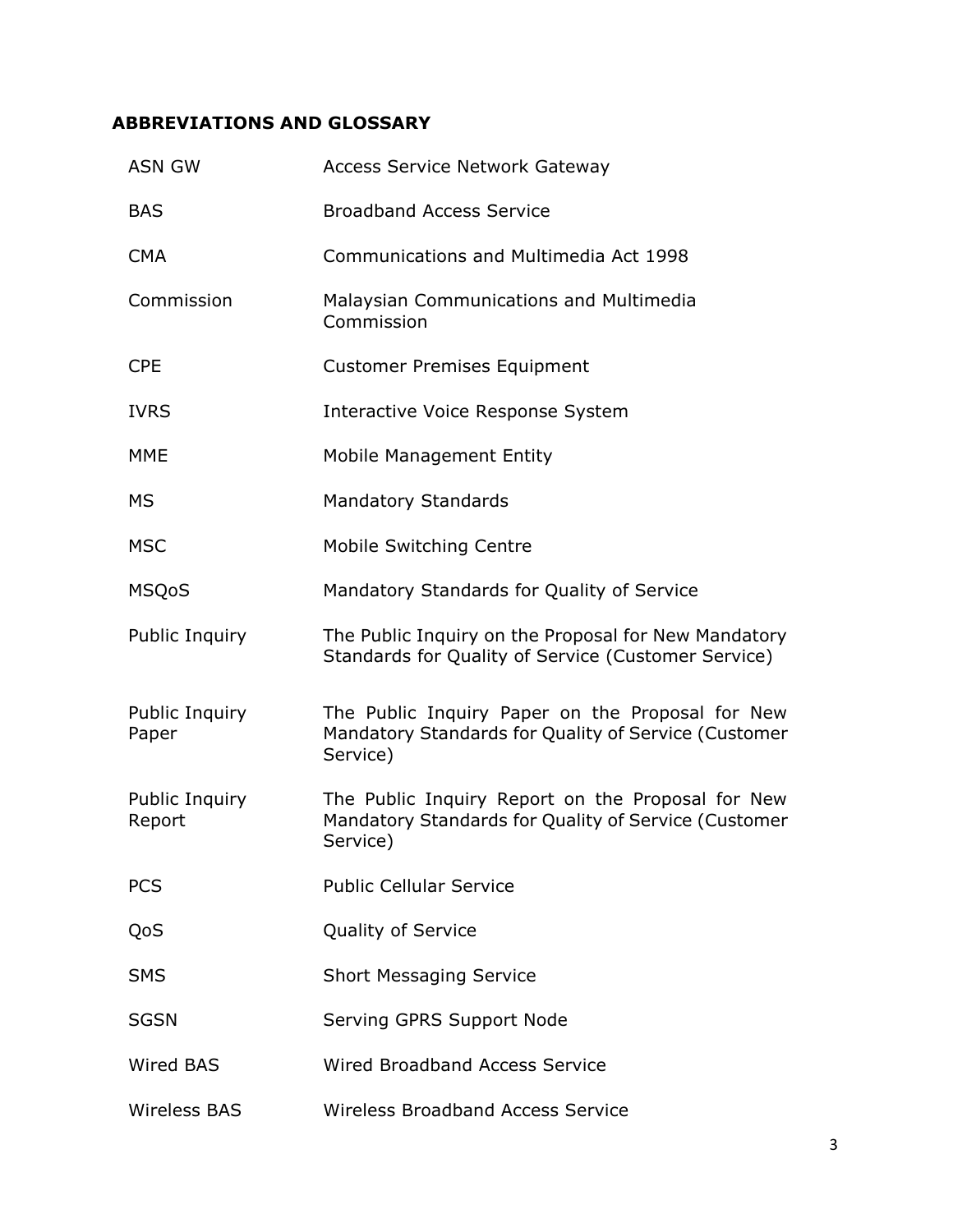## ABBREVIATIONS AND GLOSSARY

| | |
|---|---|
| ASN GW | Access Service Network Gateway |
| BAS | Broadband Access Service |
| CMA | Communications and Multimedia Act 1998 |
| Commission | Malaysian Communications and Multimedia Commission |
| CPE | Customer Premises Equipment |
| IVRS | Interactive Voice Response System |
| MME | Mobile Management Entity |
| MS | Mandatory Standards |
| MSC | Mobile Switching Centre |
| MSQoS | Mandatory Standards for Quality of Service |
| Public Inquiry | The Public Inquiry on the Proposal for New Mandatory Standards for Quality of Service (Customer Service) |
| Public Inquiry Paper | The Public Inquiry Paper on the Proposal for New Mandatory Standards for Quality of Service (Customer Service) |
| Public Inquiry Report | The Public Inquiry Report on the Proposal for New Mandatory Standards for Quality of Service (Customer Service) |
| PCS | Public Cellular Service |
| QoS | Quality of Service |
| SMS | Short Messaging Service |
| SGSN | Serving GPRS Support Node |
| Wired BAS | Wired Broadband Access Service |
| Wireless BAS | Wireless Broadband Access Service |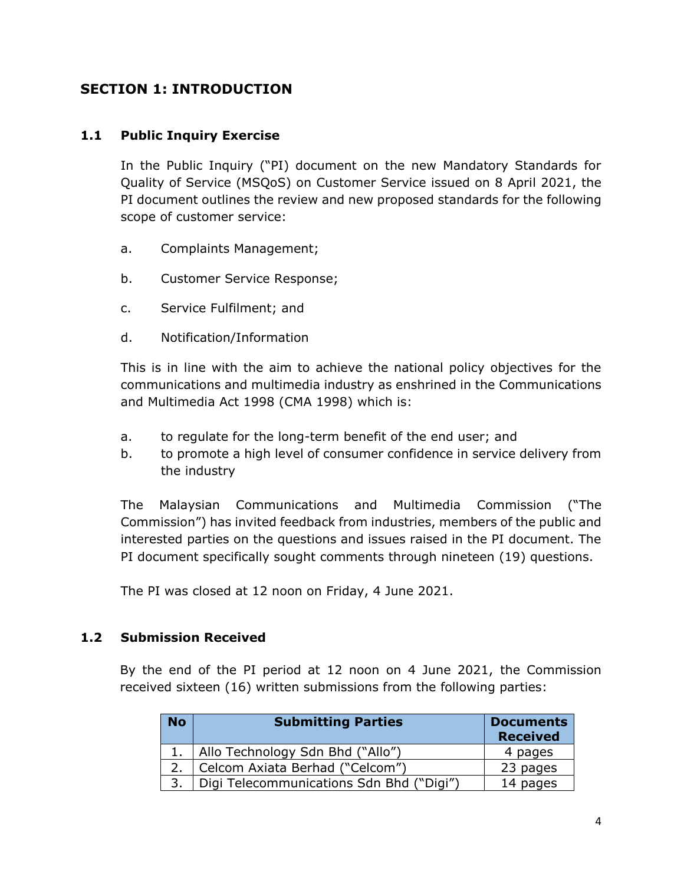## SECTION 1: INTRODUCTION

### 1.1 Public Inquiry Exercise

In the Public Inquiry ("PI) document on the new Mandatory Standards for Quality of Service (MSQoS) on Customer Service issued on 8 April 2021, the PI document outlines the review and new proposed standards for the following scope of customer service:

a. Complaints Management;

b. Customer Service Response;

c. Service Fulfilment; and

d. Notification/Information

This is in line with the aim to achieve the national policy objectives for the communications and multimedia industry as enshrined in the Communications and Multimedia Act 1998 (CMA 1998) which is:

a. to regulate for the long-term benefit of the end user; and
b. to promote a high level of consumer confidence in service delivery from the industry

The Malaysian Communications and Multimedia Commission ("The Commission") has invited feedback from industries, members of the public and interested parties on the questions and issues raised in the PI document. The PI document specifically sought comments through nineteen (19) questions.

The PI was closed at 12 noon on Friday, 4 June 2021.

### 1.2 Submission Received

By the end of the PI period at 12 noon on 4 June 2021, the Commission received sixteen (16) written submissions from the following parties:

| No | Submitting Parties | Documents Received |
|---|---|---|
| 1. | Allo Technology Sdn Bhd ("Allo") | 4 pages |
| 2. | Celcom Axiata Berhad ("Celcom") | 23 pages |
| 3. | Digi Telecommunications Sdn Bhd ("Digi") | 14 pages |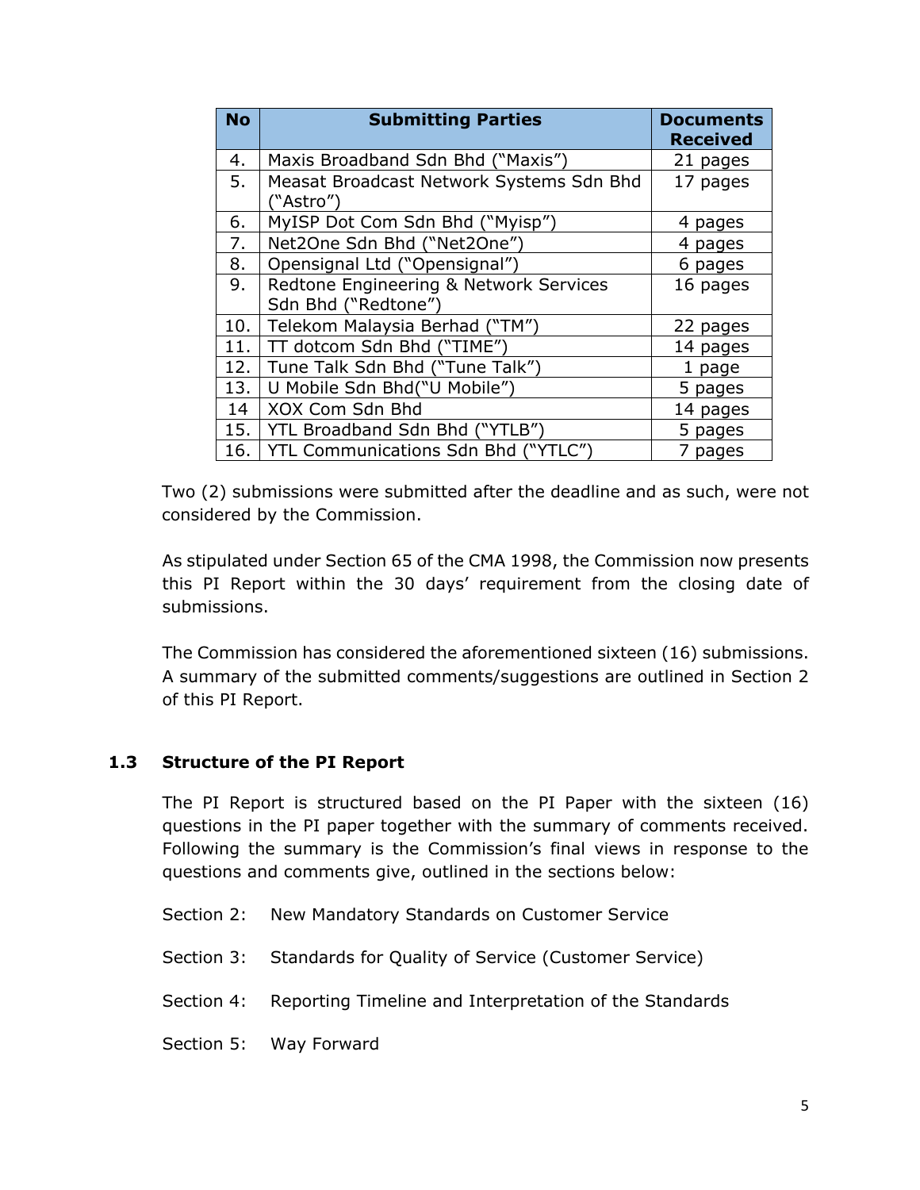| No | Submitting Parties | Documents Received |
|---|---|---|
| 4. | Maxis Broadband Sdn Bhd ("Maxis") | 21 pages |
| 5. | Measat Broadcast Network Systems Sdn Bhd ("Astro") | 17 pages |
| 6. | MyISP Dot Com Sdn Bhd ("Myisp") | 4 pages |
| 7. | Net2One Sdn Bhd ("Net2One") | 4 pages |
| 8. | Opensignal Ltd ("Opensignal") | 6 pages |
| 9. | Redtone Engineering & Network Services Sdn Bhd ("Redtone") | 16 pages |
| 10. | Telekom Malaysia Berhad ("TM") | 22 pages |
| 11. | TT dotcom Sdn Bhd ("TIME") | 14 pages |
| 12. | Tune Talk Sdn Bhd ("Tune Talk") | 1 page |
| 13. | U Mobile Sdn Bhd("U Mobile") | 5 pages |
| 14 | XOX Com Sdn Bhd | 14 pages |
| 15. | YTL Broadband Sdn Bhd ("YTLB") | 5 pages |
| 16. | YTL Communications Sdn Bhd ("YTLC") | 7 pages |

Two (2) submissions were submitted after the deadline and as such, were not considered by the Commission.

As stipulated under Section 65 of the CMA 1998, the Commission now presents this PI Report within the 30 days' requirement from the closing date of submissions.

The Commission has considered the aforementioned sixteen (16) submissions. A summary of the submitted comments/suggestions are outlined in Section 2 of this PI Report.

### 1.3 Structure of the PI Report

The PI Report is structured based on the PI Paper with the sixteen (16) questions in the PI paper together with the summary of comments received. Following the summary is the Commission's final views in response to the questions and comments give, outlined in the sections below:

Section 2: New Mandatory Standards on Customer Service

Section 3: Standards for Quality of Service (Customer Service)

Section 4: Reporting Timeline and Interpretation of the Standards

Section 5: Way Forward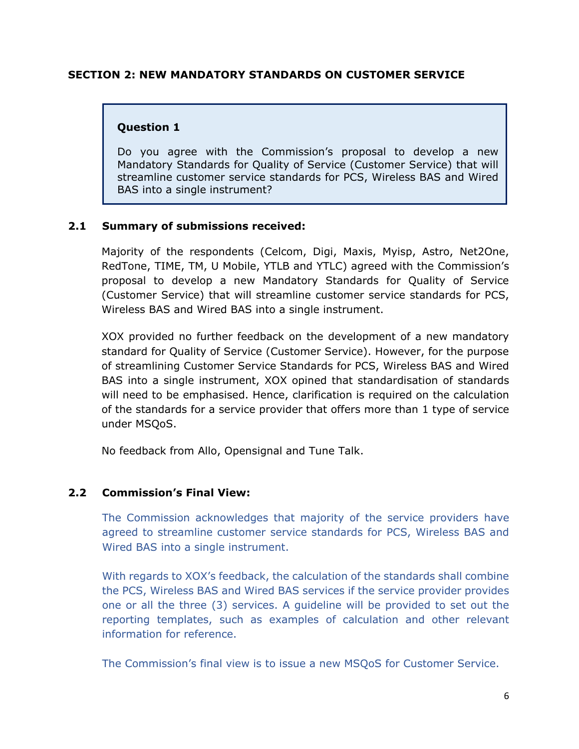## SECTION 2: NEW MANDATORY STANDARDS ON CUSTOMER SERVICE

> **Question 1**
>
> Do you agree with the Commission's proposal to develop a new Mandatory Standards for Quality of Service (Customer Service) that will streamline customer service standards for PCS, Wireless BAS and Wired BAS into a single instrument?

### 2.1 Summary of submissions received:

Majority of the respondents (Celcom, Digi, Maxis, Myisp, Astro, Net2One, RedTone, TIME, TM, U Mobile, YTLB and YTLC) agreed with the Commission's proposal to develop a new Mandatory Standards for Quality of Service (Customer Service) that will streamline customer service standards for PCS, Wireless BAS and Wired BAS into a single instrument.

XOX provided no further feedback on the development of a new mandatory standard for Quality of Service (Customer Service). However, for the purpose of streamlining Customer Service Standards for PCS, Wireless BAS and Wired BAS into a single instrument, XOX opined that standardisation of standards will need to be emphasised. Hence, clarification is required on the calculation of the standards for a service provider that offers more than 1 type of service under MSQoS.

No feedback from Allo, Opensignal and Tune Talk.

### 2.2 Commission's Final View:

The Commission acknowledges that majority of the service providers have agreed to streamline customer service standards for PCS, Wireless BAS and Wired BAS into a single instrument.

With regards to XOX's feedback, the calculation of the standards shall combine the PCS, Wireless BAS and Wired BAS services if the service provider provides one or all the three (3) services. A guideline will be provided to set out the reporting templates, such as examples of calculation and other relevant information for reference.

The Commission's final view is to issue a new MSQoS for Customer Service.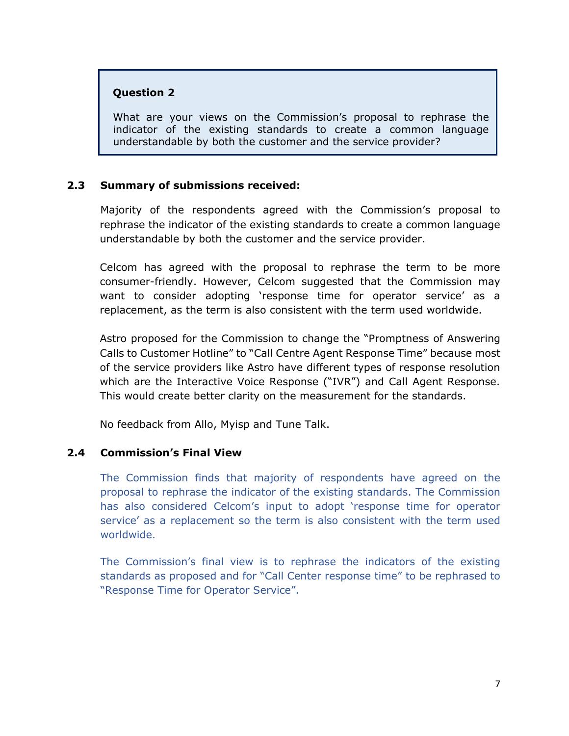> **Question 2**
>
> What are your views on the Commission's proposal to rephrase the indicator of the existing standards to create a common language understandable by both the customer and the service provider?

### 2.3 Summary of submissions received:

Majority of the respondents agreed with the Commission's proposal to rephrase the indicator of the existing standards to create a common language understandable by both the customer and the service provider.

Celcom has agreed with the proposal to rephrase the term to be more consumer-friendly. However, Celcom suggested that the Commission may want to consider adopting 'response time for operator service' as a replacement, as the term is also consistent with the term used worldwide.

Astro proposed for the Commission to change the "Promptness of Answering Calls to Customer Hotline" to "Call Centre Agent Response Time" because most of the service providers like Astro have different types of response resolution which are the Interactive Voice Response ("IVR") and Call Agent Response. This would create better clarity on the measurement for the standards.

No feedback from Allo, Myisp and Tune Talk.

### 2.4 Commission's Final View

The Commission finds that majority of respondents have agreed on the proposal to rephrase the indicator of the existing standards. The Commission has also considered Celcom's input to adopt 'response time for operator service' as a replacement so the term is also consistent with the term used worldwide.

The Commission's final view is to rephrase the indicators of the existing standards as proposed and for "Call Center response time" to be rephrased to "Response Time for Operator Service".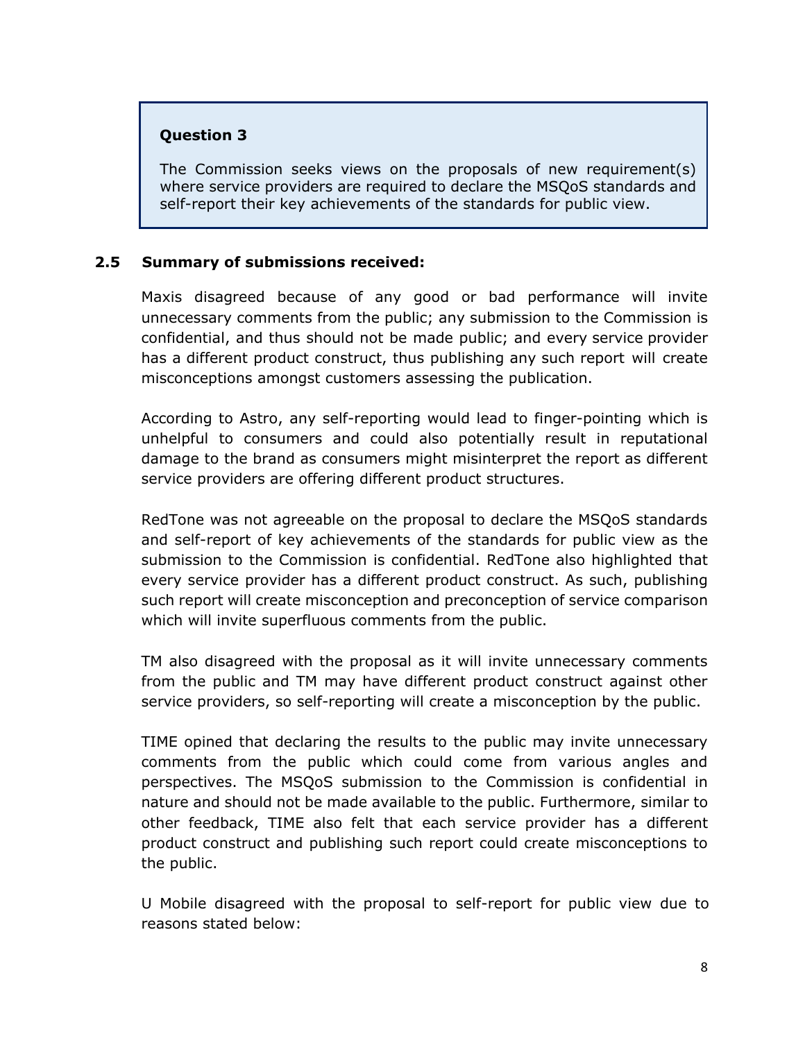> **Question 3**
>
> The Commission seeks views on the proposals of new requirement(s) where service providers are required to declare the MSQoS standards and self-report their key achievements of the standards for public view.

### 2.5 Summary of submissions received:

Maxis disagreed because of any good or bad performance will invite unnecessary comments from the public; any submission to the Commission is confidential, and thus should not be made public; and every service provider has a different product construct, thus publishing any such report will create misconceptions amongst customers assessing the publication.

According to Astro, any self-reporting would lead to finger-pointing which is unhelpful to consumers and could also potentially result in reputational damage to the brand as consumers might misinterpret the report as different service providers are offering different product structures.

RedTone was not agreeable on the proposal to declare the MSQoS standards and self-report of key achievements of the standards for public view as the submission to the Commission is confidential. RedTone also highlighted that every service provider has a different product construct. As such, publishing such report will create misconception and preconception of service comparison which will invite superfluous comments from the public.

TM also disagreed with the proposal as it will invite unnecessary comments from the public and TM may have different product construct against other service providers, so self-reporting will create a misconception by the public.

TIME opined that declaring the results to the public may invite unnecessary comments from the public which could come from various angles and perspectives. The MSQoS submission to the Commission is confidential in nature and should not be made available to the public. Furthermore, similar to other feedback, TIME also felt that each service provider has a different product construct and publishing such report could create misconceptions to the public.

U Mobile disagreed with the proposal to self-report for public view due to reasons stated below: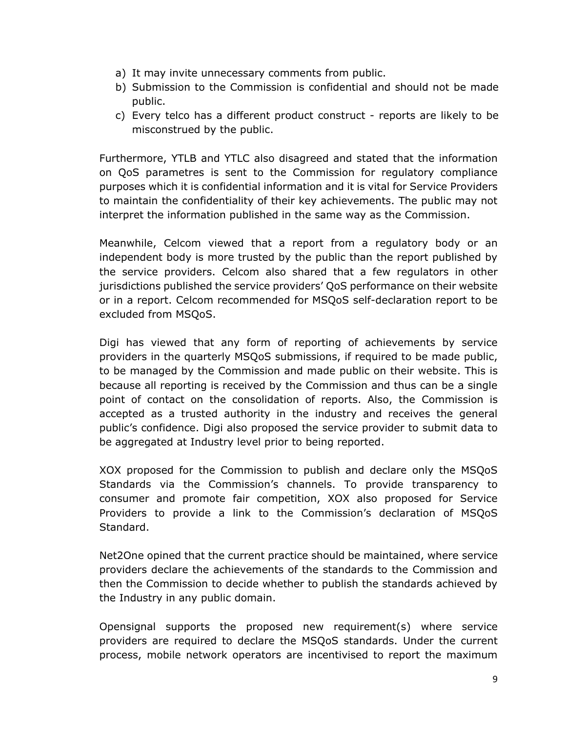a) It may invite unnecessary comments from public.
b) Submission to the Commission is confidential and should not be made public.
c) Every telco has a different product construct - reports are likely to be misconstrued by the public.

Furthermore, YTLB and YTLC also disagreed and stated that the information on QoS parametres is sent to the Commission for regulatory compliance purposes which it is confidential information and it is vital for Service Providers to maintain the confidentiality of their key achievements. The public may not interpret the information published in the same way as the Commission.

Meanwhile, Celcom viewed that a report from a regulatory body or an independent body is more trusted by the public than the report published by the service providers. Celcom also shared that a few regulators in other jurisdictions published the service providers' QoS performance on their website or in a report. Celcom recommended for MSQoS self-declaration report to be excluded from MSQoS.

Digi has viewed that any form of reporting of achievements by service providers in the quarterly MSQoS submissions, if required to be made public, to be managed by the Commission and made public on their website. This is because all reporting is received by the Commission and thus can be a single point of contact on the consolidation of reports. Also, the Commission is accepted as a trusted authority in the industry and receives the general public's confidence. Digi also proposed the service provider to submit data to be aggregated at Industry level prior to being reported.

XOX proposed for the Commission to publish and declare only the MSQoS Standards via the Commission's channels. To provide transparency to consumer and promote fair competition, XOX also proposed for Service Providers to provide a link to the Commission's declaration of MSQoS Standard.

Net2One opined that the current practice should be maintained, where service providers declare the achievements of the standards to the Commission and then the Commission to decide whether to publish the standards achieved by the Industry in any public domain.

Opensignal supports the proposed new requirement(s) where service providers are required to declare the MSQoS standards. Under the current process, mobile network operators are incentivised to report the maximum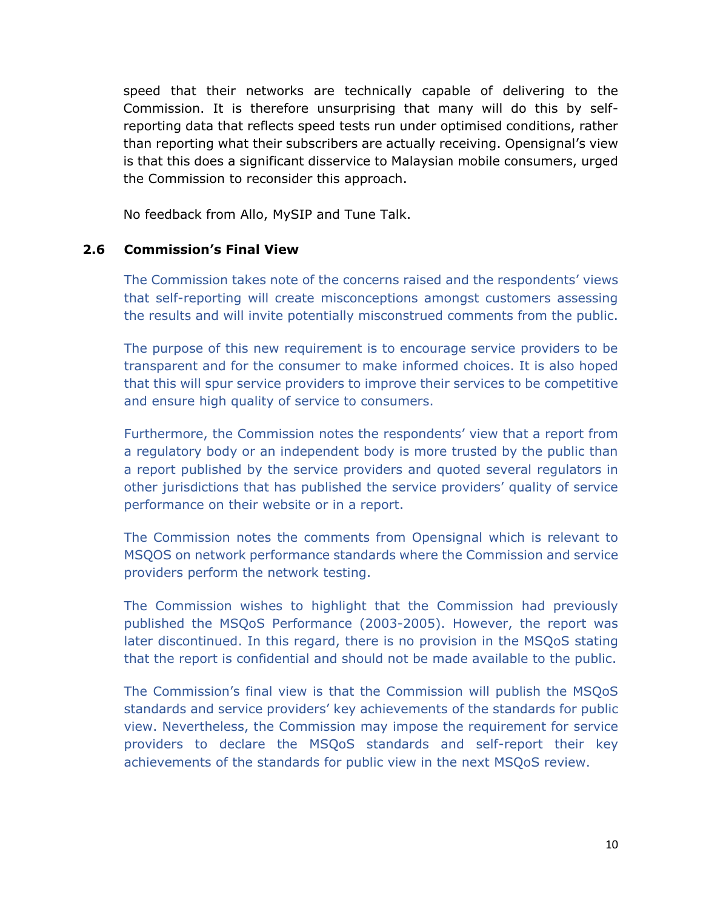speed that their networks are technically capable of delivering to the Commission. It is therefore unsurprising that many will do this by self-reporting data that reflects speed tests run under optimised conditions, rather than reporting what their subscribers are actually receiving. Opensignal's view is that this does a significant disservice to Malaysian mobile consumers, urged the Commission to reconsider this approach.

No feedback from Allo, MySIP and Tune Talk.

### 2.6 Commission's Final View

The Commission takes note of the concerns raised and the respondents' views that self-reporting will create misconceptions amongst customers assessing the results and will invite potentially misconstrued comments from the public.

The purpose of this new requirement is to encourage service providers to be transparent and for the consumer to make informed choices. It is also hoped that this will spur service providers to improve their services to be competitive and ensure high quality of service to consumers.

Furthermore, the Commission notes the respondents' view that a report from a regulatory body or an independent body is more trusted by the public than a report published by the service providers and quoted several regulators in other jurisdictions that has published the service providers' quality of service performance on their website or in a report.

The Commission notes the comments from Opensignal which is relevant to MSQOS on network performance standards where the Commission and service providers perform the network testing.

The Commission wishes to highlight that the Commission had previously published the MSQoS Performance (2003-2005). However, the report was later discontinued. In this regard, there is no provision in the MSQoS stating that the report is confidential and should not be made available to the public.

The Commission's final view is that the Commission will publish the MSQoS standards and service providers' key achievements of the standards for public view. Nevertheless, the Commission may impose the requirement for service providers to declare the MSQoS standards and self-report their key achievements of the standards for public view in the next MSQoS review.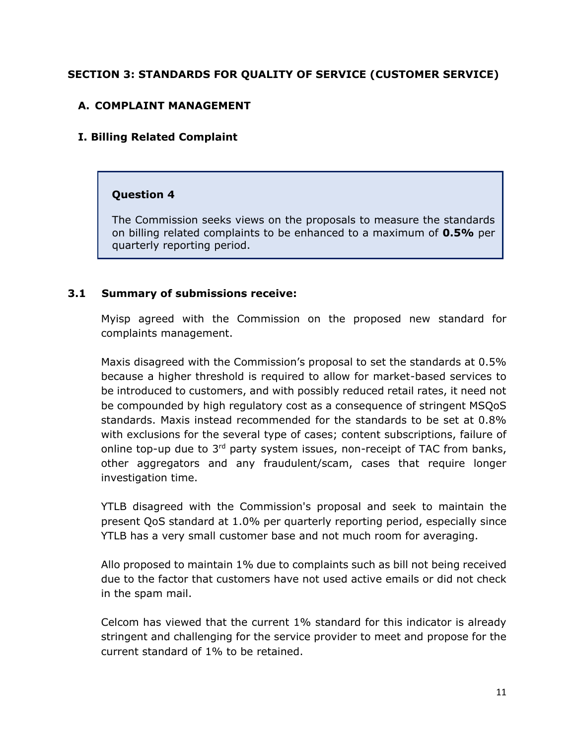## SECTION 3: STANDARDS FOR QUALITY OF SERVICE (CUSTOMER SERVICE)

### A. COMPLAINT MANAGEMENT

### I. Billing Related Complaint

> **Question 4**
>
> The Commission seeks views on the proposals to measure the standards on billing related complaints to be enhanced to a maximum of **0.5%** per quarterly reporting period.

### 3.1 Summary of submissions receive:

Myisp agreed with the Commission on the proposed new standard for complaints management.

Maxis disagreed with the Commission's proposal to set the standards at 0.5% because a higher threshold is required to allow for market-based services to be introduced to customers, and with possibly reduced retail rates, it need not be compounded by high regulatory cost as a consequence of stringent MSQoS standards. Maxis instead recommended for the standards to be set at 0.8% with exclusions for the several type of cases; content subscriptions, failure of online top-up due to 3rd party system issues, non-receipt of TAC from banks, other aggregators and any fraudulent/scam, cases that require longer investigation time.

YTLB disagreed with the Commission's proposal and seek to maintain the present QoS standard at 1.0% per quarterly reporting period, especially since YTLB has a very small customer base and not much room for averaging.

Allo proposed to maintain 1% due to complaints such as bill not being received due to the factor that customers have not used active emails or did not check in the spam mail.

Celcom has viewed that the current 1% standard for this indicator is already stringent and challenging for the service provider to meet and propose for the current standard of 1% to be retained.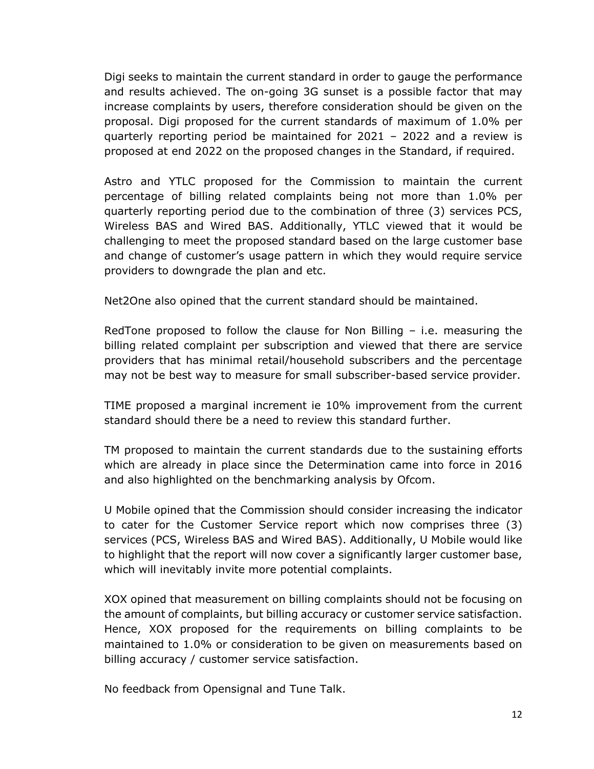Digi seeks to maintain the current standard in order to gauge the performance and results achieved. The on-going 3G sunset is a possible factor that may increase complaints by users, therefore consideration should be given on the proposal. Digi proposed for the current standards of maximum of 1.0% per quarterly reporting period be maintained for 2021 – 2022 and a review is proposed at end 2022 on the proposed changes in the Standard, if required.

Astro and YTLC proposed for the Commission to maintain the current percentage of billing related complaints being not more than 1.0% per quarterly reporting period due to the combination of three (3) services PCS, Wireless BAS and Wired BAS. Additionally, YTLC viewed that it would be challenging to meet the proposed standard based on the large customer base and change of customer's usage pattern in which they would require service providers to downgrade the plan and etc.

Net2One also opined that the current standard should be maintained.

RedTone proposed to follow the clause for Non Billing – i.e. measuring the billing related complaint per subscription and viewed that there are service providers that has minimal retail/household subscribers and the percentage may not be best way to measure for small subscriber-based service provider.

TIME proposed a marginal increment ie 10% improvement from the current standard should there be a need to review this standard further.

TM proposed to maintain the current standards due to the sustaining efforts which are already in place since the Determination came into force in 2016 and also highlighted on the benchmarking analysis by Ofcom.

U Mobile opined that the Commission should consider increasing the indicator to cater for the Customer Service report which now comprises three (3) services (PCS, Wireless BAS and Wired BAS). Additionally, U Mobile would like to highlight that the report will now cover a significantly larger customer base, which will inevitably invite more potential complaints.

XOX opined that measurement on billing complaints should not be focusing on the amount of complaints, but billing accuracy or customer service satisfaction. Hence, XOX proposed for the requirements on billing complaints to be maintained to 1.0% or consideration to be given on measurements based on billing accuracy / customer service satisfaction.

No feedback from Opensignal and Tune Talk.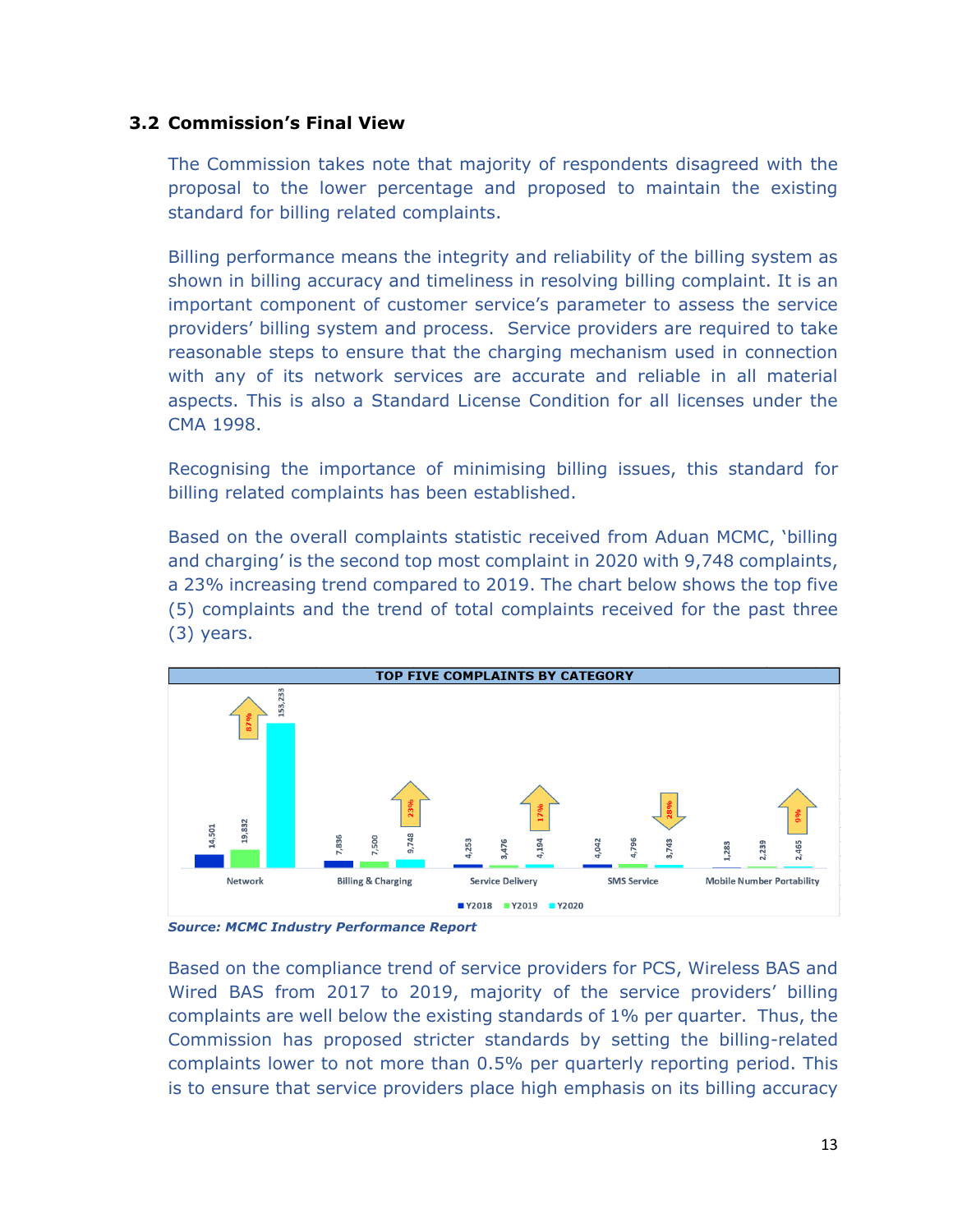## 3.2 Commission's Final View

The Commission takes note that majority of respondents disagreed with the proposal to the lower percentage and proposed to maintain the existing standard for billing related complaints.

Billing performance means the integrity and reliability of the billing system as shown in billing accuracy and timeliness in resolving billing complaint. It is an important component of customer service's parameter to assess the service providers' billing system and process. Service providers are required to take reasonable steps to ensure that the charging mechanism used in connection with any of its network services are accurate and reliable in all material aspects. This is also a Standard License Condition for all licenses under the CMA 1998.

Recognising the importance of minimising billing issues, this standard for billing related complaints has been established.

Based on the overall complaints statistic received from Aduan MCMC, 'billing and charging' is the second top most complaint in 2020 with 9,748 complaints, a 23% increasing trend compared to 2019. The chart below shows the top five (5) complaints and the trend of total complaints received for the past three (3) years.

**TOP FIVE COMPLAINTS BY CATEGORY**

| Category | Y2018 | Y2019 | Y2020 | Trend |
|---|---|---|---|---|
| Network | 14,501 | 19,832 | 153,233 | ↑ 87% |
| Billing & Charging | 7,836 | 7,500 | 9,748 | ↑ 23% |
| Service Delivery | 4,253 | 3,476 | 4,194 | ↑ 17% |
| SMS Service | 4,042 | 4,796 | 3,743 | ↓ 28% |
| Mobile Number Portability | 1,283 | 2,239 | 2,465 | ↑ 9% |

*Source: MCMC Industry Performance Report*

Based on the compliance trend of service providers for PCS, Wireless BAS and Wired BAS from 2017 to 2019, majority of the service providers' billing complaints are well below the existing standards of 1% per quarter. Thus, the Commission has proposed stricter standards by setting the billing-related complaints lower to not more than 0.5% per quarterly reporting period. This is to ensure that service providers place high emphasis on its billing accuracy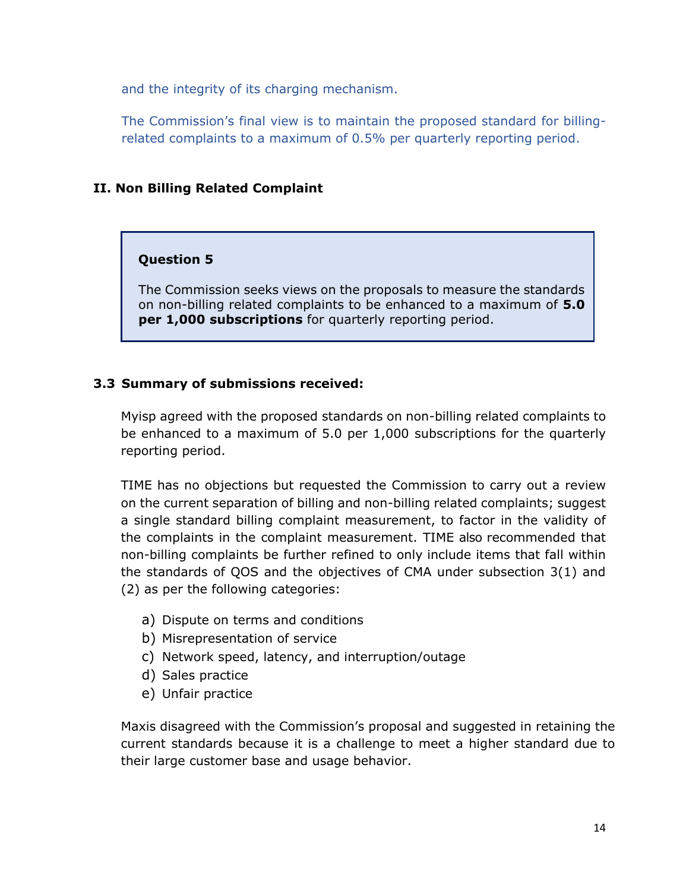and the integrity of its charging mechanism.

The Commission's final view is to maintain the proposed standard for billing-related complaints to a maximum of 0.5% per quarterly reporting period.

### II. Non Billing Related Complaint

> **Question 5**
>
> The Commission seeks views on the proposals to measure the standards on non-billing related complaints to be enhanced to a maximum of **5.0 per 1,000 subscriptions** for quarterly reporting period.

### 3.3 Summary of submissions received:

Myisp agreed with the proposed standards on non-billing related complaints to be enhanced to a maximum of 5.0 per 1,000 subscriptions for the quarterly reporting period.

TIME has no objections but requested the Commission to carry out a review on the current separation of billing and non-billing related complaints; suggest a single standard billing complaint measurement, to factor in the validity of the complaints in the complaint measurement. TIME also recommended that non-billing complaints be further refined to only include items that fall within the standards of QOS and the objectives of CMA under subsection 3(1) and (2) as per the following categories:

a) Dispute on terms and conditions
b) Misrepresentation of service
c) Network speed, latency, and interruption/outage
d) Sales practice
e) Unfair practice

Maxis disagreed with the Commission's proposal and suggested in retaining the current standards because it is a challenge to meet a higher standard due to their large customer base and usage behavior.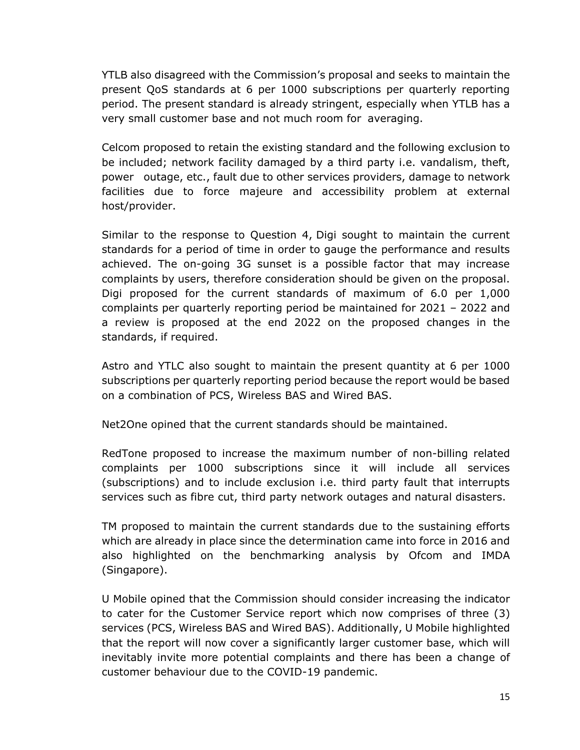YTLB also disagreed with the Commission's proposal and seeks to maintain the present QoS standards at 6 per 1000 subscriptions per quarterly reporting period. The present standard is already stringent, especially when YTLB has a very small customer base and not much room for averaging.

Celcom proposed to retain the existing standard and the following exclusion to be included; network facility damaged by a third party i.e. vandalism, theft, power outage, etc., fault due to other services providers, damage to network facilities due to force majeure and accessibility problem at external host/provider.

Similar to the response to Question 4, Digi sought to maintain the current standards for a period of time in order to gauge the performance and results achieved. The on-going 3G sunset is a possible factor that may increase complaints by users, therefore consideration should be given on the proposal. Digi proposed for the current standards of maximum of 6.0 per 1,000 complaints per quarterly reporting period be maintained for 2021 – 2022 and a review is proposed at the end 2022 on the proposed changes in the standards, if required.

Astro and YTLC also sought to maintain the present quantity at 6 per 1000 subscriptions per quarterly reporting period because the report would be based on a combination of PCS, Wireless BAS and Wired BAS.

Net2One opined that the current standards should be maintained.

RedTone proposed to increase the maximum number of non-billing related complaints per 1000 subscriptions since it will include all services (subscriptions) and to include exclusion i.e. third party fault that interrupts services such as fibre cut, third party network outages and natural disasters.

TM proposed to maintain the current standards due to the sustaining efforts which are already in place since the determination came into force in 2016 and also highlighted on the benchmarking analysis by Ofcom and IMDA (Singapore).

U Mobile opined that the Commission should consider increasing the indicator to cater for the Customer Service report which now comprises of three (3) services (PCS, Wireless BAS and Wired BAS). Additionally, U Mobile highlighted that the report will now cover a significantly larger customer base, which will inevitably invite more potential complaints and there has been a change of customer behaviour due to the COVID-19 pandemic.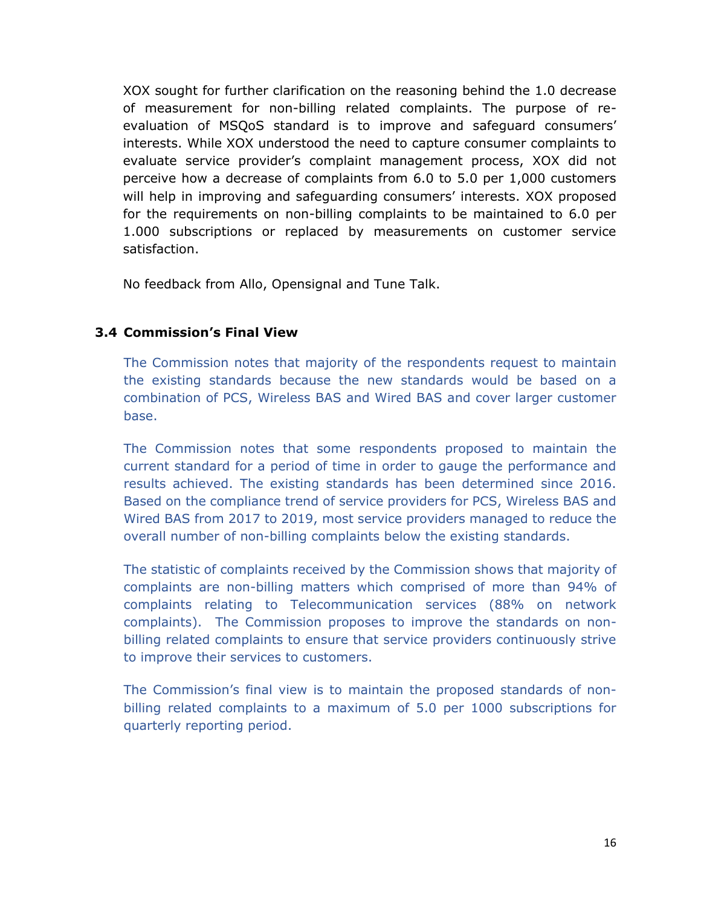XOX sought for further clarification on the reasoning behind the 1.0 decrease of measurement for non-billing related complaints. The purpose of re-evaluation of MSQoS standard is to improve and safeguard consumers' interests. While XOX understood the need to capture consumer complaints to evaluate service provider's complaint management process, XOX did not perceive how a decrease of complaints from 6.0 to 5.0 per 1,000 customers will help in improving and safeguarding consumers' interests. XOX proposed for the requirements on non-billing complaints to be maintained to 6.0 per 1.000 subscriptions or replaced by measurements on customer service satisfaction.

No feedback from Allo, Opensignal and Tune Talk.

### 3.4 Commission's Final View

The Commission notes that majority of the respondents request to maintain the existing standards because the new standards would be based on a combination of PCS, Wireless BAS and Wired BAS and cover larger customer base.

The Commission notes that some respondents proposed to maintain the current standard for a period of time in order to gauge the performance and results achieved. The existing standards has been determined since 2016. Based on the compliance trend of service providers for PCS, Wireless BAS and Wired BAS from 2017 to 2019, most service providers managed to reduce the overall number of non-billing complaints below the existing standards.

The statistic of complaints received by the Commission shows that majority of complaints are non-billing matters which comprised of more than 94% of complaints relating to Telecommunication services (88% on network complaints). The Commission proposes to improve the standards on non-billing related complaints to ensure that service providers continuously strive to improve their services to customers.

The Commission's final view is to maintain the proposed standards of non-billing related complaints to a maximum of 5.0 per 1000 subscriptions for quarterly reporting period.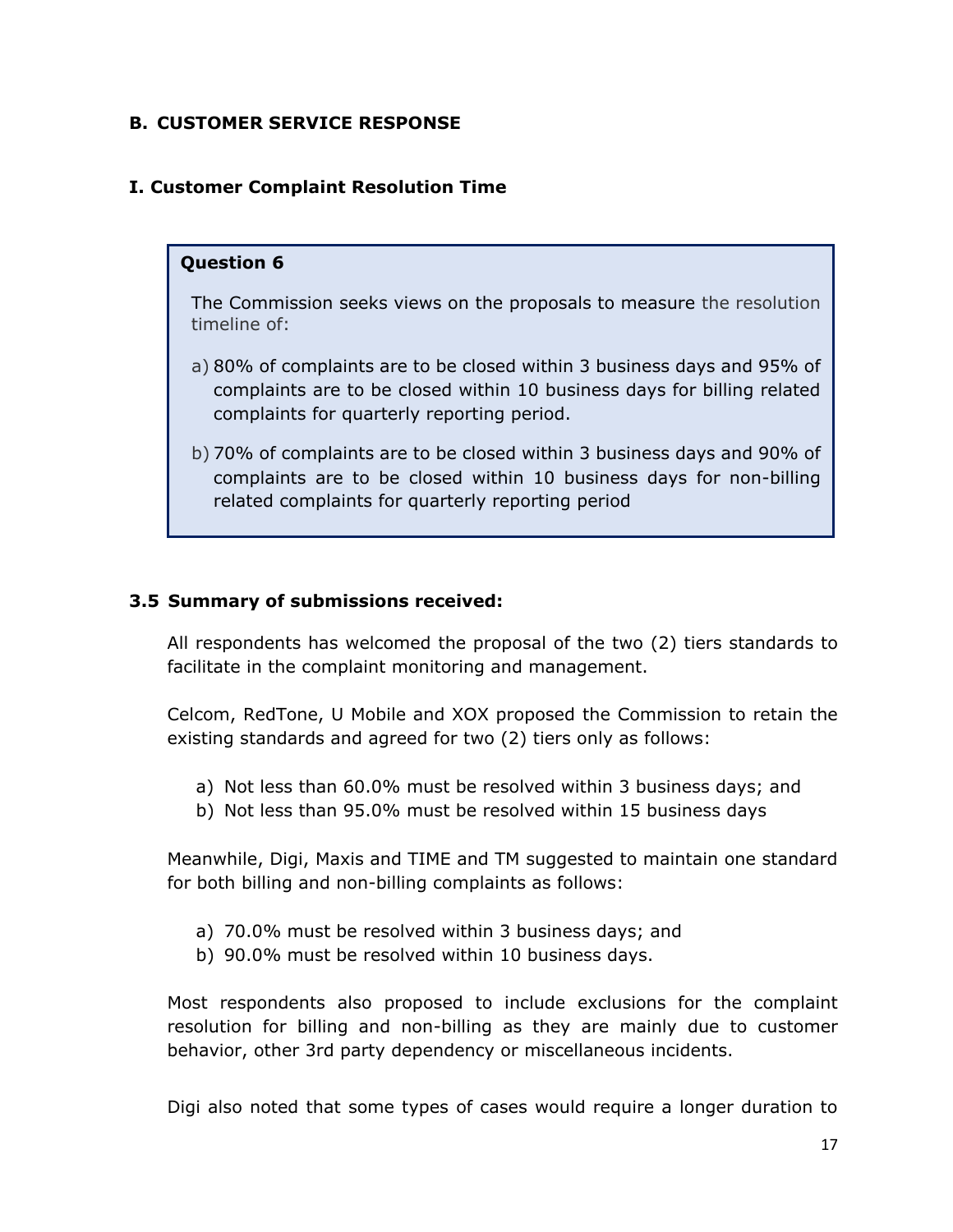## B. CUSTOMER SERVICE RESPONSE

### I. Customer Complaint Resolution Time

> **Question 6**
>
> The Commission seeks views on the proposals to measure the resolution timeline of:
>
> a) 80% of complaints are to be closed within 3 business days and 95% of complaints are to be closed within 10 business days for billing related complaints for quarterly reporting period.
>
> b) 70% of complaints are to be closed within 3 business days and 90% of complaints are to be closed within 10 business days for non-billing related complaints for quarterly reporting period

### 3.5 Summary of submissions received:

All respondents has welcomed the proposal of the two (2) tiers standards to facilitate in the complaint monitoring and management.

Celcom, RedTone, U Mobile and XOX proposed the Commission to retain the existing standards and agreed for two (2) tiers only as follows:

a) Not less than 60.0% must be resolved within 3 business days; and
b) Not less than 95.0% must be resolved within 15 business days

Meanwhile, Digi, Maxis and TIME and TM suggested to maintain one standard for both billing and non-billing complaints as follows:

a) 70.0% must be resolved within 3 business days; and
b) 90.0% must be resolved within 10 business days.

Most respondents also proposed to include exclusions for the complaint resolution for billing and non-billing as they are mainly due to customer behavior, other 3rd party dependency or miscellaneous incidents.

Digi also noted that some types of cases would require a longer duration to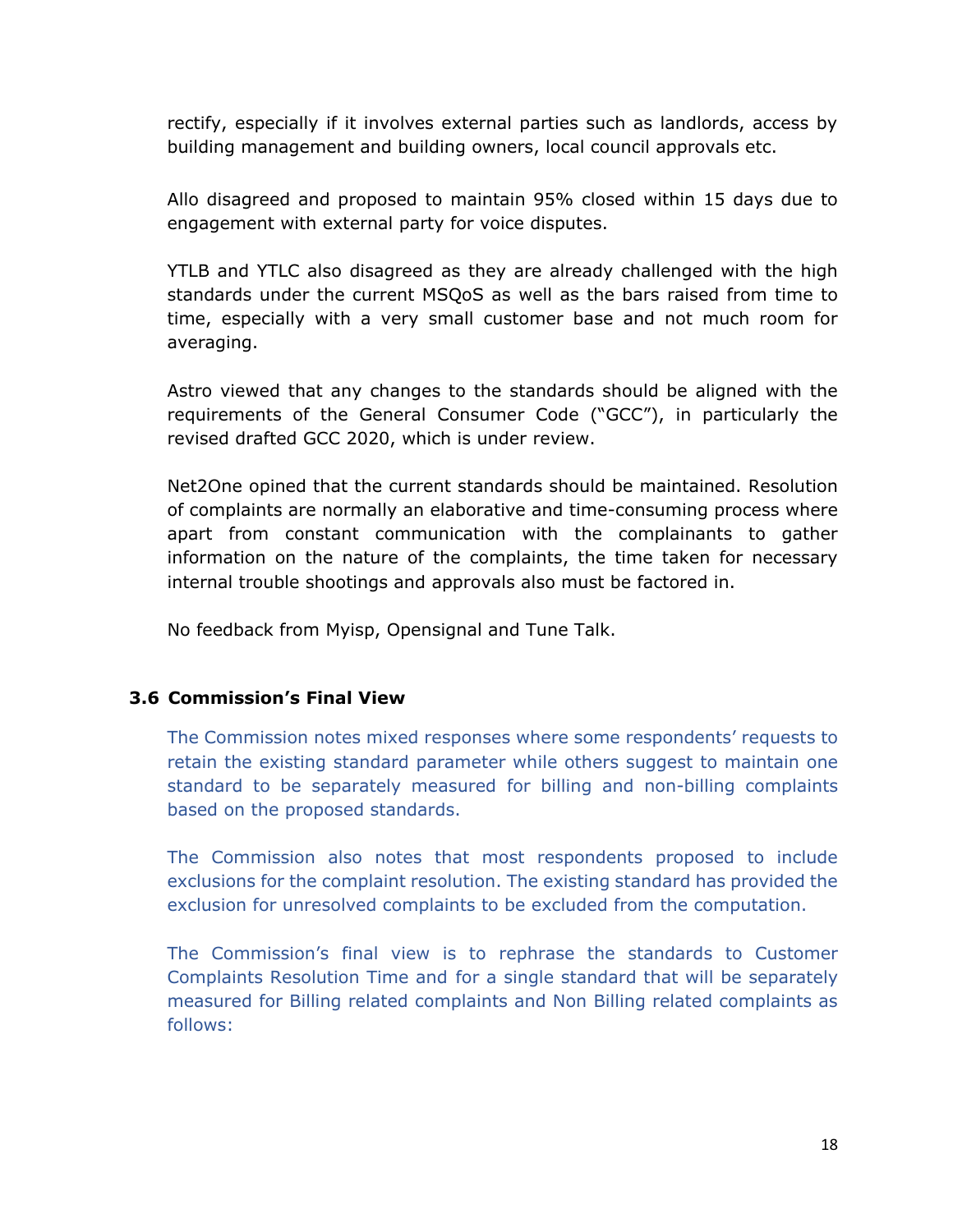rectify, especially if it involves external parties such as landlords, access by building management and building owners, local council approvals etc.

Allo disagreed and proposed to maintain 95% closed within 15 days due to engagement with external party for voice disputes.

YTLB and YTLC also disagreed as they are already challenged with the high standards under the current MSQoS as well as the bars raised from time to time, especially with a very small customer base and not much room for averaging.

Astro viewed that any changes to the standards should be aligned with the requirements of the General Consumer Code ("GCC"), in particularly the revised drafted GCC 2020, which is under review.

Net2One opined that the current standards should be maintained. Resolution of complaints are normally an elaborative and time-consuming process where apart from constant communication with the complainants to gather information on the nature of the complaints, the time taken for necessary internal trouble shootings and approvals also must be factored in.

No feedback from Myisp, Opensignal and Tune Talk.

### 3.6 Commission's Final View

The Commission notes mixed responses where some respondents' requests to retain the existing standard parameter while others suggest to maintain one standard to be separately measured for billing and non-billing complaints based on the proposed standards.

The Commission also notes that most respondents proposed to include exclusions for the complaint resolution. The existing standard has provided the exclusion for unresolved complaints to be excluded from the computation.

The Commission's final view is to rephrase the standards to Customer Complaints Resolution Time and for a single standard that will be separately measured for Billing related complaints and Non Billing related complaints as follows: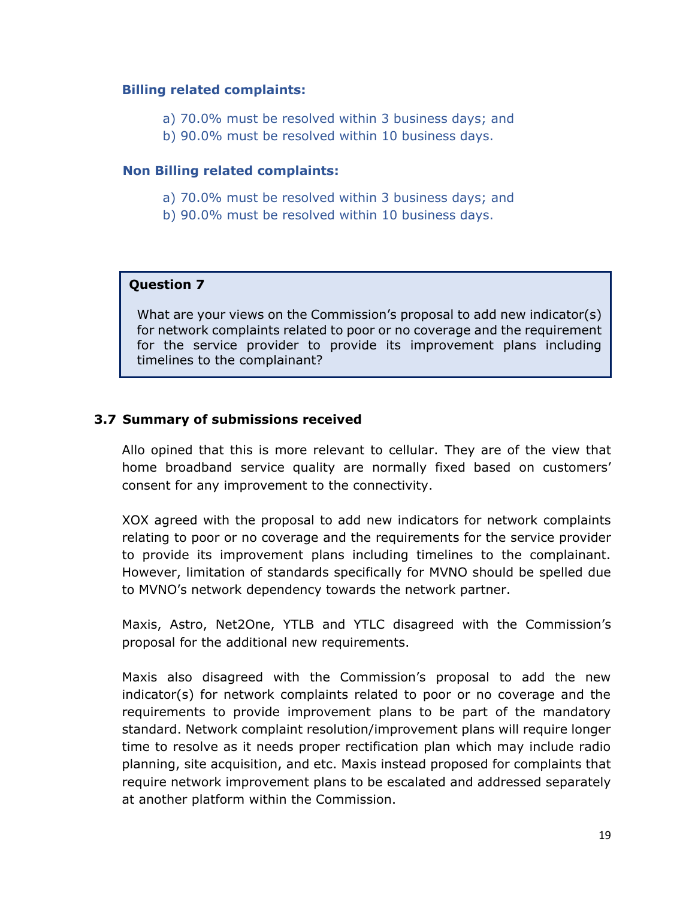**Billing related complaints:**

a) 70.0% must be resolved within 3 business days; and
b) 90.0% must be resolved within 10 business days.

**Non Billing related complaints:**

a) 70.0% must be resolved within 3 business days; and
b) 90.0% must be resolved within 10 business days.

> **Question 7**
>
> What are your views on the Commission's proposal to add new indicator(s) for network complaints related to poor or no coverage and the requirement for the service provider to provide its improvement plans including timelines to the complainant?

### 3.7 Summary of submissions received

Allo opined that this is more relevant to cellular. They are of the view that home broadband service quality are normally fixed based on customers' consent for any improvement to the connectivity.

XOX agreed with the proposal to add new indicators for network complaints relating to poor or no coverage and the requirements for the service provider to provide its improvement plans including timelines to the complainant. However, limitation of standards specifically for MVNO should be spelled due to MVNO's network dependency towards the network partner.

Maxis, Astro, Net2One, YTLB and YTLC disagreed with the Commission's proposal for the additional new requirements.

Maxis also disagreed with the Commission's proposal to add the new indicator(s) for network complaints related to poor or no coverage and the requirements to provide improvement plans to be part of the mandatory standard. Network complaint resolution/improvement plans will require longer time to resolve as it needs proper rectification plan which may include radio planning, site acquisition, and etc. Maxis instead proposed for complaints that require network improvement plans to be escalated and addressed separately at another platform within the Commission.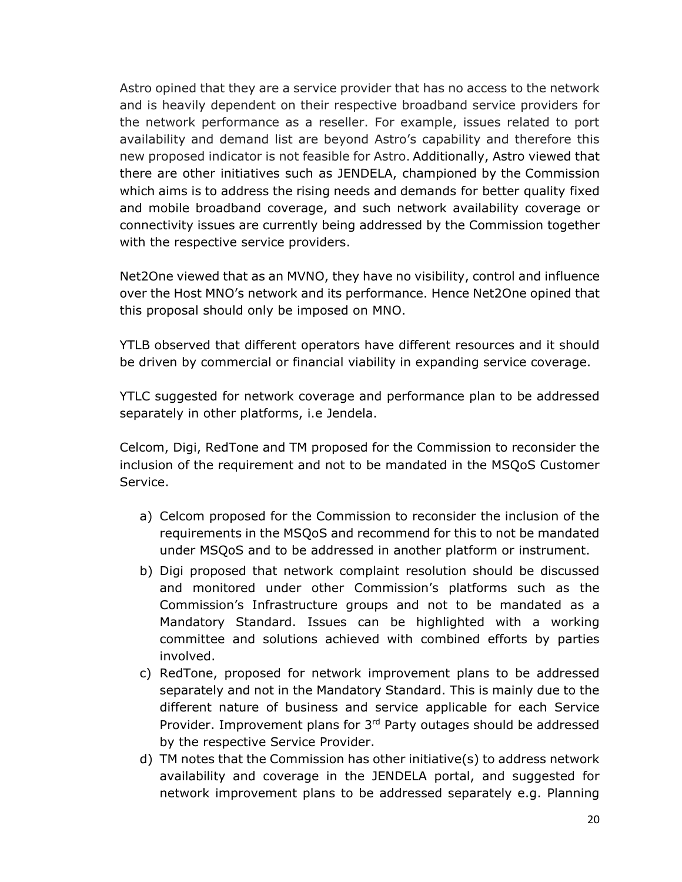Astro opined that they are a service provider that has no access to the network and is heavily dependent on their respective broadband service providers for the network performance as a reseller. For example, issues related to port availability and demand list are beyond Astro's capability and therefore this new proposed indicator is not feasible for Astro. Additionally, Astro viewed that there are other initiatives such as JENDELA, championed by the Commission which aims is to address the rising needs and demands for better quality fixed and mobile broadband coverage, and such network availability coverage or connectivity issues are currently being addressed by the Commission together with the respective service providers.

Net2One viewed that as an MVNO, they have no visibility, control and influence over the Host MNO's network and its performance. Hence Net2One opined that this proposal should only be imposed on MNO.

YTLB observed that different operators have different resources and it should be driven by commercial or financial viability in expanding service coverage.

YTLC suggested for network coverage and performance plan to be addressed separately in other platforms, i.e Jendela.

Celcom, Digi, RedTone and TM proposed for the Commission to reconsider the inclusion of the requirement and not to be mandated in the MSQoS Customer Service.

a) Celcom proposed for the Commission to reconsider the inclusion of the requirements in the MSQoS and recommend for this to not be mandated under MSQoS and to be addressed in another platform or instrument.
b) Digi proposed that network complaint resolution should be discussed and monitored under other Commission's platforms such as the Commission's Infrastructure groups and not to be mandated as a Mandatory Standard. Issues can be highlighted with a working committee and solutions achieved with combined efforts by parties involved.
c) RedTone, proposed for network improvement plans to be addressed separately and not in the Mandatory Standard. This is mainly due to the different nature of business and service applicable for each Service Provider. Improvement plans for 3rd Party outages should be addressed by the respective Service Provider.
d) TM notes that the Commission has other initiative(s) to address network availability and coverage in the JENDELA portal, and suggested for network improvement plans to be addressed separately e.g. Planning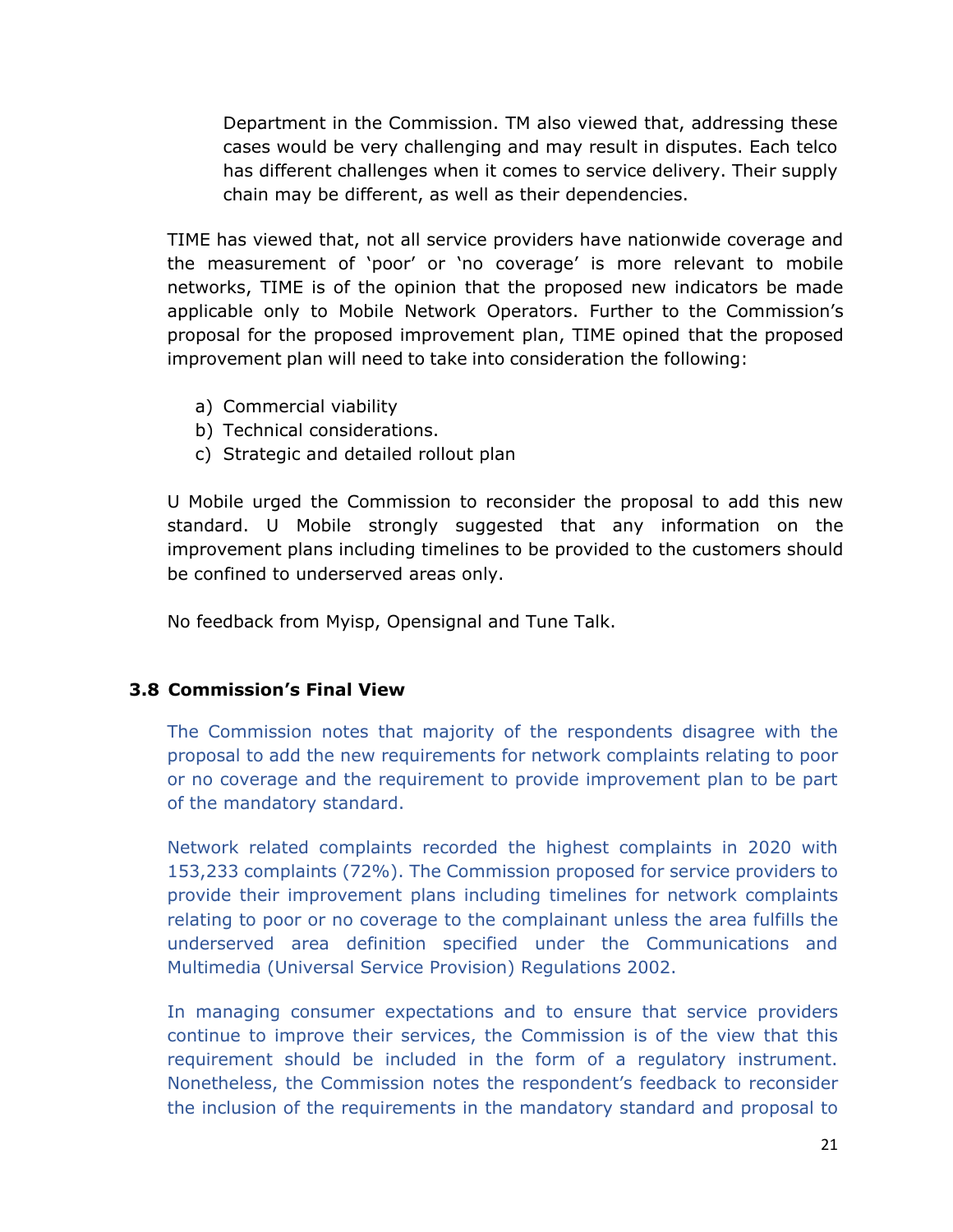Department in the Commission. TM also viewed that, addressing these cases would be very challenging and may result in disputes. Each telco has different challenges when it comes to service delivery. Their supply chain may be different, as well as their dependencies.

TIME has viewed that, not all service providers have nationwide coverage and the measurement of 'poor' or 'no coverage' is more relevant to mobile networks, TIME is of the opinion that the proposed new indicators be made applicable only to Mobile Network Operators. Further to the Commission's proposal for the proposed improvement plan, TIME opined that the proposed improvement plan will need to take into consideration the following:

a) Commercial viability
b) Technical considerations.
c) Strategic and detailed rollout plan

U Mobile urged the Commission to reconsider the proposal to add this new standard. U Mobile strongly suggested that any information on the improvement plans including timelines to be provided to the customers should be confined to underserved areas only.

No feedback from Myisp, Opensignal and Tune Talk.

### 3.8 Commission's Final View

The Commission notes that majority of the respondents disagree with the proposal to add the new requirements for network complaints relating to poor or no coverage and the requirement to provide improvement plan to be part of the mandatory standard.

Network related complaints recorded the highest complaints in 2020 with 153,233 complaints (72%). The Commission proposed for service providers to provide their improvement plans including timelines for network complaints relating to poor or no coverage to the complainant unless the area fulfills the underserved area definition specified under the Communications and Multimedia (Universal Service Provision) Regulations 2002.

In managing consumer expectations and to ensure that service providers continue to improve their services, the Commission is of the view that this requirement should be included in the form of a regulatory instrument. Nonetheless, the Commission notes the respondent's feedback to reconsider the inclusion of the requirements in the mandatory standard and proposal to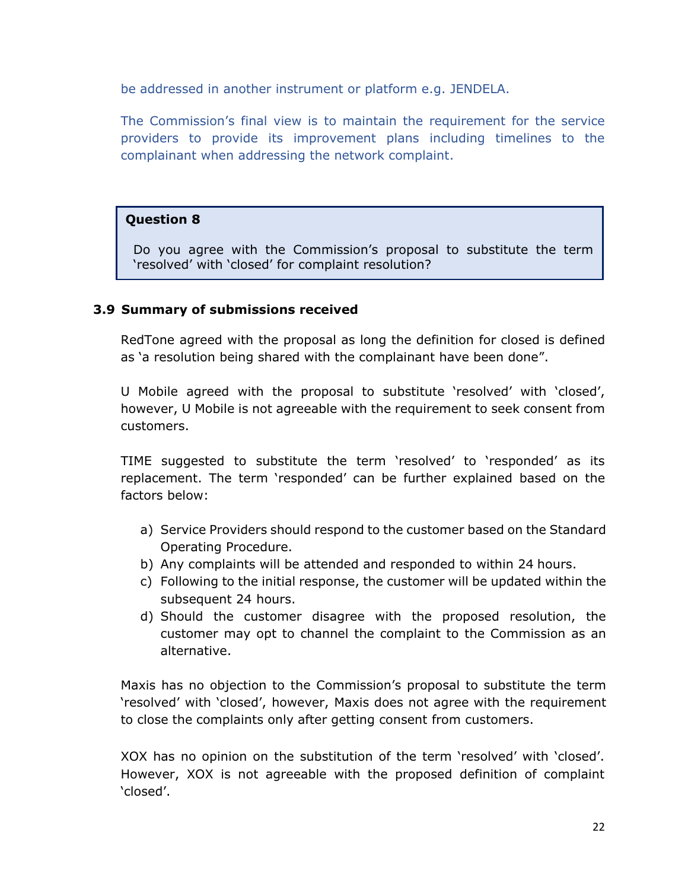be addressed in another instrument or platform e.g. JENDELA.

The Commission's final view is to maintain the requirement for the service providers to provide its improvement plans including timelines to the complainant when addressing the network complaint.

> **Question 8**
>
> Do you agree with the Commission's proposal to substitute the term 'resolved' with 'closed' for complaint resolution?

### 3.9 Summary of submissions received

RedTone agreed with the proposal as long the definition for closed is defined as 'a resolution being shared with the complainant have been done".

U Mobile agreed with the proposal to substitute 'resolved' with 'closed', however, U Mobile is not agreeable with the requirement to seek consent from customers.

TIME suggested to substitute the term 'resolved' to 'responded' as its replacement. The term 'responded' can be further explained based on the factors below:

a) Service Providers should respond to the customer based on the Standard Operating Procedure.
b) Any complaints will be attended and responded to within 24 hours.
c) Following to the initial response, the customer will be updated within the subsequent 24 hours.
d) Should the customer disagree with the proposed resolution, the customer may opt to channel the complaint to the Commission as an alternative.

Maxis has no objection to the Commission's proposal to substitute the term 'resolved' with 'closed', however, Maxis does not agree with the requirement to close the complaints only after getting consent from customers.

XOX has no opinion on the substitution of the term 'resolved' with 'closed'. However, XOX is not agreeable with the proposed definition of complaint 'closed'.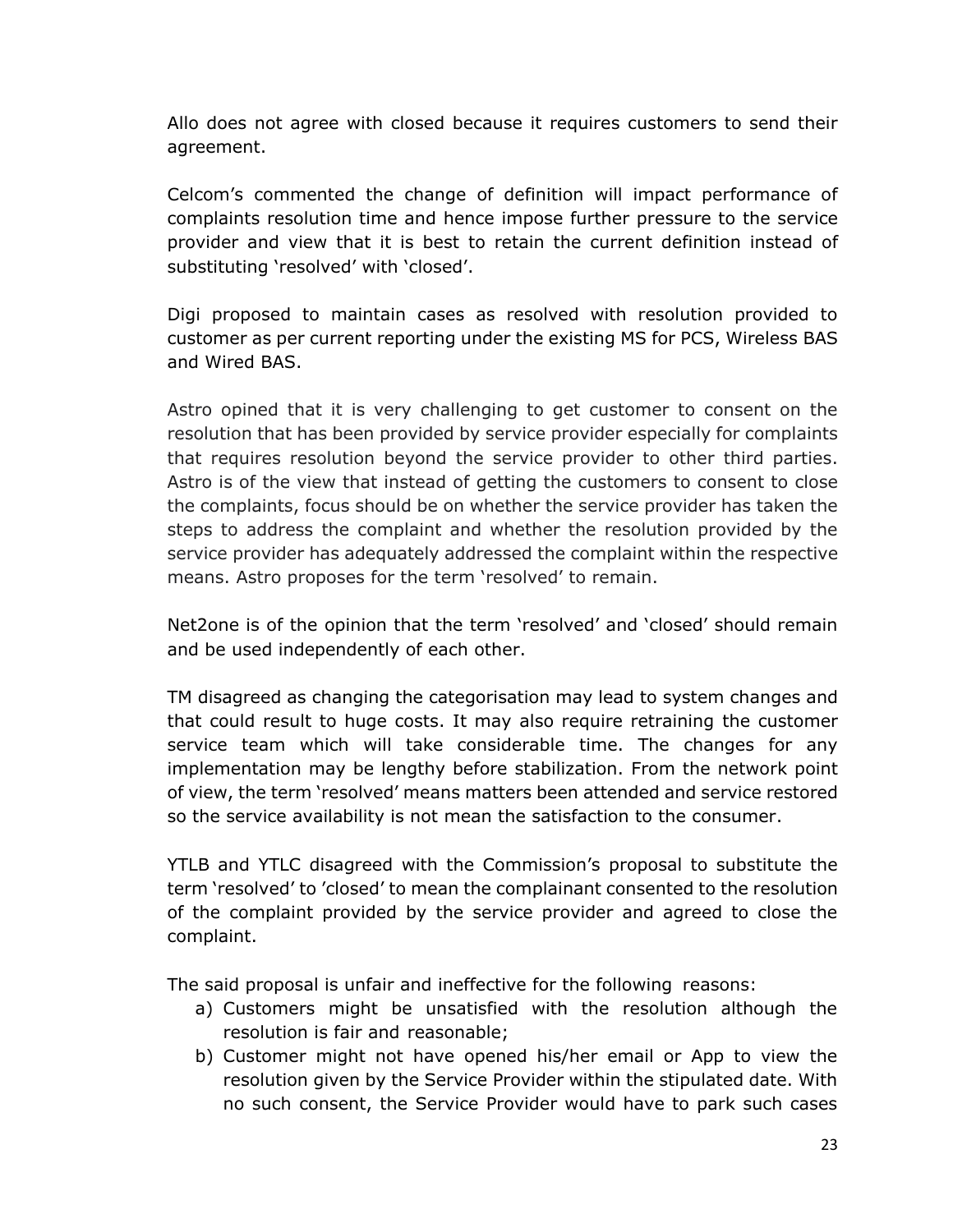Allo does not agree with closed because it requires customers to send their agreement.

Celcom's commented the change of definition will impact performance of complaints resolution time and hence impose further pressure to the service provider and view that it is best to retain the current definition instead of substituting 'resolved' with 'closed'.

Digi proposed to maintain cases as resolved with resolution provided to customer as per current reporting under the existing MS for PCS, Wireless BAS and Wired BAS.

Astro opined that it is very challenging to get customer to consent on the resolution that has been provided by service provider especially for complaints that requires resolution beyond the service provider to other third parties. Astro is of the view that instead of getting the customers to consent to close the complaints, focus should be on whether the service provider has taken the steps to address the complaint and whether the resolution provided by the service provider has adequately addressed the complaint within the respective means. Astro proposes for the term 'resolved' to remain.

Net2one is of the opinion that the term 'resolved' and 'closed' should remain and be used independently of each other.

TM disagreed as changing the categorisation may lead to system changes and that could result to huge costs. It may also require retraining the customer service team which will take considerable time. The changes for any implementation may be lengthy before stabilization. From the network point of view, the term 'resolved' means matters been attended and service restored so the service availability is not mean the satisfaction to the consumer.

YTLB and YTLC disagreed with the Commission's proposal to substitute the term 'resolved' to 'closed' to mean the complainant consented to the resolution of the complaint provided by the service provider and agreed to close the complaint.

The said proposal is unfair and ineffective for the following reasons:

a) Customers might be unsatisfied with the resolution although the resolution is fair and reasonable;
b) Customer might not have opened his/her email or App to view the resolution given by the Service Provider within the stipulated date. With no such consent, the Service Provider would have to park such cases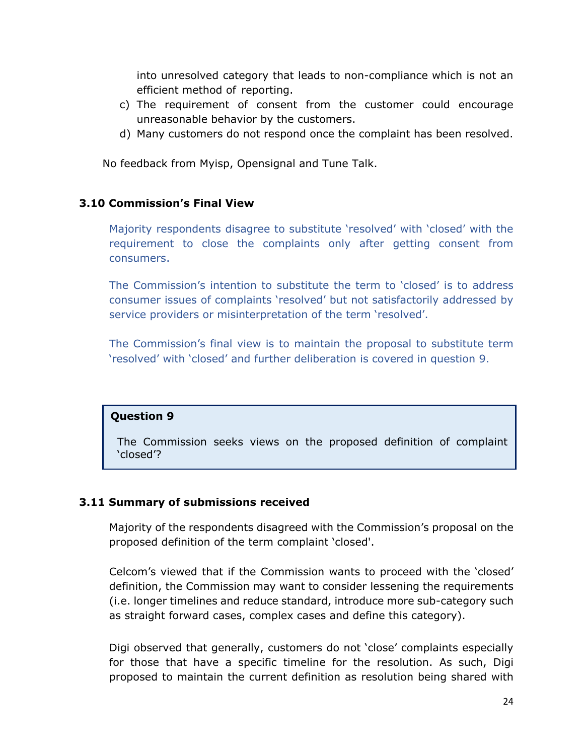into unresolved category that leads to non-compliance which is not an efficient method of reporting.

c) The requirement of consent from the customer could encourage unreasonable behavior by the customers.

d) Many customers do not respond once the complaint has been resolved.

No feedback from Myisp, Opensignal and Tune Talk.

### 3.10 Commission's Final View

Majority respondents disagree to substitute 'resolved' with 'closed' with the requirement to close the complaints only after getting consent from consumers.

The Commission's intention to substitute the term to 'closed' is to address consumer issues of complaints 'resolved' but not satisfactorily addressed by service providers or misinterpretation of the term 'resolved'.

The Commission's final view is to maintain the proposal to substitute term 'resolved' with 'closed' and further deliberation is covered in question 9.

> **Question 9**
>
> The Commission seeks views on the proposed definition of complaint 'closed'?

### 3.11 Summary of submissions received

Majority of the respondents disagreed with the Commission's proposal on the proposed definition of the term complaint 'closed'.

Celcom's viewed that if the Commission wants to proceed with the 'closed' definition, the Commission may want to consider lessening the requirements (i.e. longer timelines and reduce standard, introduce more sub-category such as straight forward cases, complex cases and define this category).

Digi observed that generally, customers do not 'close' complaints especially for those that have a specific timeline for the resolution. As such, Digi proposed to maintain the current definition as resolution being shared with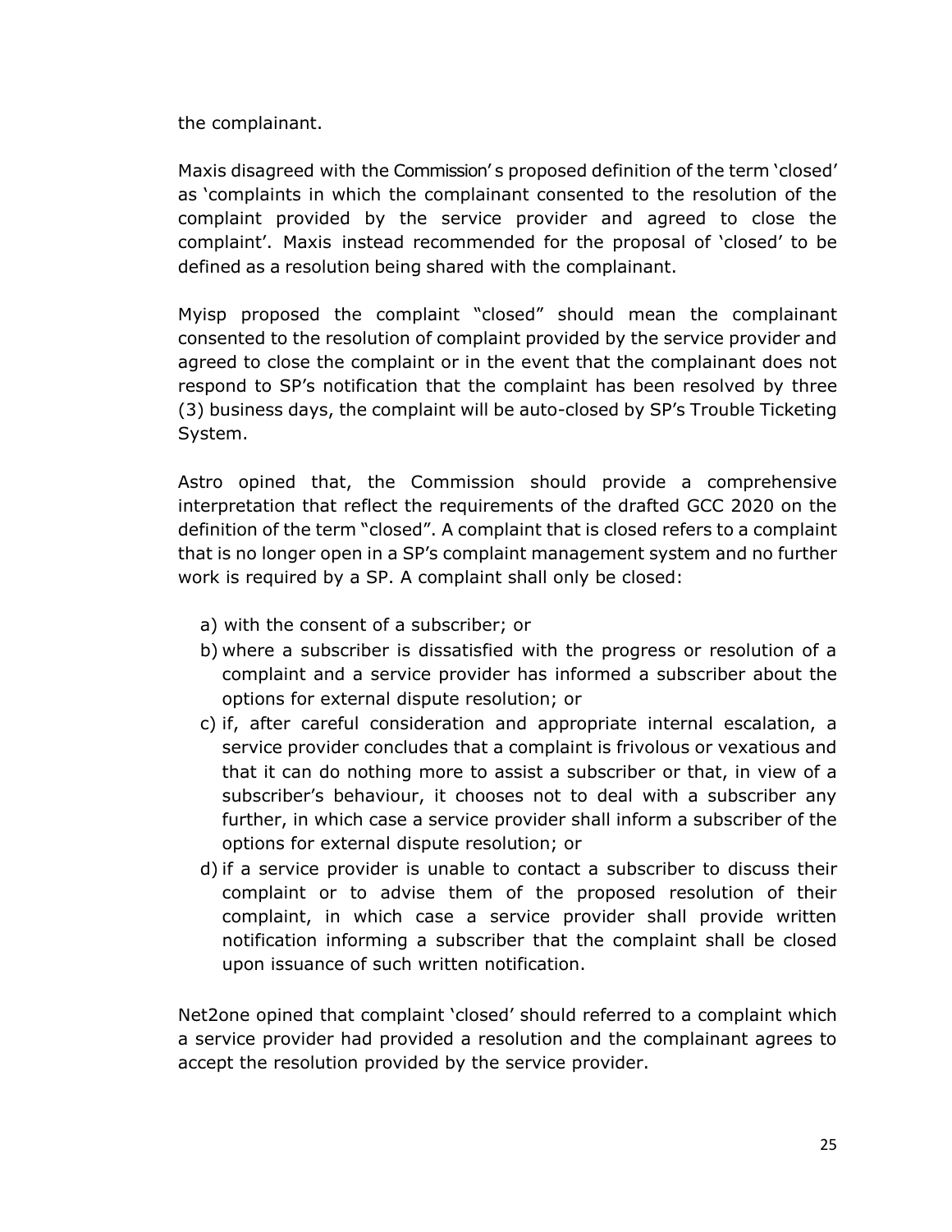the complainant.

Maxis disagreed with the Commission's proposed definition of the term 'closed' as 'complaints in which the complainant consented to the resolution of the complaint provided by the service provider and agreed to close the complaint'. Maxis instead recommended for the proposal of 'closed' to be defined as a resolution being shared with the complainant.

Myisp proposed the complaint "closed" should mean the complainant consented to the resolution of complaint provided by the service provider and agreed to close the complaint or in the event that the complainant does not respond to SP's notification that the complaint has been resolved by three (3) business days, the complaint will be auto-closed by SP's Trouble Ticketing System.

Astro opined that, the Commission should provide a comprehensive interpretation that reflect the requirements of the drafted GCC 2020 on the definition of the term "closed". A complaint that is closed refers to a complaint that is no longer open in a SP's complaint management system and no further work is required by a SP. A complaint shall only be closed:

a) with the consent of a subscriber; or
b) where a subscriber is dissatisfied with the progress or resolution of a complaint and a service provider has informed a subscriber about the options for external dispute resolution; or
c) if, after careful consideration and appropriate internal escalation, a service provider concludes that a complaint is frivolous or vexatious and that it can do nothing more to assist a subscriber or that, in view of a subscriber's behaviour, it chooses not to deal with a subscriber any further, in which case a service provider shall inform a subscriber of the options for external dispute resolution; or
d) if a service provider is unable to contact a subscriber to discuss their complaint or to advise them of the proposed resolution of their complaint, in which case a service provider shall provide written notification informing a subscriber that the complaint shall be closed upon issuance of such written notification.

Net2one opined that complaint 'closed' should referred to a complaint which a service provider had provided a resolution and the complainant agrees to accept the resolution provided by the service provider.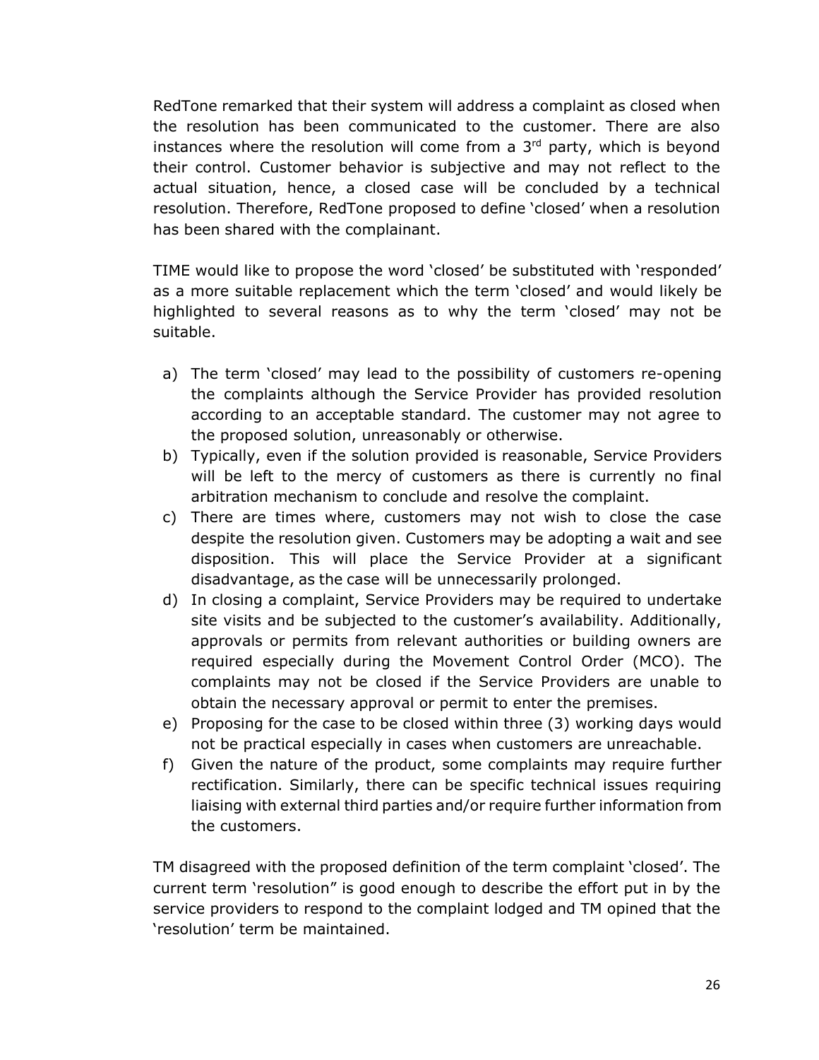RedTone remarked that their system will address a complaint as closed when the resolution has been communicated to the customer. There are also instances where the resolution will come from a 3rd party, which is beyond their control. Customer behavior is subjective and may not reflect to the actual situation, hence, a closed case will be concluded by a technical resolution. Therefore, RedTone proposed to define 'closed' when a resolution has been shared with the complainant.

TIME would like to propose the word 'closed' be substituted with 'responded' as a more suitable replacement which the term 'closed' and would likely be highlighted to several reasons as to why the term 'closed' may not be suitable.

a) The term 'closed' may lead to the possibility of customers re-opening the complaints although the Service Provider has provided resolution according to an acceptable standard. The customer may not agree to the proposed solution, unreasonably or otherwise.
b) Typically, even if the solution provided is reasonable, Service Providers will be left to the mercy of customers as there is currently no final arbitration mechanism to conclude and resolve the complaint.
c) There are times where, customers may not wish to close the case despite the resolution given. Customers may be adopting a wait and see disposition. This will place the Service Provider at a significant disadvantage, as the case will be unnecessarily prolonged.
d) In closing a complaint, Service Providers may be required to undertake site visits and be subjected to the customer's availability. Additionally, approvals or permits from relevant authorities or building owners are required especially during the Movement Control Order (MCO). The complaints may not be closed if the Service Providers are unable to obtain the necessary approval or permit to enter the premises.
e) Proposing for the case to be closed within three (3) working days would not be practical especially in cases when customers are unreachable.
f) Given the nature of the product, some complaints may require further rectification. Similarly, there can be specific technical issues requiring liaising with external third parties and/or require further information from the customers.

TM disagreed with the proposed definition of the term complaint 'closed'. The current term 'resolution" is good enough to describe the effort put in by the service providers to respond to the complaint lodged and TM opined that the 'resolution' term be maintained.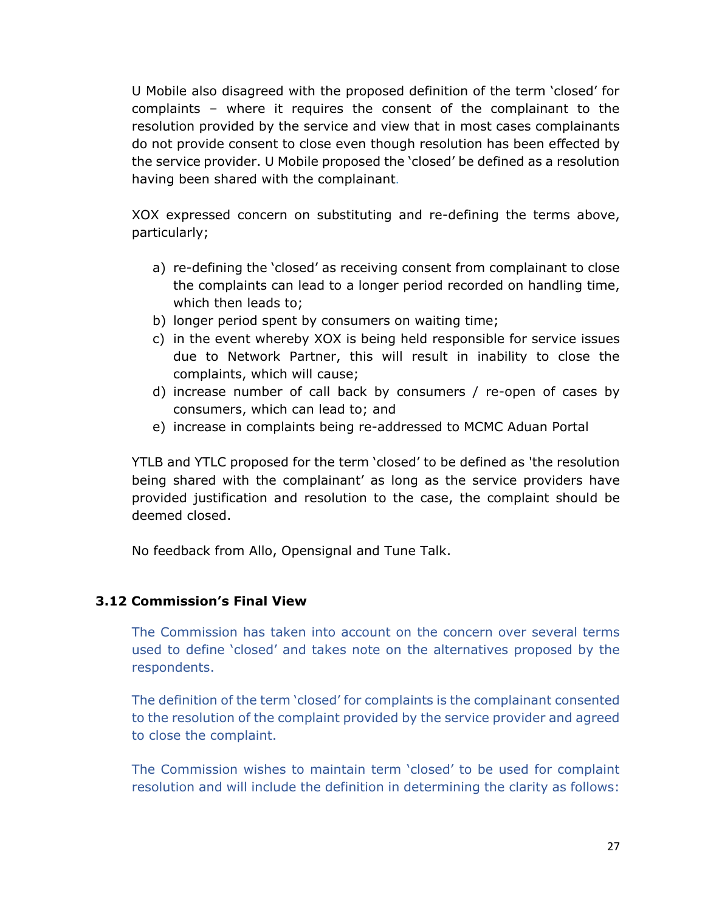U Mobile also disagreed with the proposed definition of the term 'closed' for complaints – where it requires the consent of the complainant to the resolution provided by the service and view that in most cases complainants do not provide consent to close even though resolution has been effected by the service provider. U Mobile proposed the 'closed' be defined as a resolution having been shared with the complainant.

XOX expressed concern on substituting and re-defining the terms above, particularly;

a) re-defining the 'closed' as receiving consent from complainant to close the complaints can lead to a longer period recorded on handling time, which then leads to;
b) longer period spent by consumers on waiting time;
c) in the event whereby XOX is being held responsible for service issues due to Network Partner, this will result in inability to close the complaints, which will cause;
d) increase number of call back by consumers / re-open of cases by consumers, which can lead to; and
e) increase in complaints being re-addressed to MCMC Aduan Portal

YTLB and YTLC proposed for the term 'closed' to be defined as 'the resolution being shared with the complainant' as long as the service providers have provided justification and resolution to the case, the complaint should be deemed closed.

No feedback from Allo, Opensignal and Tune Talk.

### 3.12 Commission's Final View

The Commission has taken into account on the concern over several terms used to define 'closed' and takes note on the alternatives proposed by the respondents.

The definition of the term 'closed' for complaints is the complainant consented to the resolution of the complaint provided by the service provider and agreed to close the complaint.

The Commission wishes to maintain term 'closed' to be used for complaint resolution and will include the definition in determining the clarity as follows: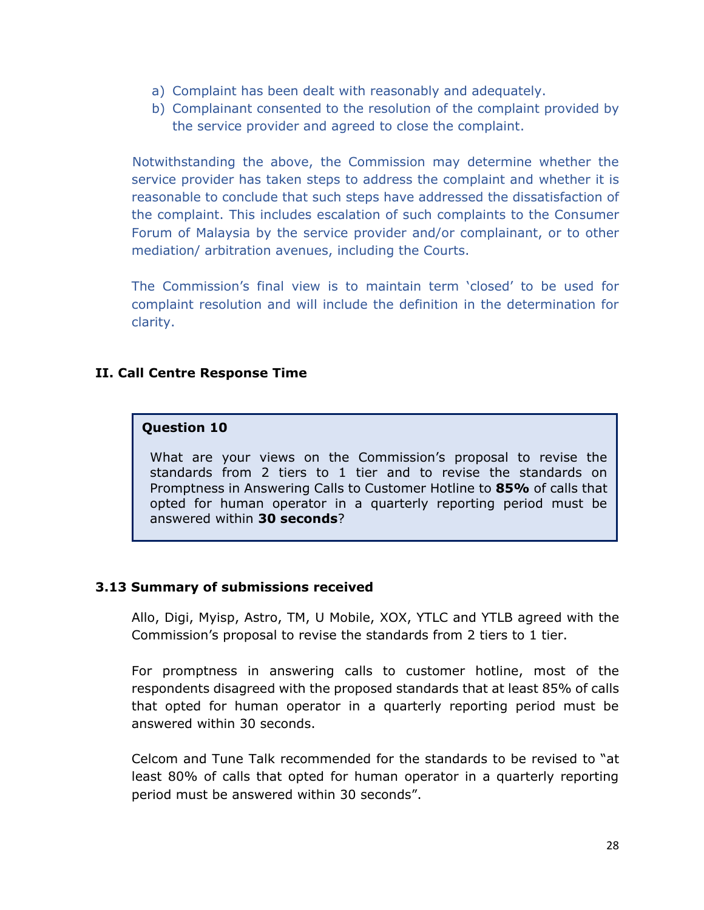a) Complaint has been dealt with reasonably and adequately.
b) Complainant consented to the resolution of the complaint provided by the service provider and agreed to close the complaint.

Notwithstanding the above, the Commission may determine whether the service provider has taken steps to address the complaint and whether it is reasonable to conclude that such steps have addressed the dissatisfaction of the complaint. This includes escalation of such complaints to the Consumer Forum of Malaysia by the service provider and/or complainant, or to other mediation/ arbitration avenues, including the Courts.

The Commission's final view is to maintain term 'closed' to be used for complaint resolution and will include the definition in the determination for clarity.

## II. Call Centre Response Time

> **Question 10**
>
> What are your views on the Commission's proposal to revise the standards from 2 tiers to 1 tier and to revise the standards on Promptness in Answering Calls to Customer Hotline to **85%** of calls that opted for human operator in a quarterly reporting period must be answered within **30 seconds**?

### 3.13 Summary of submissions received

Allo, Digi, Myisp, Astro, TM, U Mobile, XOX, YTLC and YTLB agreed with the Commission's proposal to revise the standards from 2 tiers to 1 tier.

For promptness in answering calls to customer hotline, most of the respondents disagreed with the proposed standards that at least 85% of calls that opted for human operator in a quarterly reporting period must be answered within 30 seconds.

Celcom and Tune Talk recommended for the standards to be revised to "at least 80% of calls that opted for human operator in a quarterly reporting period must be answered within 30 seconds".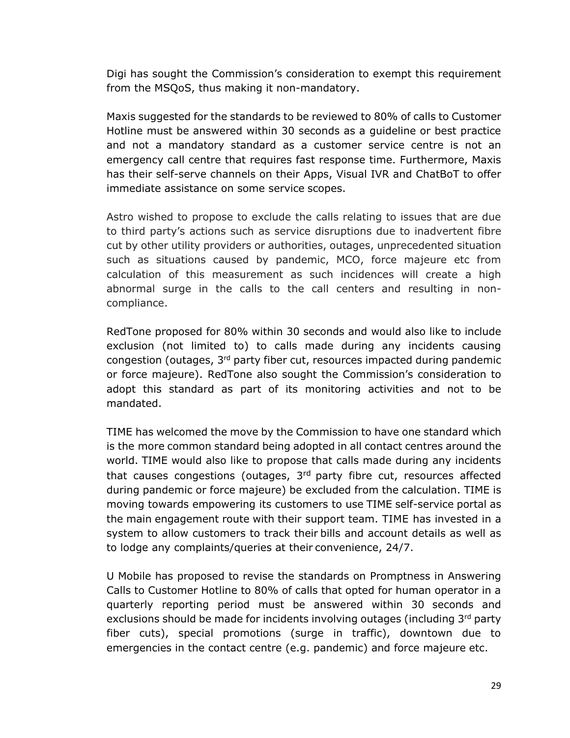Digi has sought the Commission's consideration to exempt this requirement from the MSQoS, thus making it non-mandatory.

Maxis suggested for the standards to be reviewed to 80% of calls to Customer Hotline must be answered within 30 seconds as a guideline or best practice and not a mandatory standard as a customer service centre is not an emergency call centre that requires fast response time. Furthermore, Maxis has their self-serve channels on their Apps, Visual IVR and ChatBoT to offer immediate assistance on some service scopes.

Astro wished to propose to exclude the calls relating to issues that are due to third party's actions such as service disruptions due to inadvertent fibre cut by other utility providers or authorities, outages, unprecedented situation such as situations caused by pandemic, MCO, force majeure etc from calculation of this measurement as such incidences will create a high abnormal surge in the calls to the call centers and resulting in non-compliance.

RedTone proposed for 80% within 30 seconds and would also like to include exclusion (not limited to) to calls made during any incidents causing congestion (outages, 3rd party fiber cut, resources impacted during pandemic or force majeure). RedTone also sought the Commission's consideration to adopt this standard as part of its monitoring activities and not to be mandated.

TIME has welcomed the move by the Commission to have one standard which is the more common standard being adopted in all contact centres around the world. TIME would also like to propose that calls made during any incidents that causes congestions (outages, 3rd party fibre cut, resources affected during pandemic or force majeure) be excluded from the calculation. TIME is moving towards empowering its customers to use TIME self-service portal as the main engagement route with their support team. TIME has invested in a system to allow customers to track their bills and account details as well as to lodge any complaints/queries at their convenience, 24/7.

U Mobile has proposed to revise the standards on Promptness in Answering Calls to Customer Hotline to 80% of calls that opted for human operator in a quarterly reporting period must be answered within 30 seconds and exclusions should be made for incidents involving outages (including 3rd party fiber cuts), special promotions (surge in traffic), downtown due to emergencies in the contact centre (e.g. pandemic) and force majeure etc.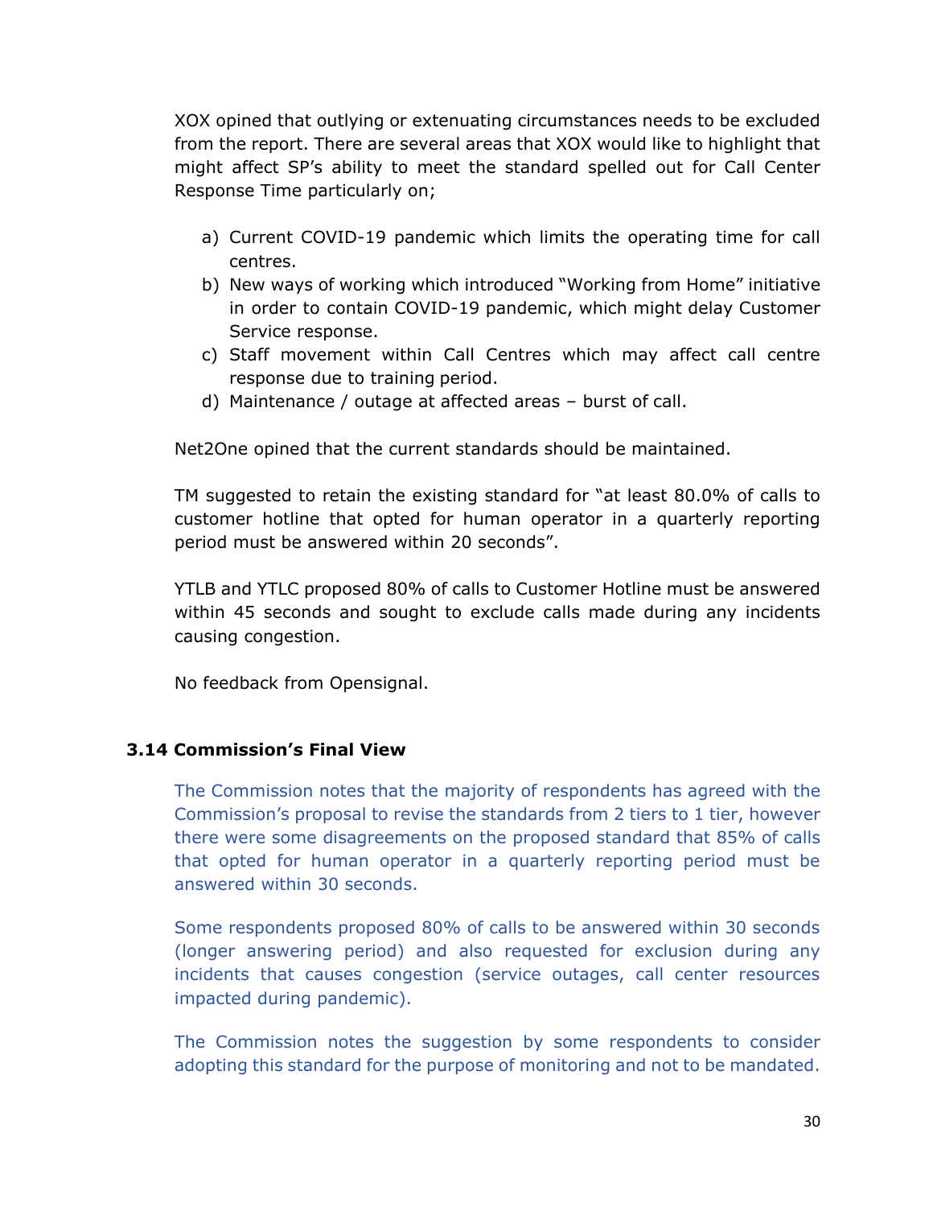XOX opined that outlying or extenuating circumstances needs to be excluded from the report. There are several areas that XOX would like to highlight that might affect SP's ability to meet the standard spelled out for Call Center Response Time particularly on;

a) Current COVID-19 pandemic which limits the operating time for call centres.
b) New ways of working which introduced "Working from Home" initiative in order to contain COVID-19 pandemic, which might delay Customer Service response.
c) Staff movement within Call Centres which may affect call centre response due to training period.
d) Maintenance / outage at affected areas – burst of call.

Net2One opined that the current standards should be maintained.

TM suggested to retain the existing standard for "at least 80.0% of calls to customer hotline that opted for human operator in a quarterly reporting period must be answered within 20 seconds".

YTLB and YTLC proposed 80% of calls to Customer Hotline must be answered within 45 seconds and sought to exclude calls made during any incidents causing congestion.

No feedback from Opensignal.

### 3.14 Commission's Final View

The Commission notes that the majority of respondents has agreed with the Commission's proposal to revise the standards from 2 tiers to 1 tier, however there were some disagreements on the proposed standard that 85% of calls that opted for human operator in a quarterly reporting period must be answered within 30 seconds.

Some respondents proposed 80% of calls to be answered within 30 seconds (longer answering period) and also requested for exclusion during any incidents that causes congestion (service outages, call center resources impacted during pandemic).

The Commission notes the suggestion by some respondents to consider adopting this standard for the purpose of monitoring and not to be mandated.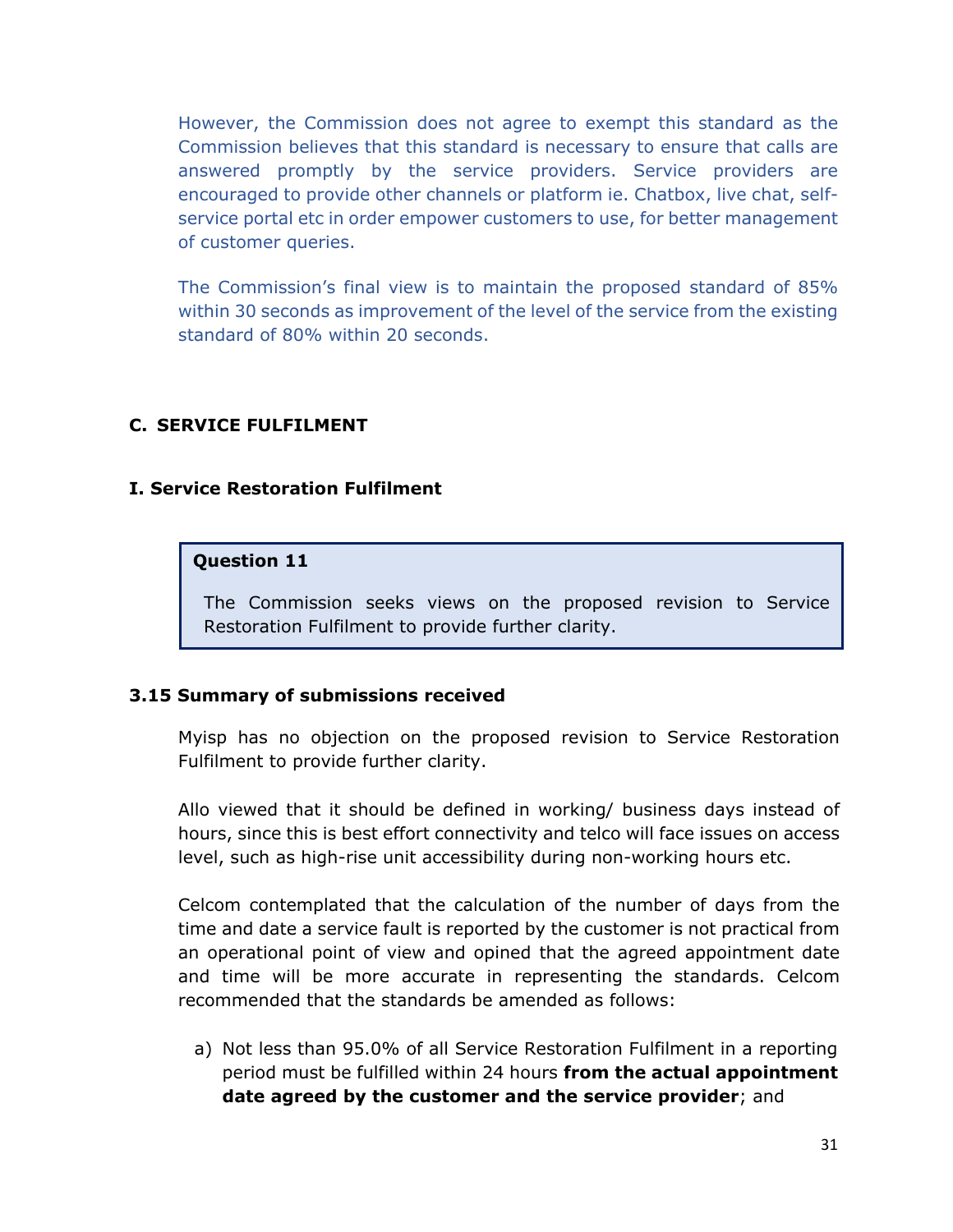However, the Commission does not agree to exempt this standard as the Commission believes that this standard is necessary to ensure that calls are answered promptly by the service providers. Service providers are encouraged to provide other channels or platform ie. Chatbox, live chat, self-service portal etc in order empower customers to use, for better management of customer queries.

The Commission's final view is to maintain the proposed standard of 85% within 30 seconds as improvement of the level of the service from the existing standard of 80% within 20 seconds.

## C. SERVICE FULFILMENT

### I. Service Restoration Fulfilment

> **Question 11**
>
> The Commission seeks views on the proposed revision to Service Restoration Fulfilment to provide further clarity.

### 3.15 Summary of submissions received

Myisp has no objection on the proposed revision to Service Restoration Fulfilment to provide further clarity.

Allo viewed that it should be defined in working/ business days instead of hours, since this is best effort connectivity and telco will face issues on access level, such as high-rise unit accessibility during non-working hours etc.

Celcom contemplated that the calculation of the number of days from the time and date a service fault is reported by the customer is not practical from an operational point of view and opined that the agreed appointment date and time will be more accurate in representing the standards. Celcom recommended that the standards be amended as follows:

a) Not less than 95.0% of all Service Restoration Fulfilment in a reporting period must be fulfilled within 24 hours **from the actual appointment date agreed by the customer and the service provider**; and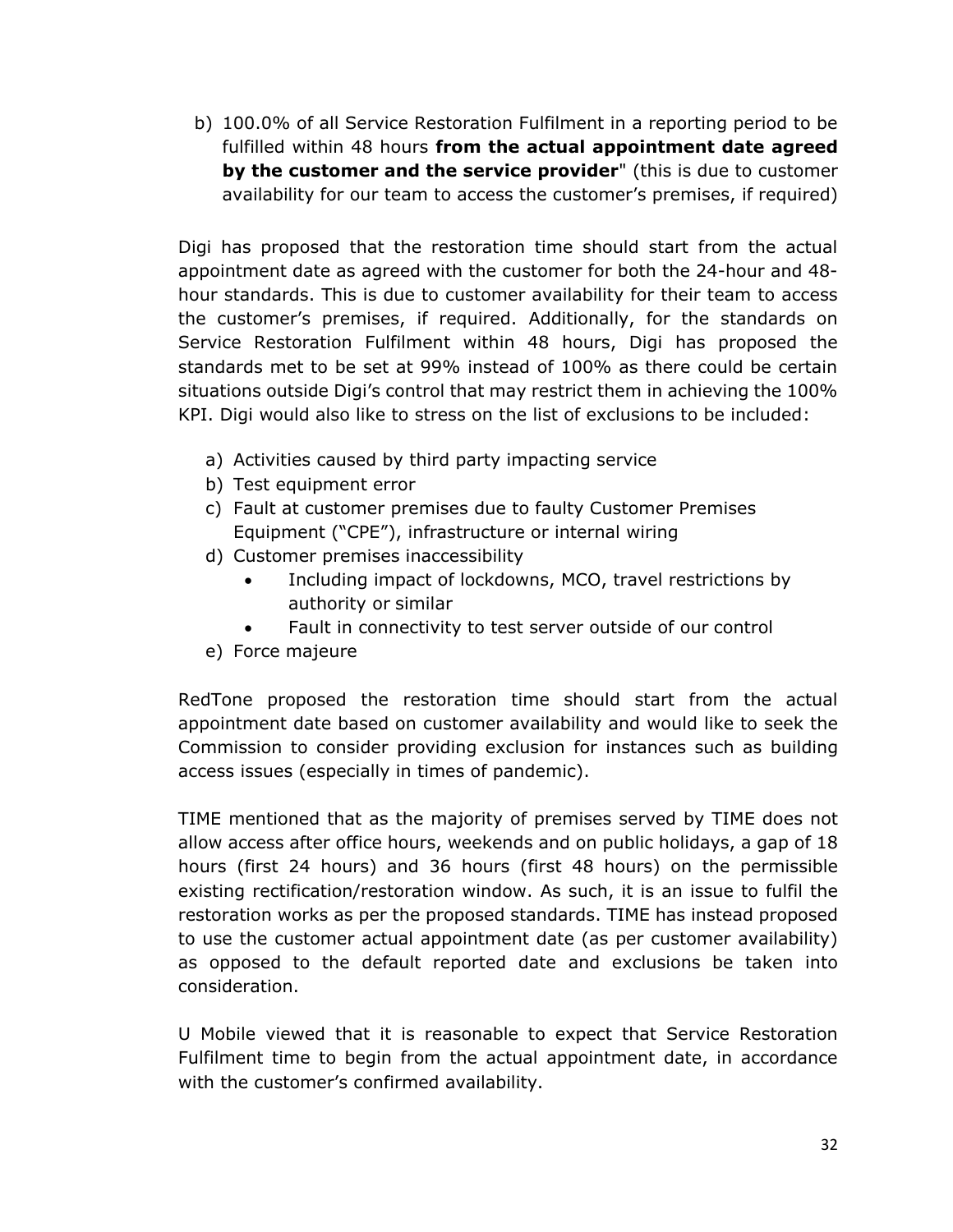b) 100.0% of all Service Restoration Fulfilment in a reporting period to be fulfilled within 48 hours **from the actual appointment date agreed by the customer and the service provider**" (this is due to customer availability for our team to access the customer's premises, if required)

Digi has proposed that the restoration time should start from the actual appointment date as agreed with the customer for both the 24-hour and 48-hour standards. This is due to customer availability for their team to access the customer's premises, if required. Additionally, for the standards on Service Restoration Fulfilment within 48 hours, Digi has proposed the standards met to be set at 99% instead of 100% as there could be certain situations outside Digi's control that may restrict them in achieving the 100% KPI. Digi would also like to stress on the list of exclusions to be included:

a) Activities caused by third party impacting service
b) Test equipment error
c) Fault at customer premises due to faulty Customer Premises Equipment ("CPE"), infrastructure or internal wiring
d) Customer premises inaccessibility
    - Including impact of lockdowns, MCO, travel restrictions by authority or similar
    - Fault in connectivity to test server outside of our control
e) Force majeure

RedTone proposed the restoration time should start from the actual appointment date based on customer availability and would like to seek the Commission to consider providing exclusion for instances such as building access issues (especially in times of pandemic).

TIME mentioned that as the majority of premises served by TIME does not allow access after office hours, weekends and on public holidays, a gap of 18 hours (first 24 hours) and 36 hours (first 48 hours) on the permissible existing rectification/restoration window. As such, it is an issue to fulfil the restoration works as per the proposed standards. TIME has instead proposed to use the customer actual appointment date (as per customer availability) as opposed to the default reported date and exclusions be taken into consideration.

U Mobile viewed that it is reasonable to expect that Service Restoration Fulfilment time to begin from the actual appointment date, in accordance with the customer's confirmed availability.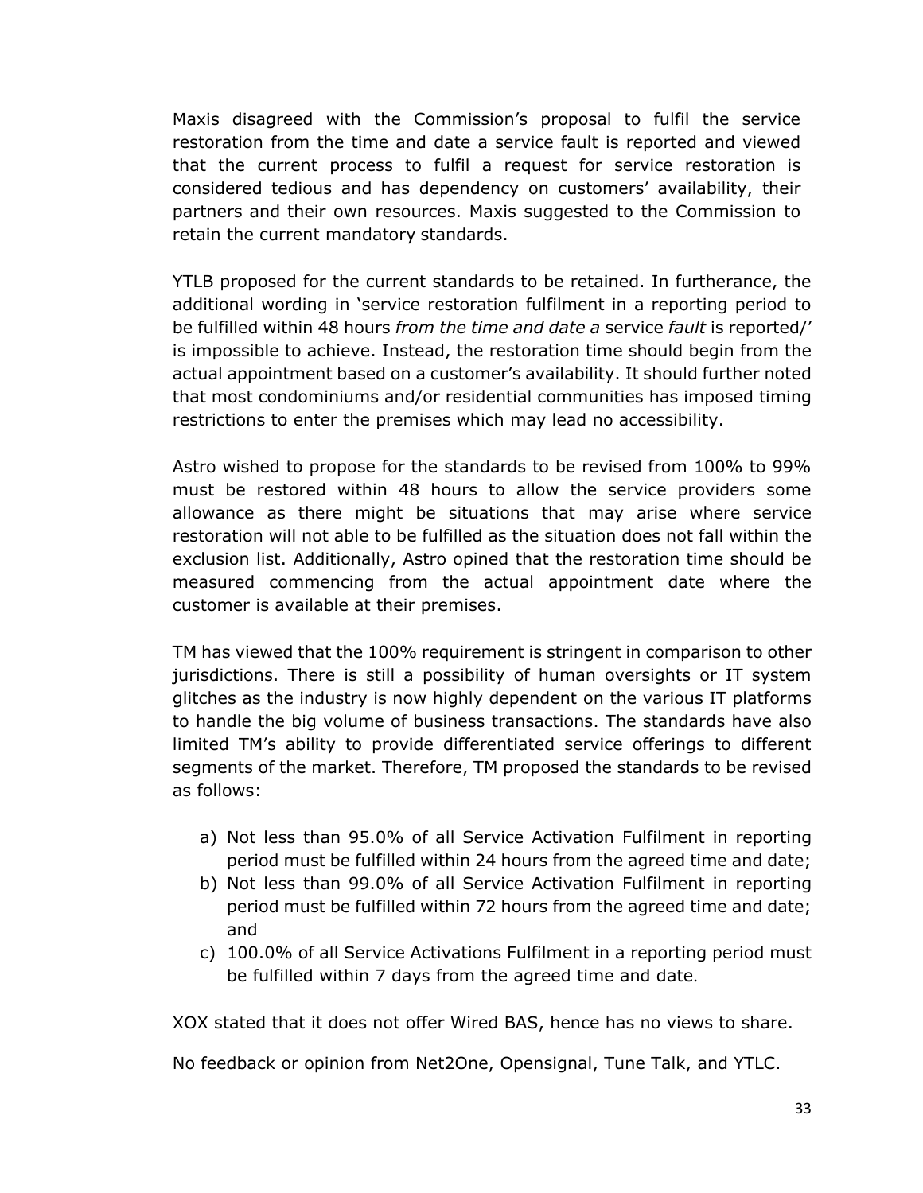Maxis disagreed with the Commission's proposal to fulfil the service restoration from the time and date a service fault is reported and viewed that the current process to fulfil a request for service restoration is considered tedious and has dependency on customers' availability, their partners and their own resources. Maxis suggested to the Commission to retain the current mandatory standards.

YTLB proposed for the current standards to be retained. In furtherance, the additional wording in 'service restoration fulfilment in a reporting period to be fulfilled within 48 hours *from the time and date a* service *fault* is reported/' is impossible to achieve. Instead, the restoration time should begin from the actual appointment based on a customer's availability. It should further noted that most condominiums and/or residential communities has imposed timing restrictions to enter the premises which may lead no accessibility.

Astro wished to propose for the standards to be revised from 100% to 99% must be restored within 48 hours to allow the service providers some allowance as there might be situations that may arise where service restoration will not able to be fulfilled as the situation does not fall within the exclusion list. Additionally, Astro opined that the restoration time should be measured commencing from the actual appointment date where the customer is available at their premises.

TM has viewed that the 100% requirement is stringent in comparison to other jurisdictions. There is still a possibility of human oversights or IT system glitches as the industry is now highly dependent on the various IT platforms to handle the big volume of business transactions. The standards have also limited TM's ability to provide differentiated service offerings to different segments of the market. Therefore, TM proposed the standards to be revised as follows:

a) Not less than 95.0% of all Service Activation Fulfilment in reporting period must be fulfilled within 24 hours from the agreed time and date;
b) Not less than 99.0% of all Service Activation Fulfilment in reporting period must be fulfilled within 72 hours from the agreed time and date; and
c) 100.0% of all Service Activations Fulfilment in a reporting period must be fulfilled within 7 days from the agreed time and date.

XOX stated that it does not offer Wired BAS, hence has no views to share.

No feedback or opinion from Net2One, Opensignal, Tune Talk, and YTLC.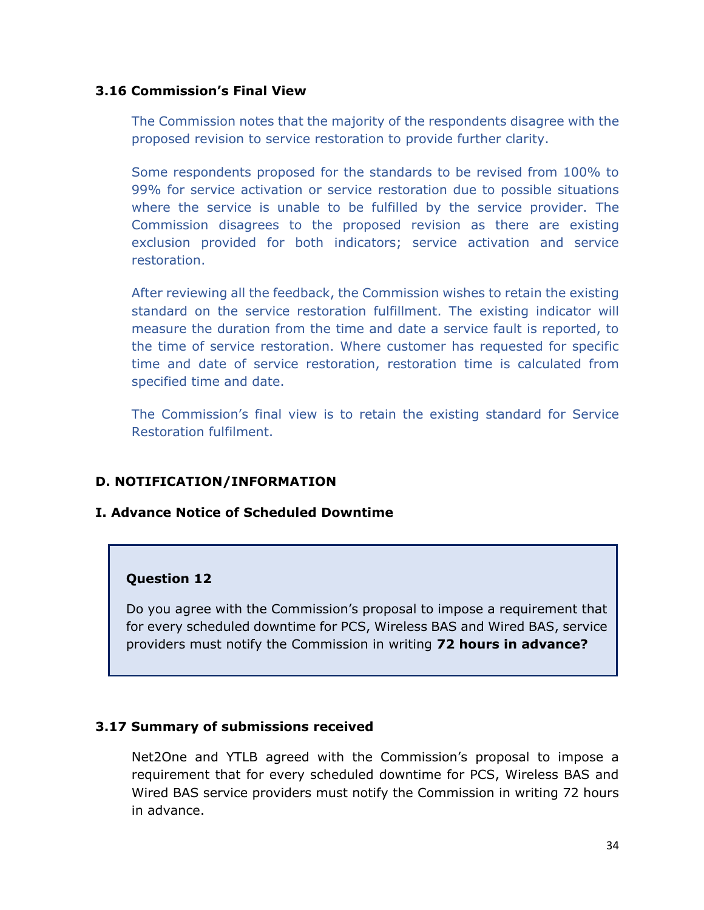### 3.16 Commission's Final View

The Commission notes that the majority of the respondents disagree with the proposed revision to service restoration to provide further clarity.

Some respondents proposed for the standards to be revised from 100% to 99% for service activation or service restoration due to possible situations where the service is unable to be fulfilled by the service provider. The Commission disagrees to the proposed revision as there are existing exclusion provided for both indicators; service activation and service restoration.

After reviewing all the feedback, the Commission wishes to retain the existing standard on the service restoration fulfillment. The existing indicator will measure the duration from the time and date a service fault is reported, to the time of service restoration. Where customer has requested for specific time and date of service restoration, restoration time is calculated from specified time and date.

The Commission's final view is to retain the existing standard for Service Restoration fulfilment.

## D. NOTIFICATION/INFORMATION

### I. Advance Notice of Scheduled Downtime

> **Question 12**
>
> Do you agree with the Commission's proposal to impose a requirement that for every scheduled downtime for PCS, Wireless BAS and Wired BAS, service providers must notify the Commission in writing **72 hours in advance?**

### 3.17 Summary of submissions received

Net2One and YTLB agreed with the Commission's proposal to impose a requirement that for every scheduled downtime for PCS, Wireless BAS and Wired BAS service providers must notify the Commission in writing 72 hours in advance.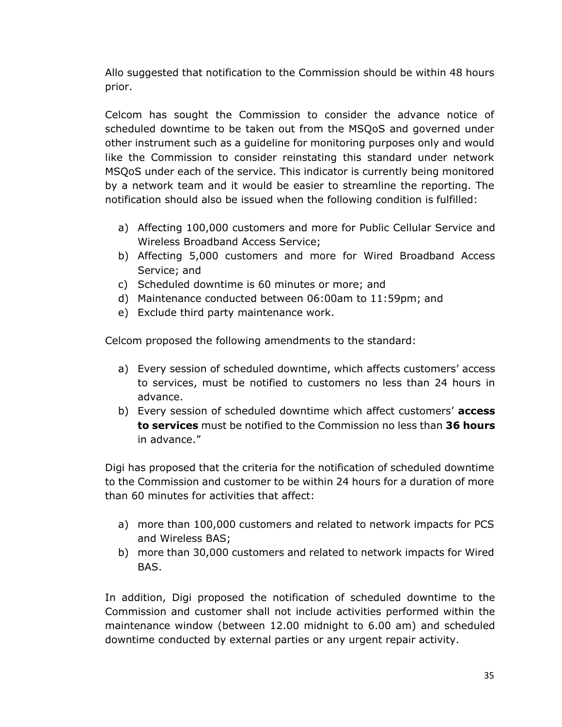Allo suggested that notification to the Commission should be within 48 hours prior.

Celcom has sought the Commission to consider the advance notice of scheduled downtime to be taken out from the MSQoS and governed under other instrument such as a guideline for monitoring purposes only and would like the Commission to consider reinstating this standard under network MSQoS under each of the service. This indicator is currently being monitored by a network team and it would be easier to streamline the reporting. The notification should also be issued when the following condition is fulfilled:

a) Affecting 100,000 customers and more for Public Cellular Service and Wireless Broadband Access Service;
b) Affecting 5,000 customers and more for Wired Broadband Access Service; and
c) Scheduled downtime is 60 minutes or more; and
d) Maintenance conducted between 06:00am to 11:59pm; and
e) Exclude third party maintenance work.

Celcom proposed the following amendments to the standard:

a) Every session of scheduled downtime, which affects customers' access to services, must be notified to customers no less than 24 hours in advance.
b) Every session of scheduled downtime which affect customers' **access to services** must be notified to the Commission no less than **36 hours** in advance."

Digi has proposed that the criteria for the notification of scheduled downtime to the Commission and customer to be within 24 hours for a duration of more than 60 minutes for activities that affect:

a) more than 100,000 customers and related to network impacts for PCS and Wireless BAS;
b) more than 30,000 customers and related to network impacts for Wired BAS.

In addition, Digi proposed the notification of scheduled downtime to the Commission and customer shall not include activities performed within the maintenance window (between 12.00 midnight to 6.00 am) and scheduled downtime conducted by external parties or any urgent repair activity.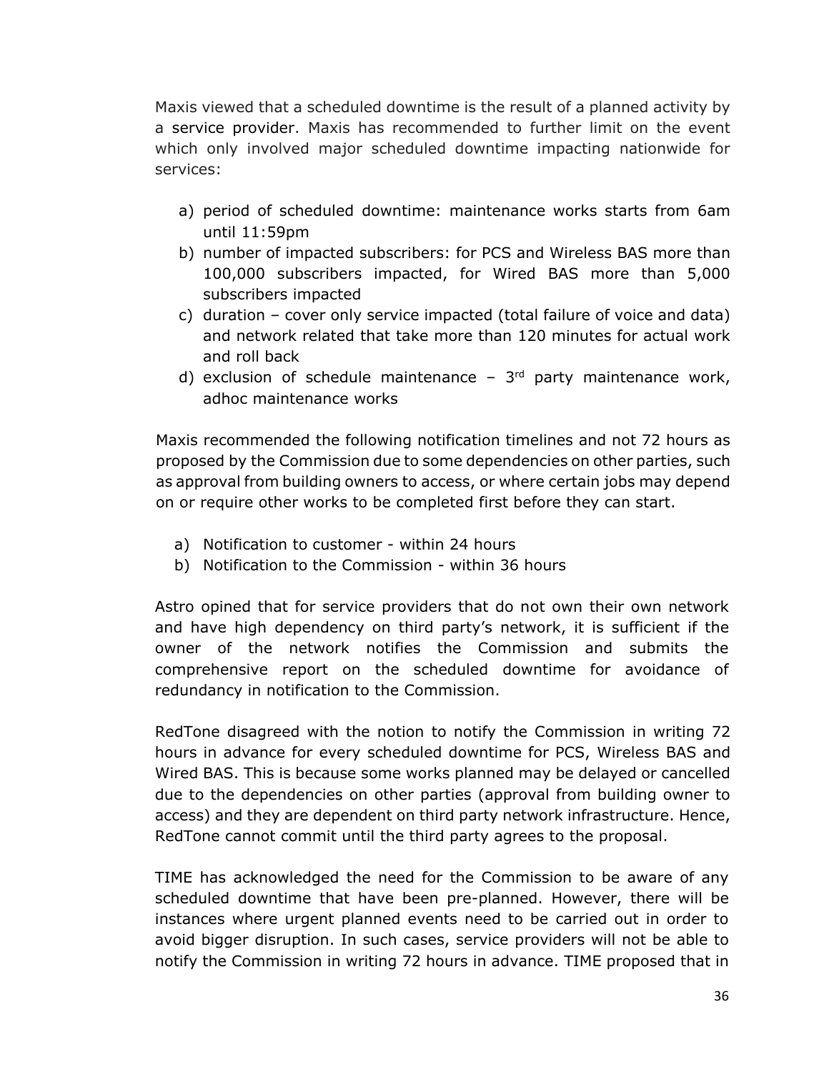Maxis viewed that a scheduled downtime is the result of a planned activity by a service provider. Maxis has recommended to further limit on the event which only involved major scheduled downtime impacting nationwide for services:

a) period of scheduled downtime: maintenance works starts from 6am until 11:59pm
b) number of impacted subscribers: for PCS and Wireless BAS more than 100,000 subscribers impacted, for Wired BAS more than 5,000 subscribers impacted
c) duration – cover only service impacted (total failure of voice and data) and network related that take more than 120 minutes for actual work and roll back
d) exclusion of schedule maintenance – 3rd party maintenance work, adhoc maintenance works

Maxis recommended the following notification timelines and not 72 hours as proposed by the Commission due to some dependencies on other parties, such as approval from building owners to access, or where certain jobs may depend on or require other works to be completed first before they can start.

a) Notification to customer - within 24 hours
b) Notification to the Commission - within 36 hours

Astro opined that for service providers that do not own their own network and have high dependency on third party's network, it is sufficient if the owner of the network notifies the Commission and submits the comprehensive report on the scheduled downtime for avoidance of redundancy in notification to the Commission.

RedTone disagreed with the notion to notify the Commission in writing 72 hours in advance for every scheduled downtime for PCS, Wireless BAS and Wired BAS. This is because some works planned may be delayed or cancelled due to the dependencies on other parties (approval from building owner to access) and they are dependent on third party network infrastructure. Hence, RedTone cannot commit until the third party agrees to the proposal.

TIME has acknowledged the need for the Commission to be aware of any scheduled downtime that have been pre-planned. However, there will be instances where urgent planned events need to be carried out in order to avoid bigger disruption. In such cases, service providers will not be able to notify the Commission in writing 72 hours in advance. TIME proposed that in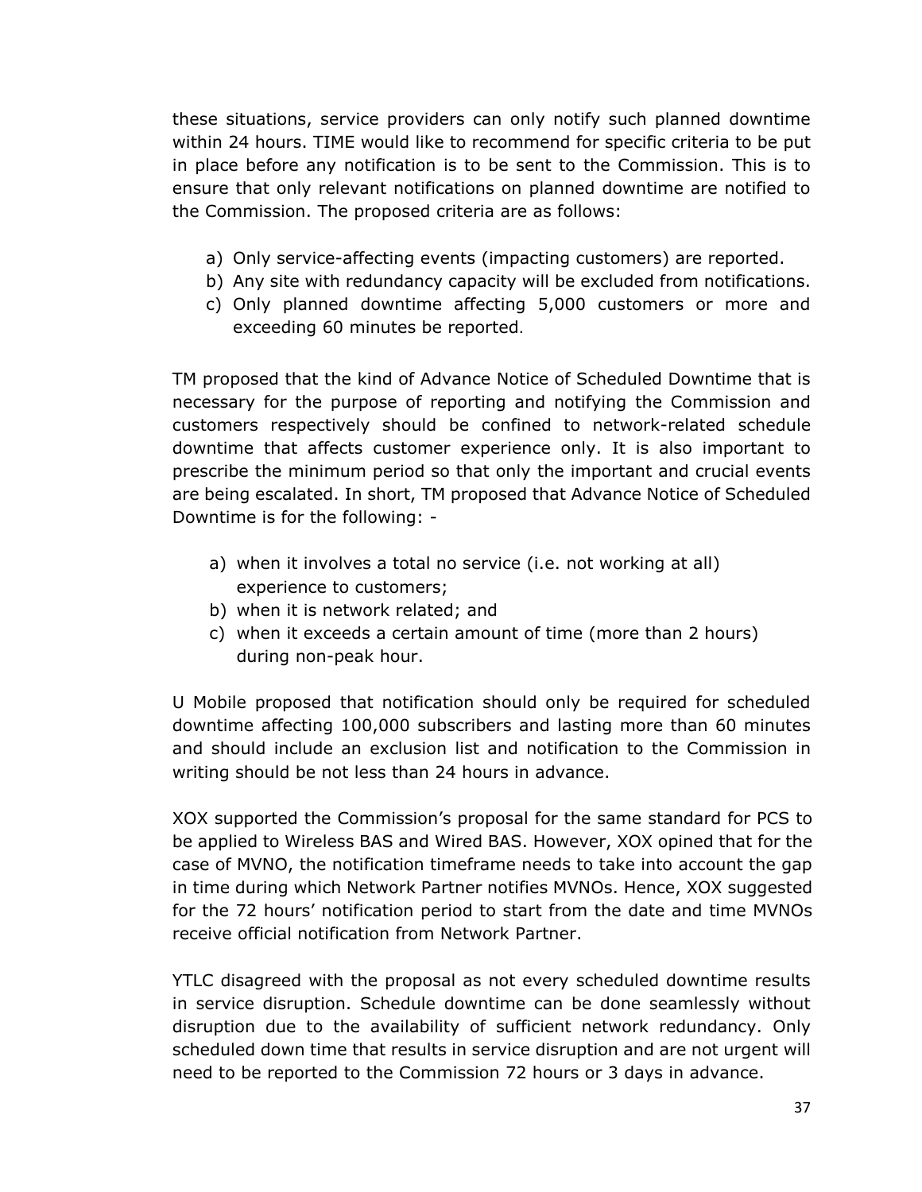these situations, service providers can only notify such planned downtime within 24 hours. TIME would like to recommend for specific criteria to be put in place before any notification is to be sent to the Commission. This is to ensure that only relevant notifications on planned downtime are notified to the Commission. The proposed criteria are as follows:

a) Only service-affecting events (impacting customers) are reported.
b) Any site with redundancy capacity will be excluded from notifications.
c) Only planned downtime affecting 5,000 customers or more and exceeding 60 minutes be reported.

TM proposed that the kind of Advance Notice of Scheduled Downtime that is necessary for the purpose of reporting and notifying the Commission and customers respectively should be confined to network-related schedule downtime that affects customer experience only. It is also important to prescribe the minimum period so that only the important and crucial events are being escalated. In short, TM proposed that Advance Notice of Scheduled Downtime is for the following: -

a) when it involves a total no service (i.e. not working at all) experience to customers;
b) when it is network related; and
c) when it exceeds a certain amount of time (more than 2 hours) during non-peak hour.

U Mobile proposed that notification should only be required for scheduled downtime affecting 100,000 subscribers and lasting more than 60 minutes and should include an exclusion list and notification to the Commission in writing should be not less than 24 hours in advance.

XOX supported the Commission's proposal for the same standard for PCS to be applied to Wireless BAS and Wired BAS. However, XOX opined that for the case of MVNO, the notification timeframe needs to take into account the gap in time during which Network Partner notifies MVNOs. Hence, XOX suggested for the 72 hours' notification period to start from the date and time MVNOs receive official notification from Network Partner.

YTLC disagreed with the proposal as not every scheduled downtime results in service disruption. Schedule downtime can be done seamlessly without disruption due to the availability of sufficient network redundancy. Only scheduled down time that results in service disruption and are not urgent will need to be reported to the Commission 72 hours or 3 days in advance.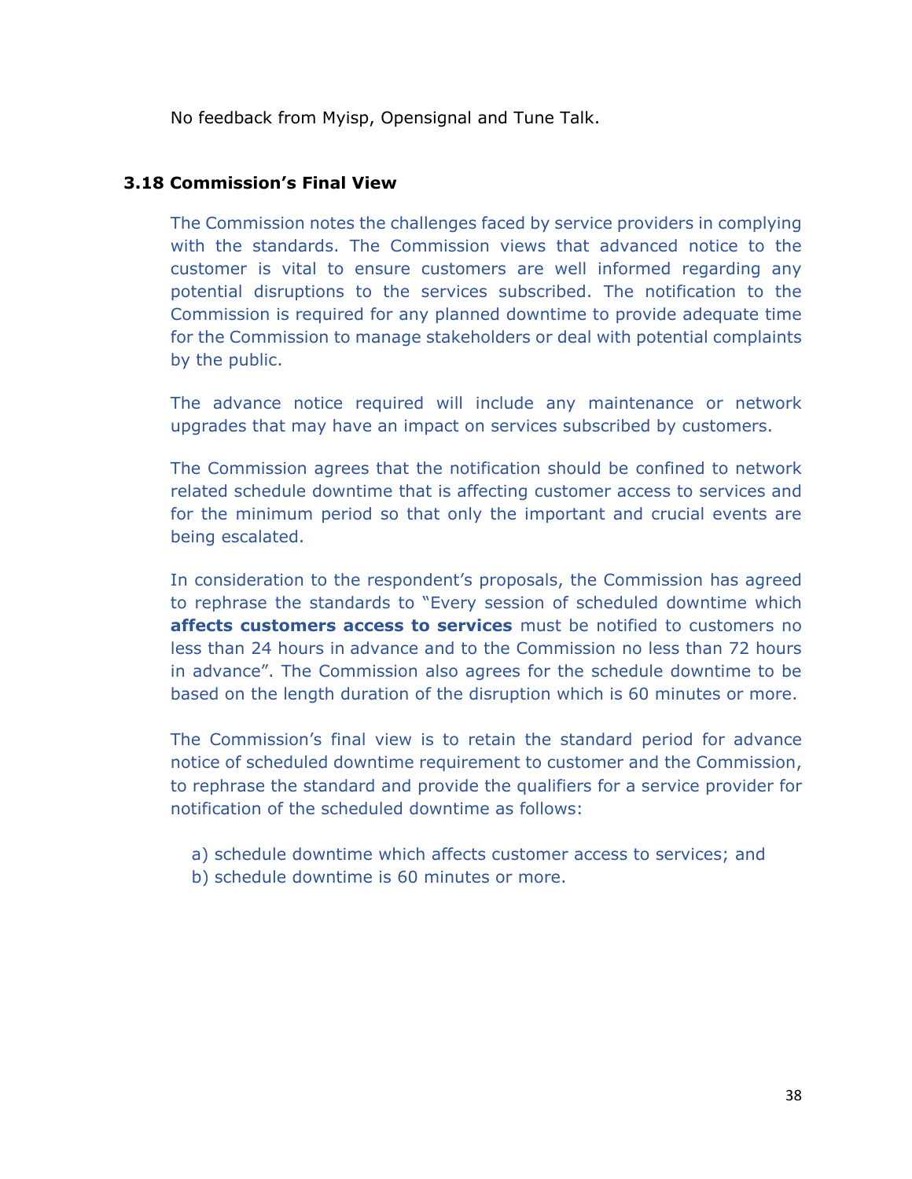No feedback from Myisp, Opensignal and Tune Talk.

### 3.18 Commission's Final View

The Commission notes the challenges faced by service providers in complying with the standards. The Commission views that advanced notice to the customer is vital to ensure customers are well informed regarding any potential disruptions to the services subscribed. The notification to the Commission is required for any planned downtime to provide adequate time for the Commission to manage stakeholders or deal with potential complaints by the public.

The advance notice required will include any maintenance or network upgrades that may have an impact on services subscribed by customers.

The Commission agrees that the notification should be confined to network related schedule downtime that is affecting customer access to services and for the minimum period so that only the important and crucial events are being escalated.

In consideration to the respondent's proposals, the Commission has agreed to rephrase the standards to "Every session of scheduled downtime which **affects customers access to services** must be notified to customers no less than 24 hours in advance and to the Commission no less than 72 hours in advance". The Commission also agrees for the schedule downtime to be based on the length duration of the disruption which is 60 minutes or more.

The Commission's final view is to retain the standard period for advance notice of scheduled downtime requirement to customer and the Commission, to rephrase the standard and provide the qualifiers for a service provider for notification of the scheduled downtime as follows:

a) schedule downtime which affects customer access to services; and
b) schedule downtime is 60 minutes or more.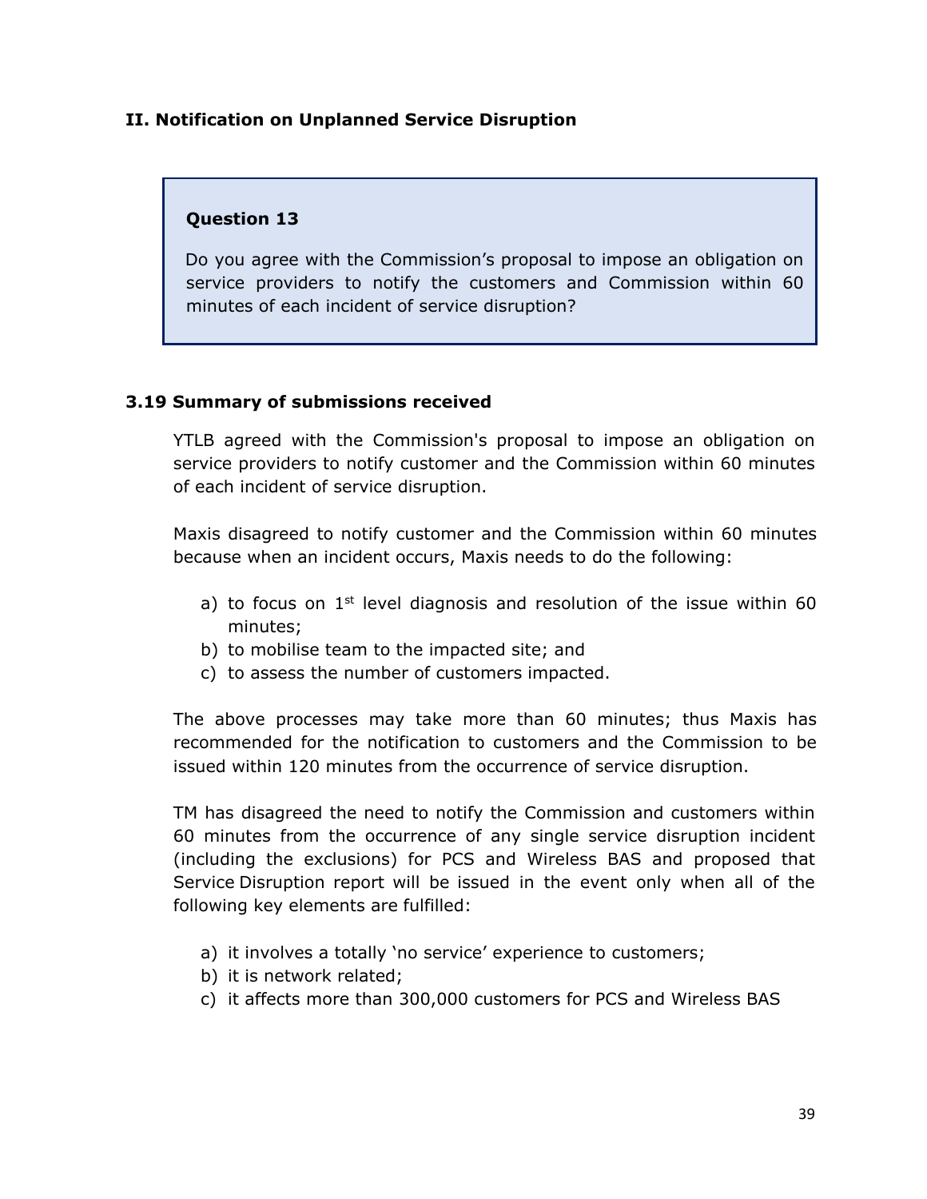## II. Notification on Unplanned Service Disruption

> **Question 13**
>
> Do you agree with the Commission's proposal to impose an obligation on service providers to notify the customers and Commission within 60 minutes of each incident of service disruption?

### 3.19 Summary of submissions received

YTLB agreed with the Commission's proposal to impose an obligation on service providers to notify customer and the Commission within 60 minutes of each incident of service disruption.

Maxis disagreed to notify customer and the Commission within 60 minutes because when an incident occurs, Maxis needs to do the following:

a) to focus on 1st level diagnosis and resolution of the issue within 60 minutes;
b) to mobilise team to the impacted site; and
c) to assess the number of customers impacted.

The above processes may take more than 60 minutes; thus Maxis has recommended for the notification to customers and the Commission to be issued within 120 minutes from the occurrence of service disruption.

TM has disagreed the need to notify the Commission and customers within 60 minutes from the occurrence of any single service disruption incident (including the exclusions) for PCS and Wireless BAS and proposed that Service Disruption report will be issued in the event only when all of the following key elements are fulfilled:

a) it involves a totally 'no service' experience to customers;
b) it is network related;
c) it affects more than 300,000 customers for PCS and Wireless BAS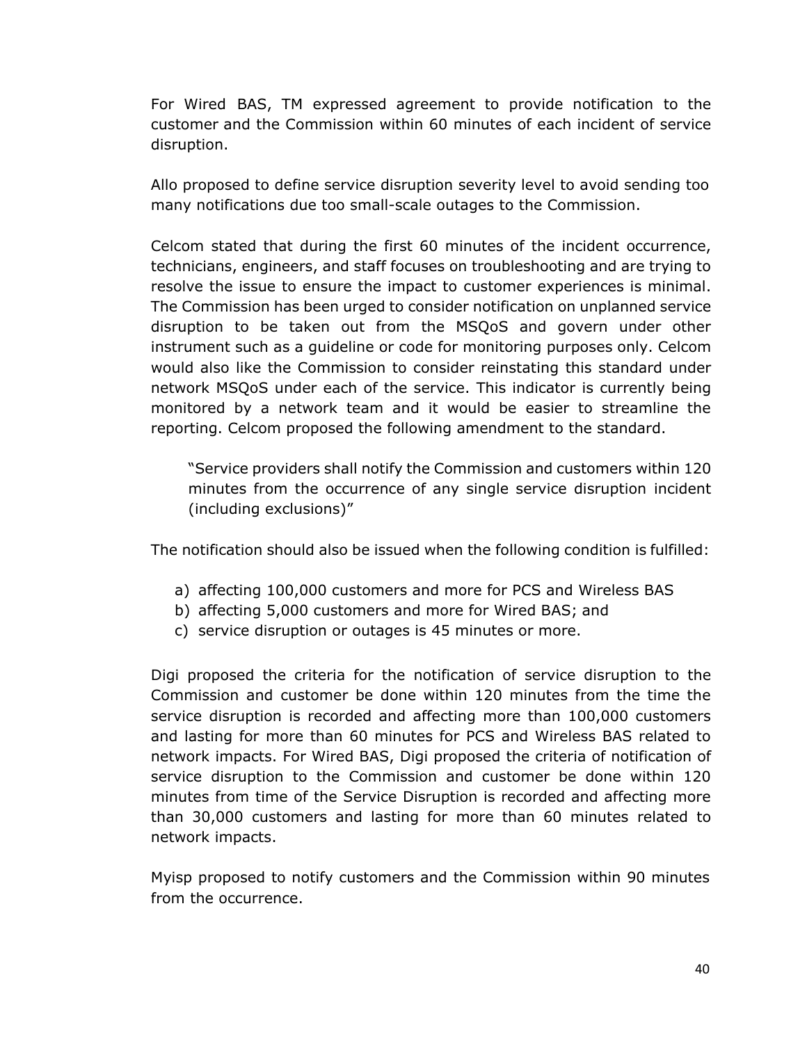For Wired BAS, TM expressed agreement to provide notification to the customer and the Commission within 60 minutes of each incident of service disruption.

Allo proposed to define service disruption severity level to avoid sending too many notifications due too small-scale outages to the Commission.

Celcom stated that during the first 60 minutes of the incident occurrence, technicians, engineers, and staff focuses on troubleshooting and are trying to resolve the issue to ensure the impact to customer experiences is minimal. The Commission has been urged to consider notification on unplanned service disruption to be taken out from the MSQoS and govern under other instrument such as a guideline or code for monitoring purposes only. Celcom would also like the Commission to consider reinstating this standard under network MSQoS under each of the service. This indicator is currently being monitored by a network team and it would be easier to streamline the reporting. Celcom proposed the following amendment to the standard.

> "Service providers shall notify the Commission and customers within 120 minutes from the occurrence of any single service disruption incident (including exclusions)"

The notification should also be issued when the following condition is fulfilled:

a) affecting 100,000 customers and more for PCS and Wireless BAS
b) affecting 5,000 customers and more for Wired BAS; and
c) service disruption or outages is 45 minutes or more.

Digi proposed the criteria for the notification of service disruption to the Commission and customer be done within 120 minutes from the time the service disruption is recorded and affecting more than 100,000 customers and lasting for more than 60 minutes for PCS and Wireless BAS related to network impacts. For Wired BAS, Digi proposed the criteria of notification of service disruption to the Commission and customer be done within 120 minutes from time of the Service Disruption is recorded and affecting more than 30,000 customers and lasting for more than 60 minutes related to network impacts.

Myisp proposed to notify customers and the Commission within 90 minutes from the occurrence.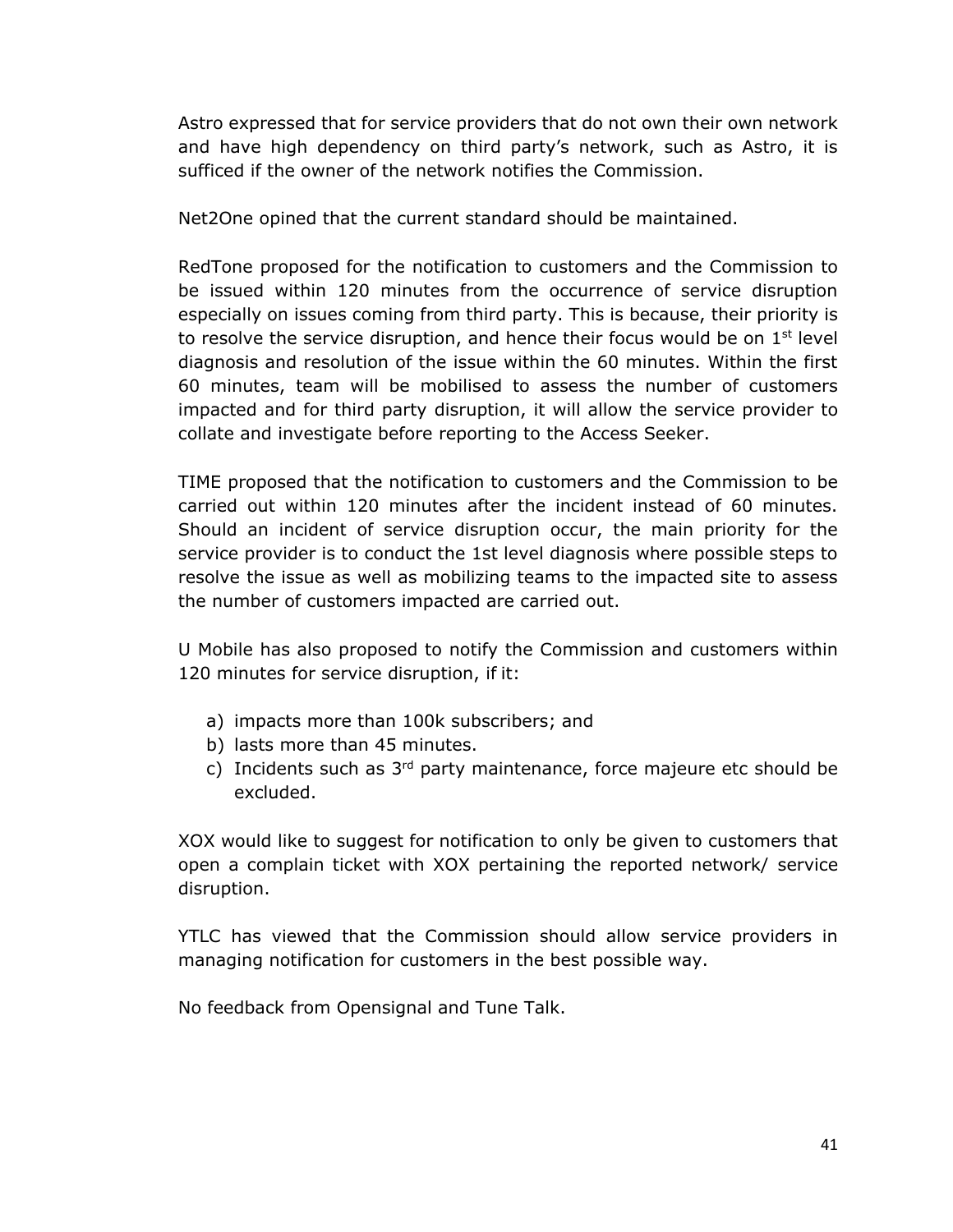Astro expressed that for service providers that do not own their own network and have high dependency on third party's network, such as Astro, it is sufficed if the owner of the network notifies the Commission.

Net2One opined that the current standard should be maintained.

RedTone proposed for the notification to customers and the Commission to be issued within 120 minutes from the occurrence of service disruption especially on issues coming from third party. This is because, their priority is to resolve the service disruption, and hence their focus would be on 1st level diagnosis and resolution of the issue within the 60 minutes. Within the first 60 minutes, team will be mobilised to assess the number of customers impacted and for third party disruption, it will allow the service provider to collate and investigate before reporting to the Access Seeker.

TIME proposed that the notification to customers and the Commission to be carried out within 120 minutes after the incident instead of 60 minutes. Should an incident of service disruption occur, the main priority for the service provider is to conduct the 1st level diagnosis where possible steps to resolve the issue as well as mobilizing teams to the impacted site to assess the number of customers impacted are carried out.

U Mobile has also proposed to notify the Commission and customers within 120 minutes for service disruption, if it:

a) impacts more than 100k subscribers; and
b) lasts more than 45 minutes.
c) Incidents such as 3rd party maintenance, force majeure etc should be excluded.

XOX would like to suggest for notification to only be given to customers that open a complain ticket with XOX pertaining the reported network/ service disruption.

YTLC has viewed that the Commission should allow service providers in managing notification for customers in the best possible way.

No feedback from Opensignal and Tune Talk.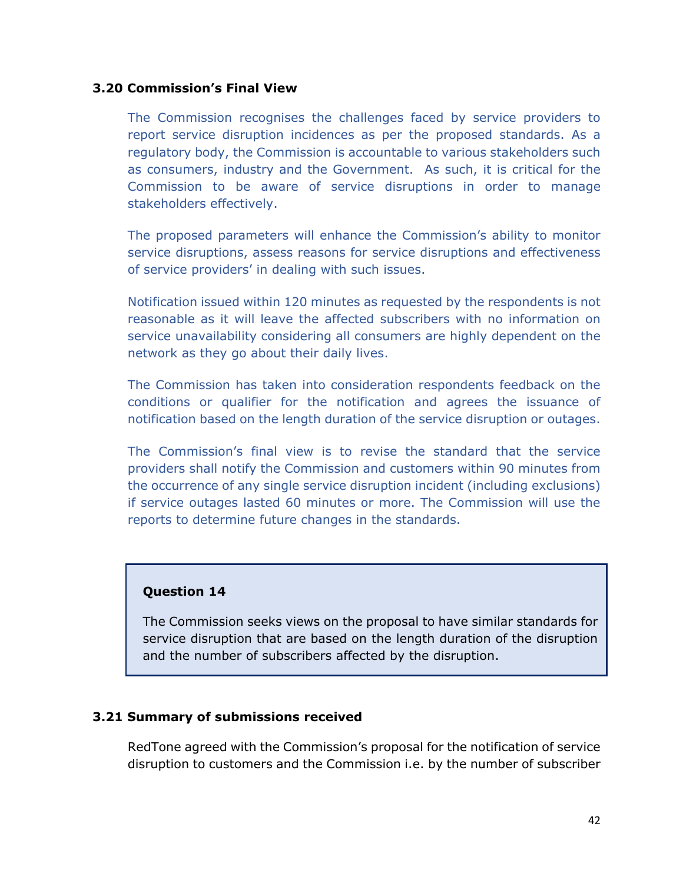### 3.20 Commission's Final View

The Commission recognises the challenges faced by service providers to report service disruption incidences as per the proposed standards. As a regulatory body, the Commission is accountable to various stakeholders such as consumers, industry and the Government. As such, it is critical for the Commission to be aware of service disruptions in order to manage stakeholders effectively.

The proposed parameters will enhance the Commission's ability to monitor service disruptions, assess reasons for service disruptions and effectiveness of service providers' in dealing with such issues.

Notification issued within 120 minutes as requested by the respondents is not reasonable as it will leave the affected subscribers with no information on service unavailability considering all consumers are highly dependent on the network as they go about their daily lives.

The Commission has taken into consideration respondents feedback on the conditions or qualifier for the notification and agrees the issuance of notification based on the length duration of the service disruption or outages.

The Commission's final view is to revise the standard that the service providers shall notify the Commission and customers within 90 minutes from the occurrence of any single service disruption incident (including exclusions) if service outages lasted 60 minutes or more. The Commission will use the reports to determine future changes in the standards.

> **Question 14**
>
> The Commission seeks views on the proposal to have similar standards for service disruption that are based on the length duration of the disruption and the number of subscribers affected by the disruption.

### 3.21 Summary of submissions received

RedTone agreed with the Commission's proposal for the notification of service disruption to customers and the Commission i.e. by the number of subscriber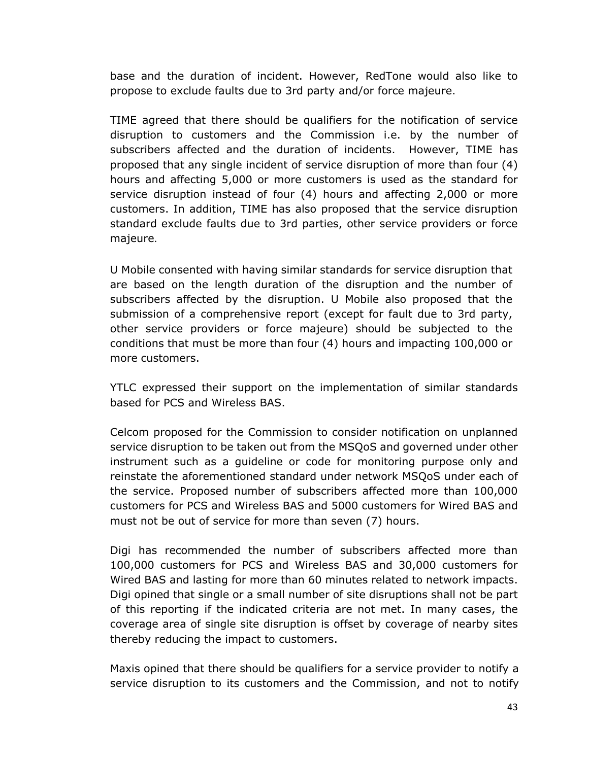base and the duration of incident. However, RedTone would also like to propose to exclude faults due to 3rd party and/or force majeure.

TIME agreed that there should be qualifiers for the notification of service disruption to customers and the Commission i.e. by the number of subscribers affected and the duration of incidents. However, TIME has proposed that any single incident of service disruption of more than four (4) hours and affecting 5,000 or more customers is used as the standard for service disruption instead of four (4) hours and affecting 2,000 or more customers. In addition, TIME has also proposed that the service disruption standard exclude faults due to 3rd parties, other service providers or force majeure.

U Mobile consented with having similar standards for service disruption that are based on the length duration of the disruption and the number of subscribers affected by the disruption. U Mobile also proposed that the submission of a comprehensive report (except for fault due to 3rd party, other service providers or force majeure) should be subjected to the conditions that must be more than four (4) hours and impacting 100,000 or more customers.

YTLC expressed their support on the implementation of similar standards based for PCS and Wireless BAS.

Celcom proposed for the Commission to consider notification on unplanned service disruption to be taken out from the MSQoS and governed under other instrument such as a guideline or code for monitoring purpose only and reinstate the aforementioned standard under network MSQoS under each of the service. Proposed number of subscribers affected more than 100,000 customers for PCS and Wireless BAS and 5000 customers for Wired BAS and must not be out of service for more than seven (7) hours.

Digi has recommended the number of subscribers affected more than 100,000 customers for PCS and Wireless BAS and 30,000 customers for Wired BAS and lasting for more than 60 minutes related to network impacts. Digi opined that single or a small number of site disruptions shall not be part of this reporting if the indicated criteria are not met. In many cases, the coverage area of single site disruption is offset by coverage of nearby sites thereby reducing the impact to customers.

Maxis opined that there should be qualifiers for a service provider to notify a service disruption to its customers and the Commission, and not to notify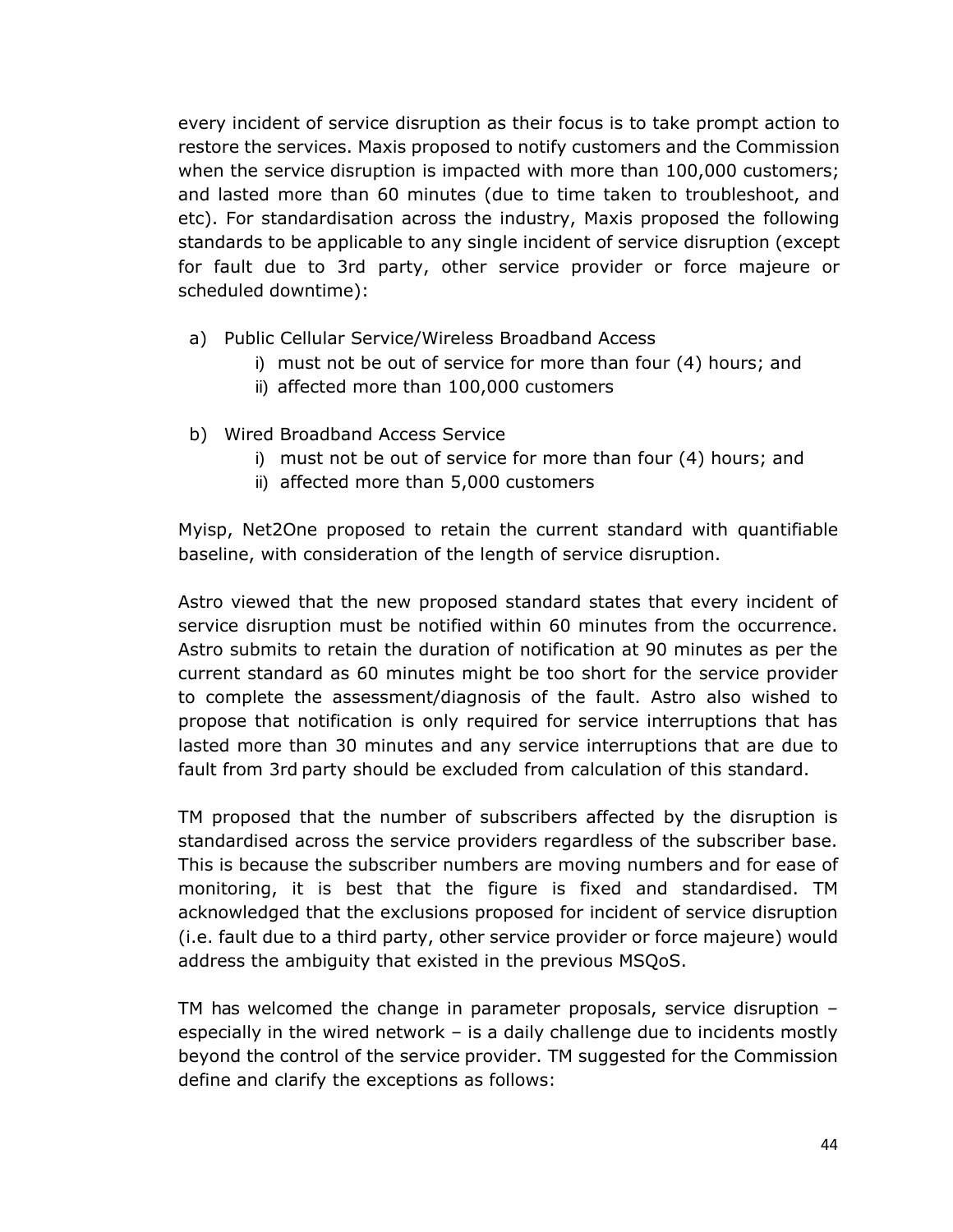every incident of service disruption as their focus is to take prompt action to restore the services. Maxis proposed to notify customers and the Commission when the service disruption is impacted with more than 100,000 customers; and lasted more than 60 minutes (due to time taken to troubleshoot, and etc). For standardisation across the industry, Maxis proposed the following standards to be applicable to any single incident of service disruption (except for fault due to 3rd party, other service provider or force majeure or scheduled downtime):

a) Public Cellular Service/Wireless Broadband Access
   i) must not be out of service for more than four (4) hours; and
   ii) affected more than 100,000 customers

b) Wired Broadband Access Service
   i) must not be out of service for more than four (4) hours; and
   ii) affected more than 5,000 customers

Myisp, Net2One proposed to retain the current standard with quantifiable baseline, with consideration of the length of service disruption.

Astro viewed that the new proposed standard states that every incident of service disruption must be notified within 60 minutes from the occurrence. Astro submits to retain the duration of notification at 90 minutes as per the current standard as 60 minutes might be too short for the service provider to complete the assessment/diagnosis of the fault. Astro also wished to propose that notification is only required for service interruptions that has lasted more than 30 minutes and any service interruptions that are due to fault from 3rd party should be excluded from calculation of this standard.

TM proposed that the number of subscribers affected by the disruption is standardised across the service providers regardless of the subscriber base. This is because the subscriber numbers are moving numbers and for ease of monitoring, it is best that the figure is fixed and standardised. TM acknowledged that the exclusions proposed for incident of service disruption (i.e. fault due to a third party, other service provider or force majeure) would address the ambiguity that existed in the previous MSQoS.

TM has welcomed the change in parameter proposals, service disruption – especially in the wired network – is a daily challenge due to incidents mostly beyond the control of the service provider. TM suggested for the Commission define and clarify the exceptions as follows: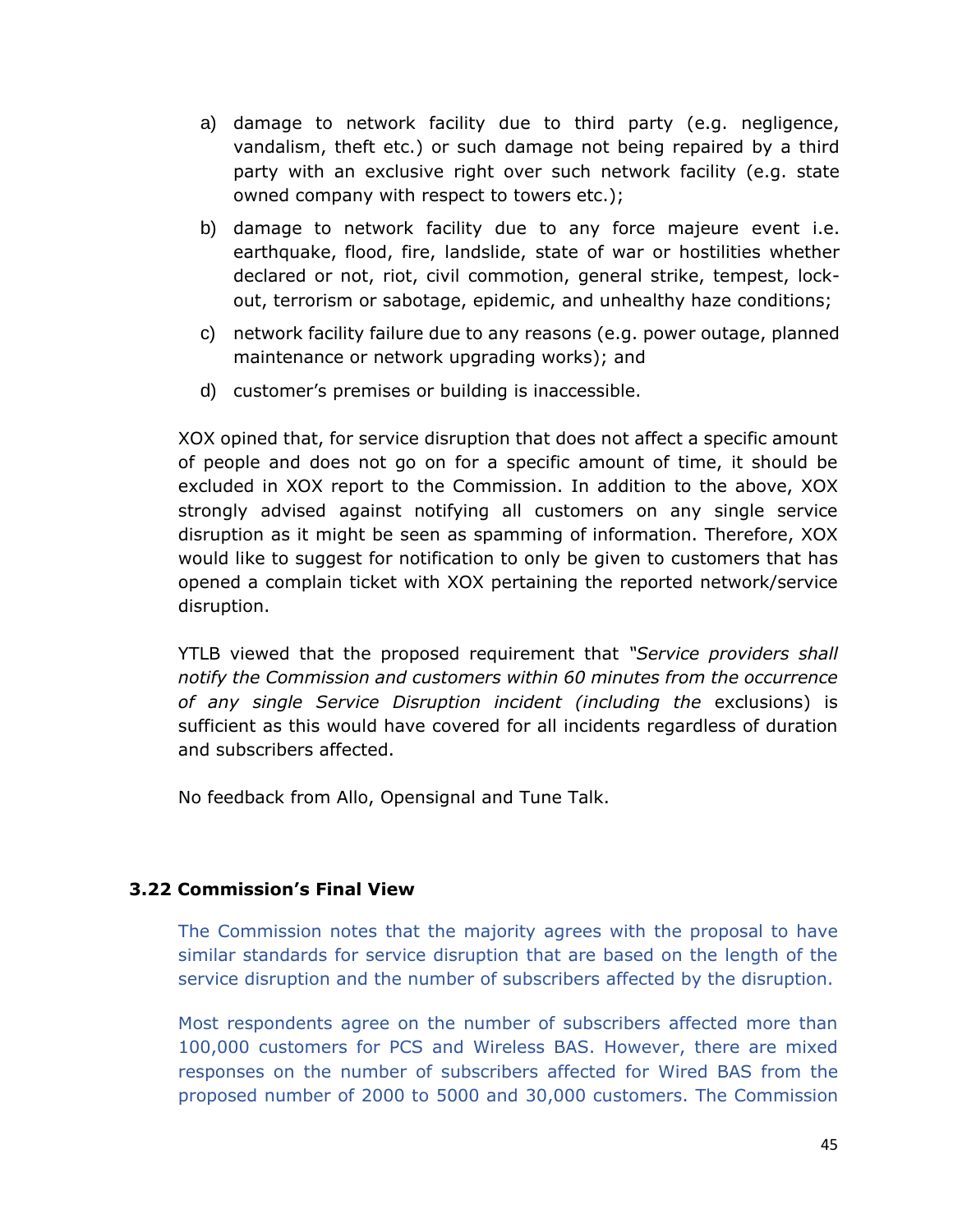a) damage to network facility due to third party (e.g. negligence, vandalism, theft etc.) or such damage not being repaired by a third party with an exclusive right over such network facility (e.g. state owned company with respect to towers etc.);

b) damage to network facility due to any force majeure event i.e. earthquake, flood, fire, landslide, state of war or hostilities whether declared or not, riot, civil commotion, general strike, tempest, lock-out, terrorism or sabotage, epidemic, and unhealthy haze conditions;

c) network facility failure due to any reasons (e.g. power outage, planned maintenance or network upgrading works); and

d) customer's premises or building is inaccessible.

XOX opined that, for service disruption that does not affect a specific amount of people and does not go on for a specific amount of time, it should be excluded in XOX report to the Commission. In addition to the above, XOX strongly advised against notifying all customers on any single service disruption as it might be seen as spamming of information. Therefore, XOX would like to suggest for notification to only be given to customers that has opened a complain ticket with XOX pertaining the reported network/service disruption.

YTLB viewed that the proposed requirement that *"Service providers shall notify the Commission and customers within 60 minutes from the occurrence of any single Service Disruption incident (including the* exclusions) is sufficient as this would have covered for all incidents regardless of duration and subscribers affected.

No feedback from Allo, Opensignal and Tune Talk.

### 3.22 Commission's Final View

The Commission notes that the majority agrees with the proposal to have similar standards for service disruption that are based on the length of the service disruption and the number of subscribers affected by the disruption.

Most respondents agree on the number of subscribers affected more than 100,000 customers for PCS and Wireless BAS. However, there are mixed responses on the number of subscribers affected for Wired BAS from the proposed number of 2000 to 5000 and 30,000 customers. The Commission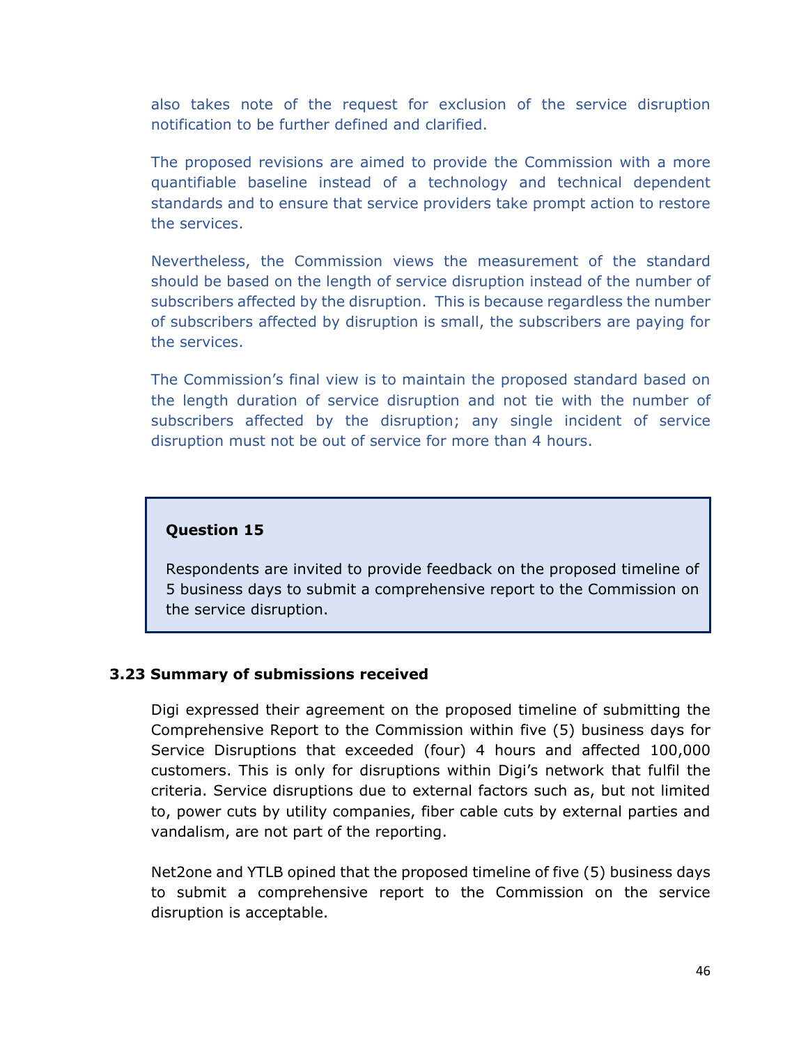also takes note of the request for exclusion of the service disruption notification to be further defined and clarified.

The proposed revisions are aimed to provide the Commission with a more quantifiable baseline instead of a technology and technical dependent standards and to ensure that service providers take prompt action to restore the services.

Nevertheless, the Commission views the measurement of the standard should be based on the length of service disruption instead of the number of subscribers affected by the disruption. This is because regardless the number of subscribers affected by disruption is small, the subscribers are paying for the services.

The Commission's final view is to maintain the proposed standard based on the length duration of service disruption and not tie with the number of subscribers affected by the disruption; any single incident of service disruption must not be out of service for more than 4 hours.

> **Question 15**
>
> Respondents are invited to provide feedback on the proposed timeline of 5 business days to submit a comprehensive report to the Commission on the service disruption.

### 3.23 Summary of submissions received

Digi expressed their agreement on the proposed timeline of submitting the Comprehensive Report to the Commission within five (5) business days for Service Disruptions that exceeded (four) 4 hours and affected 100,000 customers. This is only for disruptions within Digi's network that fulfil the criteria. Service disruptions due to external factors such as, but not limited to, power cuts by utility companies, fiber cable cuts by external parties and vandalism, are not part of the reporting.

Net2one and YTLB opined that the proposed timeline of five (5) business days to submit a comprehensive report to the Commission on the service disruption is acceptable.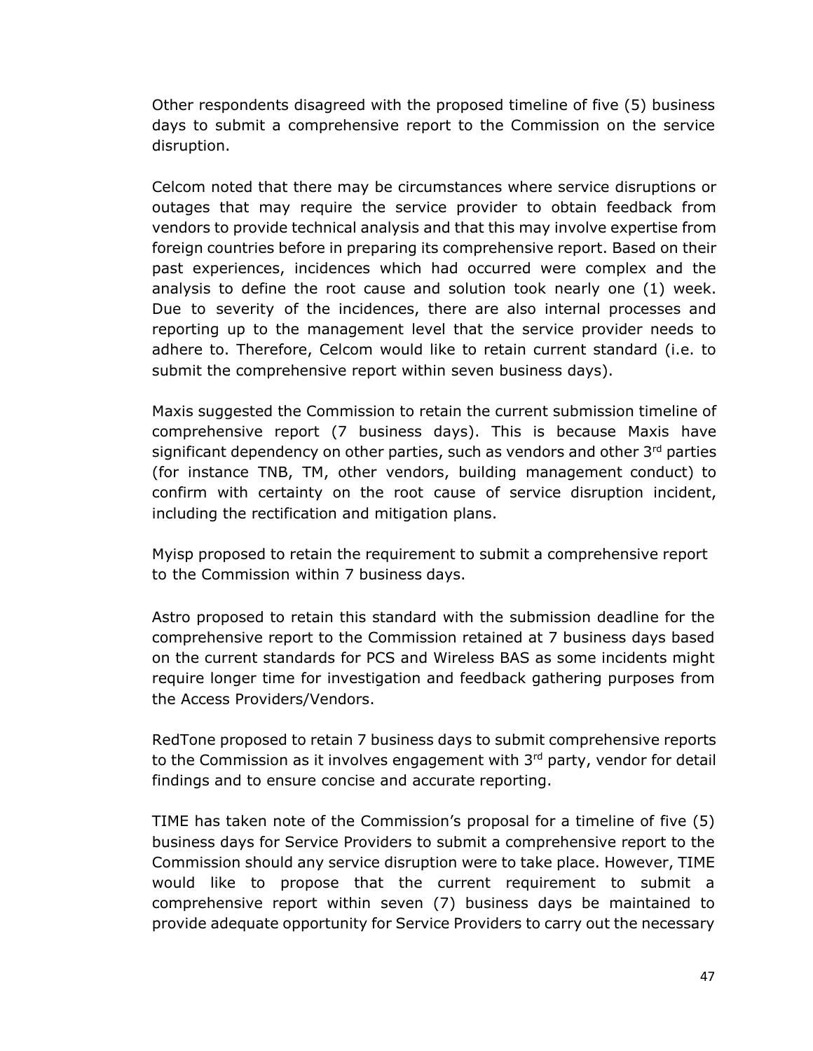Other respondents disagreed with the proposed timeline of five (5) business days to submit a comprehensive report to the Commission on the service disruption.

Celcom noted that there may be circumstances where service disruptions or outages that may require the service provider to obtain feedback from vendors to provide technical analysis and that this may involve expertise from foreign countries before in preparing its comprehensive report. Based on their past experiences, incidences which had occurred were complex and the analysis to define the root cause and solution took nearly one (1) week. Due to severity of the incidences, there are also internal processes and reporting up to the management level that the service provider needs to adhere to. Therefore, Celcom would like to retain current standard (i.e. to submit the comprehensive report within seven business days).

Maxis suggested the Commission to retain the current submission timeline of comprehensive report (7 business days). This is because Maxis have significant dependency on other parties, such as vendors and other 3rd parties (for instance TNB, TM, other vendors, building management conduct) to confirm with certainty on the root cause of service disruption incident, including the rectification and mitigation plans.

Myisp proposed to retain the requirement to submit a comprehensive report to the Commission within 7 business days.

Astro proposed to retain this standard with the submission deadline for the comprehensive report to the Commission retained at 7 business days based on the current standards for PCS and Wireless BAS as some incidents might require longer time for investigation and feedback gathering purposes from the Access Providers/Vendors.

RedTone proposed to retain 7 business days to submit comprehensive reports to the Commission as it involves engagement with 3rd party, vendor for detail findings and to ensure concise and accurate reporting.

TIME has taken note of the Commission's proposal for a timeline of five (5) business days for Service Providers to submit a comprehensive report to the Commission should any service disruption were to take place. However, TIME would like to propose that the current requirement to submit a comprehensive report within seven (7) business days be maintained to provide adequate opportunity for Service Providers to carry out the necessary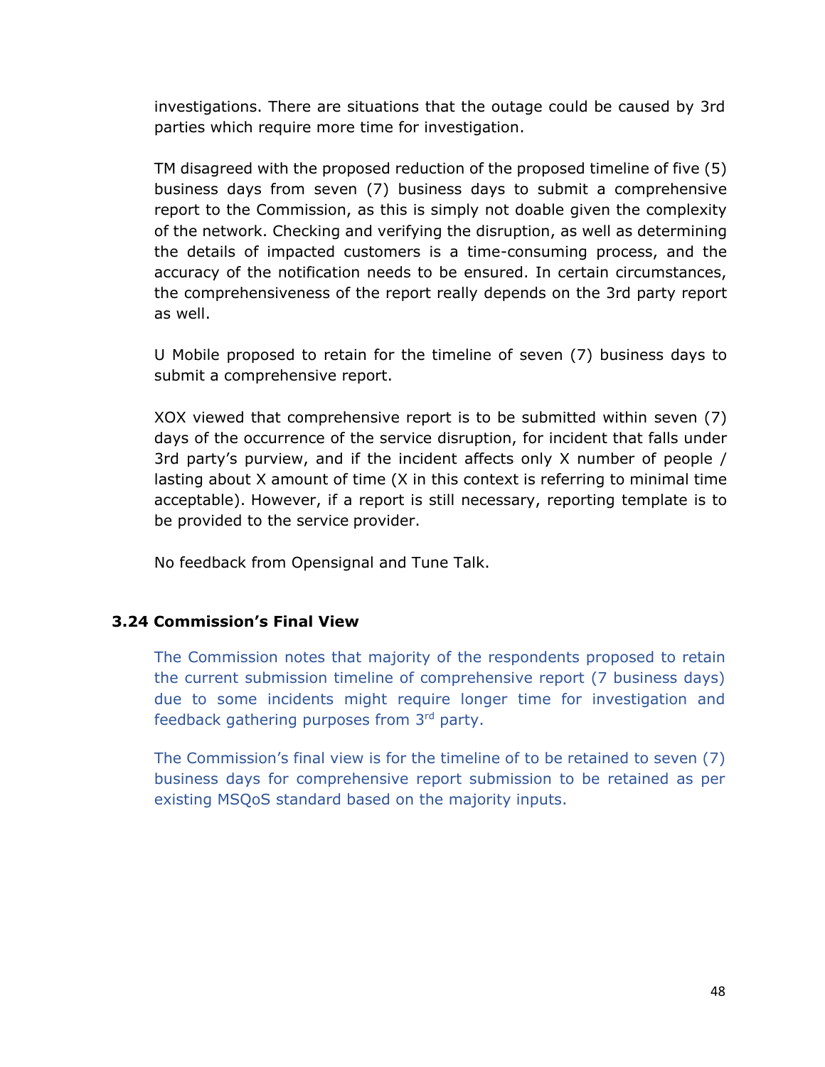investigations. There are situations that the outage could be caused by 3rd parties which require more time for investigation.

TM disagreed with the proposed reduction of the proposed timeline of five (5) business days from seven (7) business days to submit a comprehensive report to the Commission, as this is simply not doable given the complexity of the network. Checking and verifying the disruption, as well as determining the details of impacted customers is a time-consuming process, and the accuracy of the notification needs to be ensured. In certain circumstances, the comprehensiveness of the report really depends on the 3rd party report as well.

U Mobile proposed to retain for the timeline of seven (7) business days to submit a comprehensive report.

XOX viewed that comprehensive report is to be submitted within seven (7) days of the occurrence of the service disruption, for incident that falls under 3rd party's purview, and if the incident affects only X number of people / lasting about X amount of time (X in this context is referring to minimal time acceptable). However, if a report is still necessary, reporting template is to be provided to the service provider.

No feedback from Opensignal and Tune Talk.

### 3.24 Commission's Final View

The Commission notes that majority of the respondents proposed to retain the current submission timeline of comprehensive report (7 business days) due to some incidents might require longer time for investigation and feedback gathering purposes from 3rd party.

The Commission's final view is for the timeline of to be retained to seven (7) business days for comprehensive report submission to be retained as per existing MSQoS standard based on the majority inputs.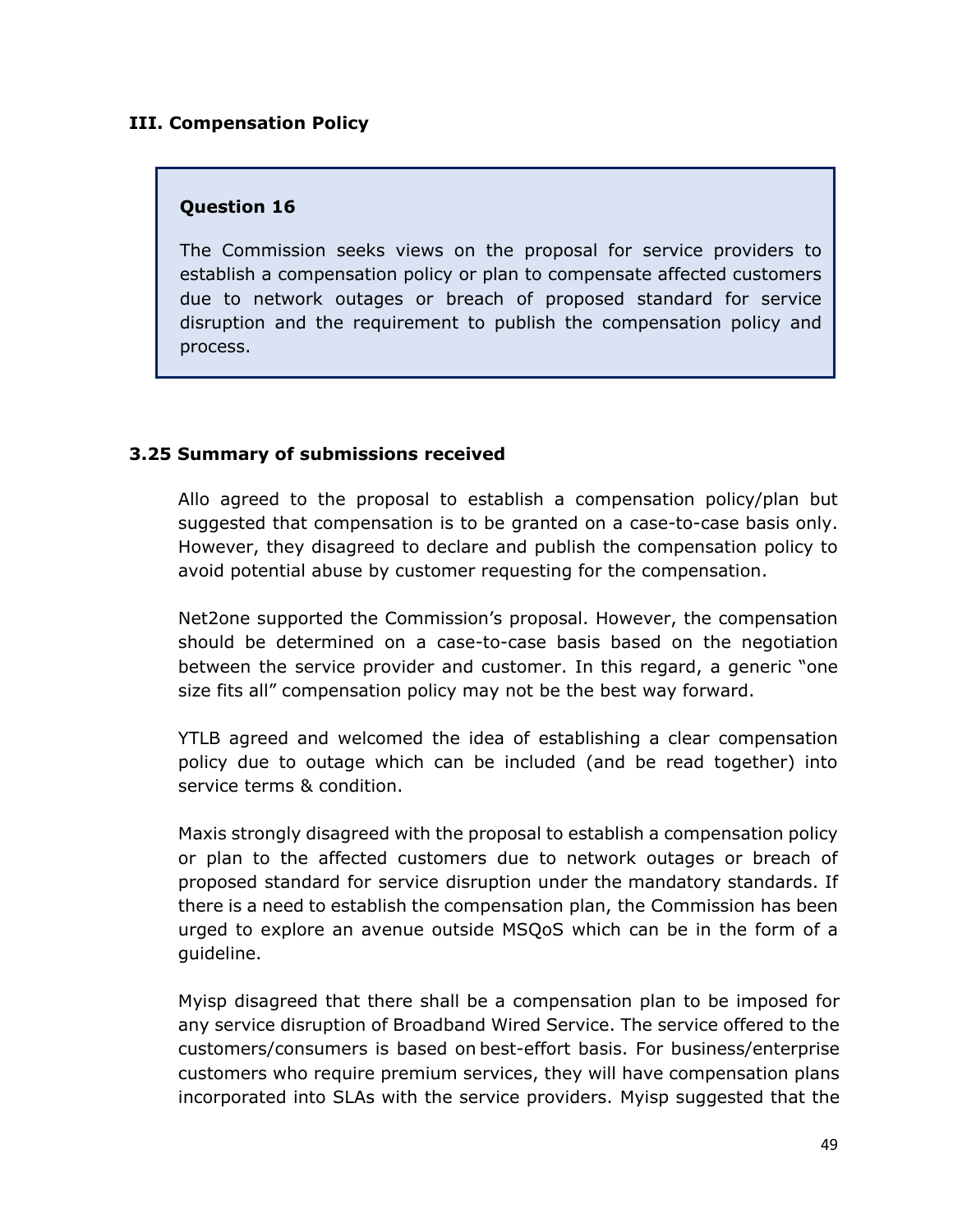### III. Compensation Policy

> **Question 16**
>
> The Commission seeks views on the proposal for service providers to establish a compensation policy or plan to compensate affected customers due to network outages or breach of proposed standard for service disruption and the requirement to publish the compensation policy and process.

### 3.25 Summary of submissions received

Allo agreed to the proposal to establish a compensation policy/plan but suggested that compensation is to be granted on a case-to-case basis only. However, they disagreed to declare and publish the compensation policy to avoid potential abuse by customer requesting for the compensation.

Net2one supported the Commission's proposal. However, the compensation should be determined on a case-to-case basis based on the negotiation between the service provider and customer. In this regard, a generic "one size fits all" compensation policy may not be the best way forward.

YTLB agreed and welcomed the idea of establishing a clear compensation policy due to outage which can be included (and be read together) into service terms & condition.

Maxis strongly disagreed with the proposal to establish a compensation policy or plan to the affected customers due to network outages or breach of proposed standard for service disruption under the mandatory standards. If there is a need to establish the compensation plan, the Commission has been urged to explore an avenue outside MSQoS which can be in the form of a guideline.

Myisp disagreed that there shall be a compensation plan to be imposed for any service disruption of Broadband Wired Service. The service offered to the customers/consumers is based on best-effort basis. For business/enterprise customers who require premium services, they will have compensation plans incorporated into SLAs with the service providers. Myisp suggested that the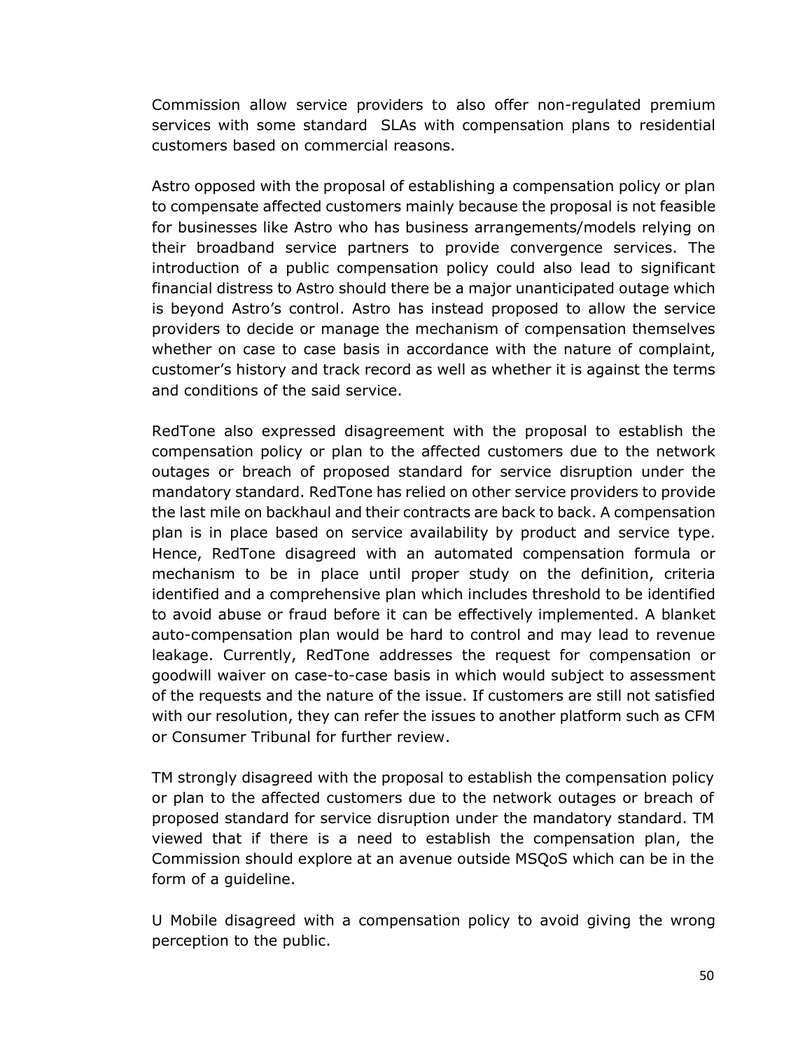Commission allow service providers to also offer non-regulated premium services with some standard SLAs with compensation plans to residential customers based on commercial reasons.

Astro opposed with the proposal of establishing a compensation policy or plan to compensate affected customers mainly because the proposal is not feasible for businesses like Astro who has business arrangements/models relying on their broadband service partners to provide convergence services. The introduction of a public compensation policy could also lead to significant financial distress to Astro should there be a major unanticipated outage which is beyond Astro's control. Astro has instead proposed to allow the service providers to decide or manage the mechanism of compensation themselves whether on case to case basis in accordance with the nature of complaint, customer's history and track record as well as whether it is against the terms and conditions of the said service.

RedTone also expressed disagreement with the proposal to establish the compensation policy or plan to the affected customers due to the network outages or breach of proposed standard for service disruption under the mandatory standard. RedTone has relied on other service providers to provide the last mile on backhaul and their contracts are back to back. A compensation plan is in place based on service availability by product and service type. Hence, RedTone disagreed with an automated compensation formula or mechanism to be in place until proper study on the definition, criteria identified and a comprehensive plan which includes threshold to be identified to avoid abuse or fraud before it can be effectively implemented. A blanket auto-compensation plan would be hard to control and may lead to revenue leakage. Currently, RedTone addresses the request for compensation or goodwill waiver on case-to-case basis in which would subject to assessment of the requests and the nature of the issue. If customers are still not satisfied with our resolution, they can refer the issues to another platform such as CFM or Consumer Tribunal for further review.

TM strongly disagreed with the proposal to establish the compensation policy or plan to the affected customers due to the network outages or breach of proposed standard for service disruption under the mandatory standard. TM viewed that if there is a need to establish the compensation plan, the Commission should explore at an avenue outside MSQoS which can be in the form of a guideline.

U Mobile disagreed with a compensation policy to avoid giving the wrong perception to the public.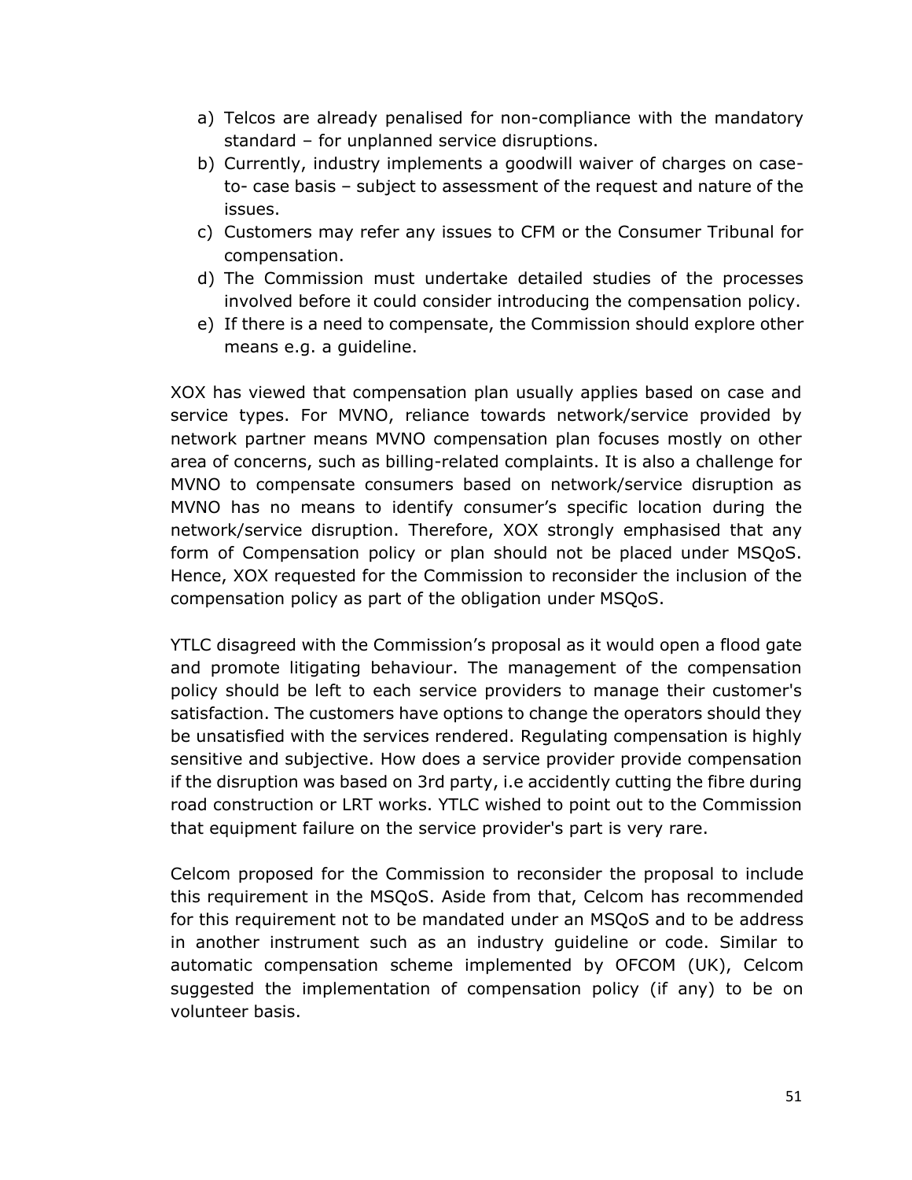a) Telcos are already penalised for non-compliance with the mandatory standard – for unplanned service disruptions.
b) Currently, industry implements a goodwill waiver of charges on case-to- case basis – subject to assessment of the request and nature of the issues.
c) Customers may refer any issues to CFM or the Consumer Tribunal for compensation.
d) The Commission must undertake detailed studies of the processes involved before it could consider introducing the compensation policy.
e) If there is a need to compensate, the Commission should explore other means e.g. a guideline.

XOX has viewed that compensation plan usually applies based on case and service types. For MVNO, reliance towards network/service provided by network partner means MVNO compensation plan focuses mostly on other area of concerns, such as billing-related complaints. It is also a challenge for MVNO to compensate consumers based on network/service disruption as MVNO has no means to identify consumer's specific location during the network/service disruption. Therefore, XOX strongly emphasised that any form of Compensation policy or plan should not be placed under MSQoS. Hence, XOX requested for the Commission to reconsider the inclusion of the compensation policy as part of the obligation under MSQoS.

YTLC disagreed with the Commission's proposal as it would open a flood gate and promote litigating behaviour. The management of the compensation policy should be left to each service providers to manage their customer's satisfaction. The customers have options to change the operators should they be unsatisfied with the services rendered. Regulating compensation is highly sensitive and subjective. How does a service provider provide compensation if the disruption was based on 3rd party, i.e accidently cutting the fibre during road construction or LRT works. YTLC wished to point out to the Commission that equipment failure on the service provider's part is very rare.

Celcom proposed for the Commission to reconsider the proposal to include this requirement in the MSQoS. Aside from that, Celcom has recommended for this requirement not to be mandated under an MSQoS and to be address in another instrument such as an industry guideline or code. Similar to automatic compensation scheme implemented by OFCOM (UK), Celcom suggested the implementation of compensation policy (if any) to be on volunteer basis.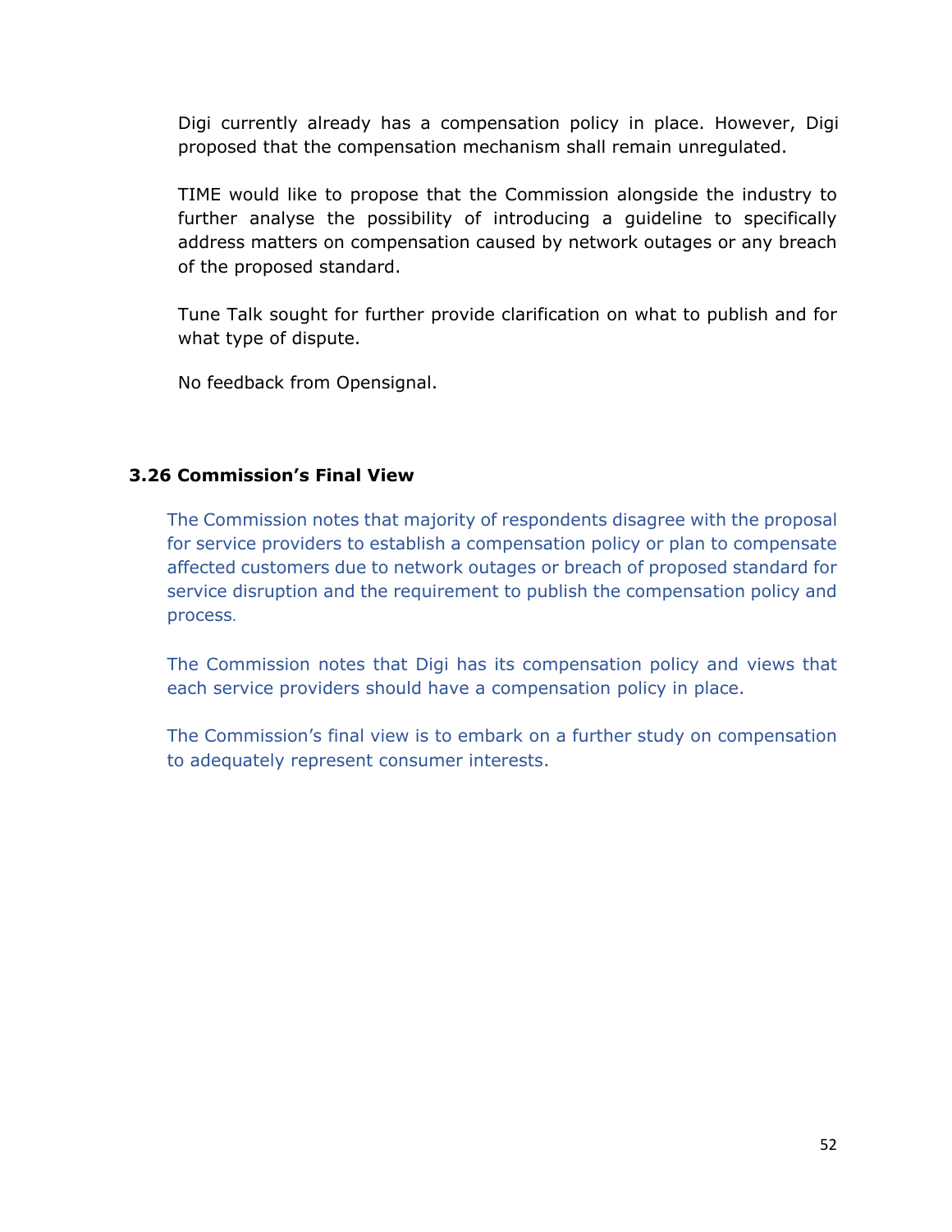Digi currently already has a compensation policy in place. However, Digi proposed that the compensation mechanism shall remain unregulated.

TIME would like to propose that the Commission alongside the industry to further analyse the possibility of introducing a guideline to specifically address matters on compensation caused by network outages or any breach of the proposed standard.

Tune Talk sought for further provide clarification on what to publish and for what type of dispute.

No feedback from Opensignal.

### 3.26 Commission's Final View

The Commission notes that majority of respondents disagree with the proposal for service providers to establish a compensation policy or plan to compensate affected customers due to network outages or breach of proposed standard for service disruption and the requirement to publish the compensation policy and process.

The Commission notes that Digi has its compensation policy and views that each service providers should have a compensation policy in place.

The Commission's final view is to embark on a further study on compensation to adequately represent consumer interests.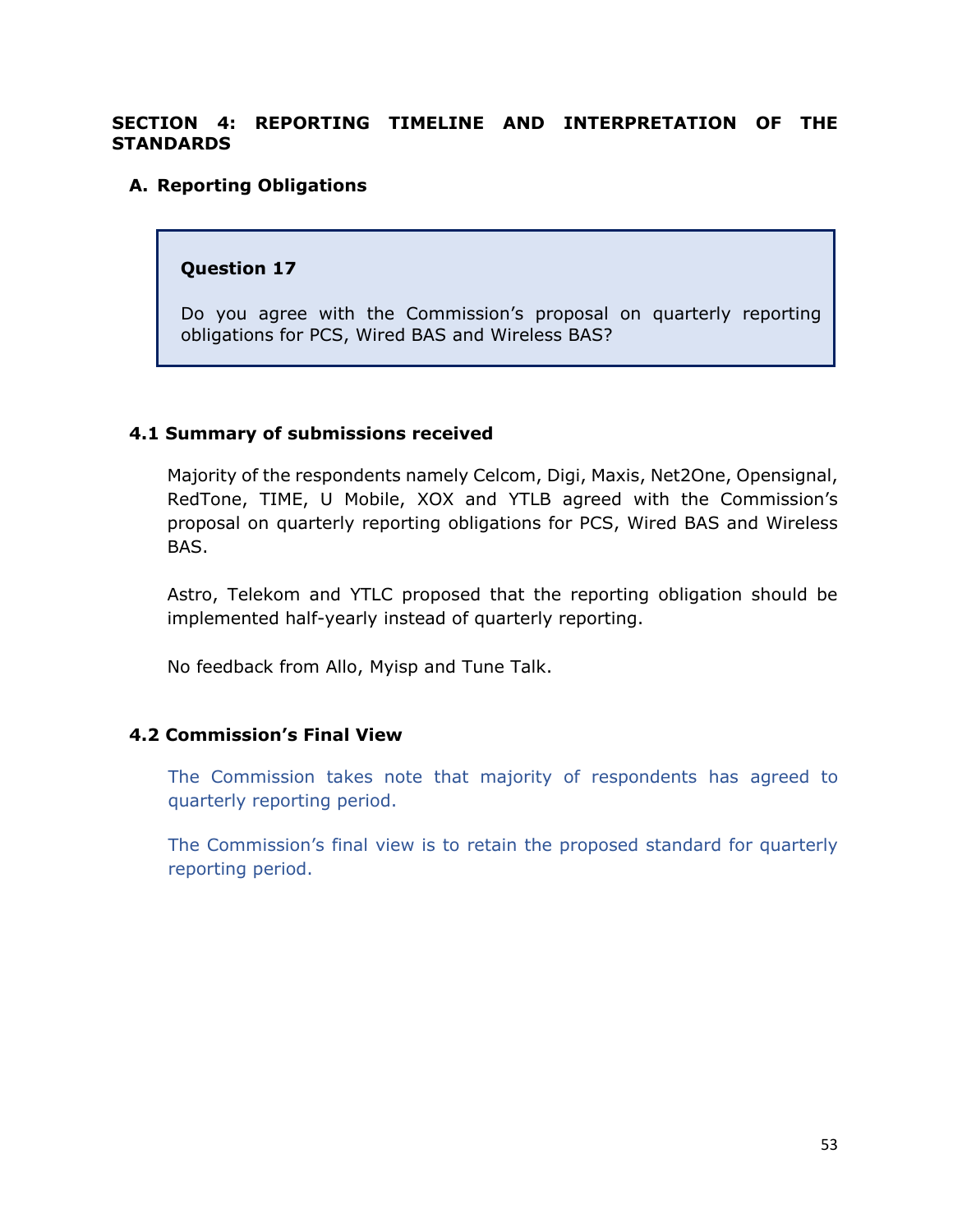## SECTION 4: REPORTING TIMELINE AND INTERPRETATION OF THE STANDARDS

### A. Reporting Obligations

> **Question 17**
>
> Do you agree with the Commission's proposal on quarterly reporting obligations for PCS, Wired BAS and Wireless BAS?

#### 4.1 Summary of submissions received

Majority of the respondents namely Celcom, Digi, Maxis, Net2One, Opensignal, RedTone, TIME, U Mobile, XOX and YTLB agreed with the Commission's proposal on quarterly reporting obligations for PCS, Wired BAS and Wireless BAS.

Astro, Telekom and YTLC proposed that the reporting obligation should be implemented half-yearly instead of quarterly reporting.

No feedback from Allo, Myisp and Tune Talk.

#### 4.2 Commission's Final View

The Commission takes note that majority of respondents has agreed to quarterly reporting period.

The Commission's final view is to retain the proposed standard for quarterly reporting period.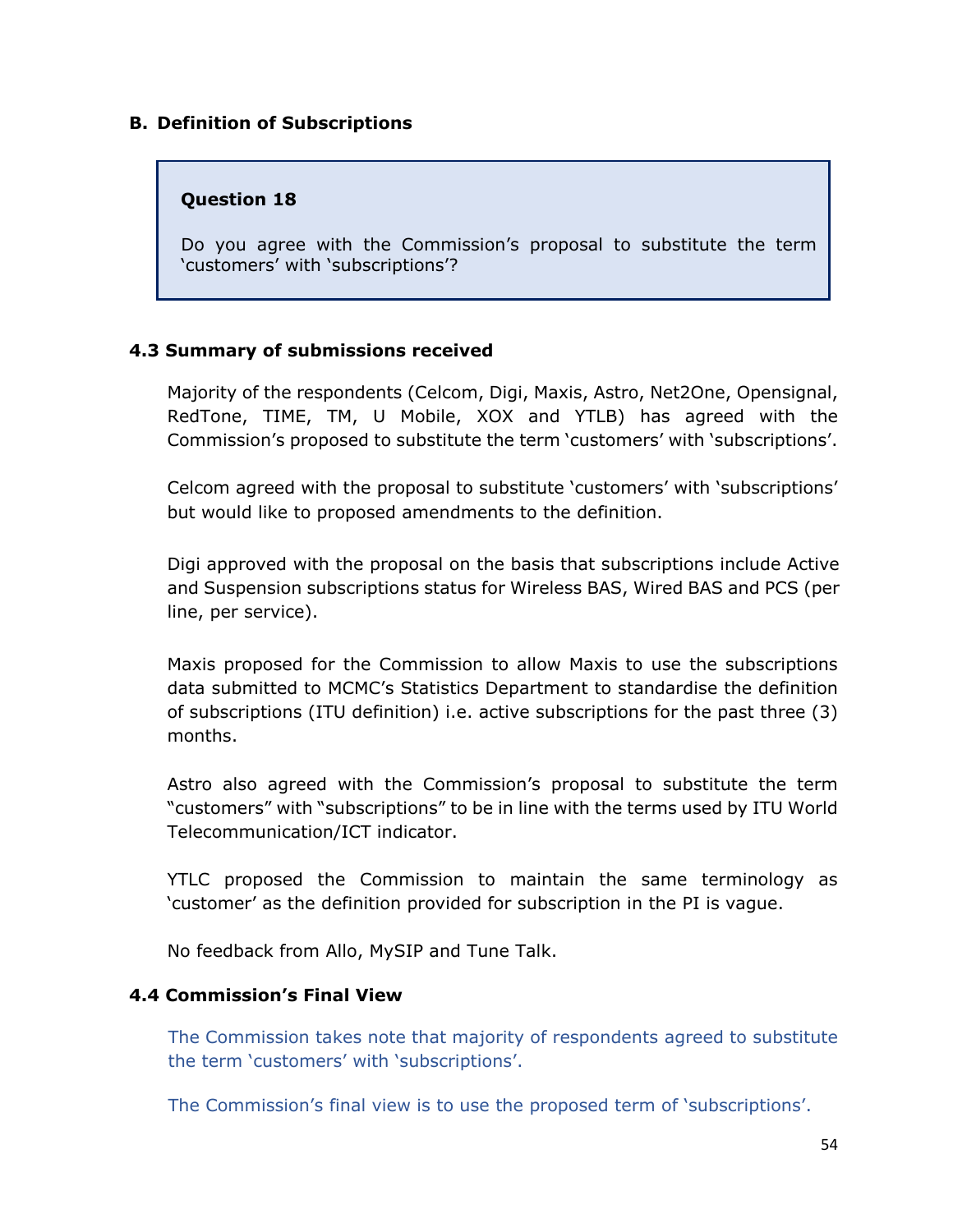## B. Definition of Subscriptions

**Question 18**

Do you agree with the Commission's proposal to substitute the term 'customers' with 'subscriptions'?

### 4.3 Summary of submissions received

Majority of the respondents (Celcom, Digi, Maxis, Astro, Net2One, Opensignal, RedTone, TIME, TM, U Mobile, XOX and YTLB) has agreed with the Commission's proposed to substitute the term 'customers' with 'subscriptions'.

Celcom agreed with the proposal to substitute 'customers' with 'subscriptions' but would like to proposed amendments to the definition.

Digi approved with the proposal on the basis that subscriptions include Active and Suspension subscriptions status for Wireless BAS, Wired BAS and PCS (per line, per service).

Maxis proposed for the Commission to allow Maxis to use the subscriptions data submitted to MCMC's Statistics Department to standardise the definition of subscriptions (ITU definition) i.e. active subscriptions for the past three (3) months.

Astro also agreed with the Commission's proposal to substitute the term "customers" with "subscriptions" to be in line with the terms used by ITU World Telecommunication/ICT indicator.

YTLC proposed the Commission to maintain the same terminology as 'customer' as the definition provided for subscription in the PI is vague.

No feedback from Allo, MySIP and Tune Talk.

### 4.4 Commission's Final View

The Commission takes note that majority of respondents agreed to substitute the term 'customers' with 'subscriptions'.

The Commission's final view is to use the proposed term of 'subscriptions'.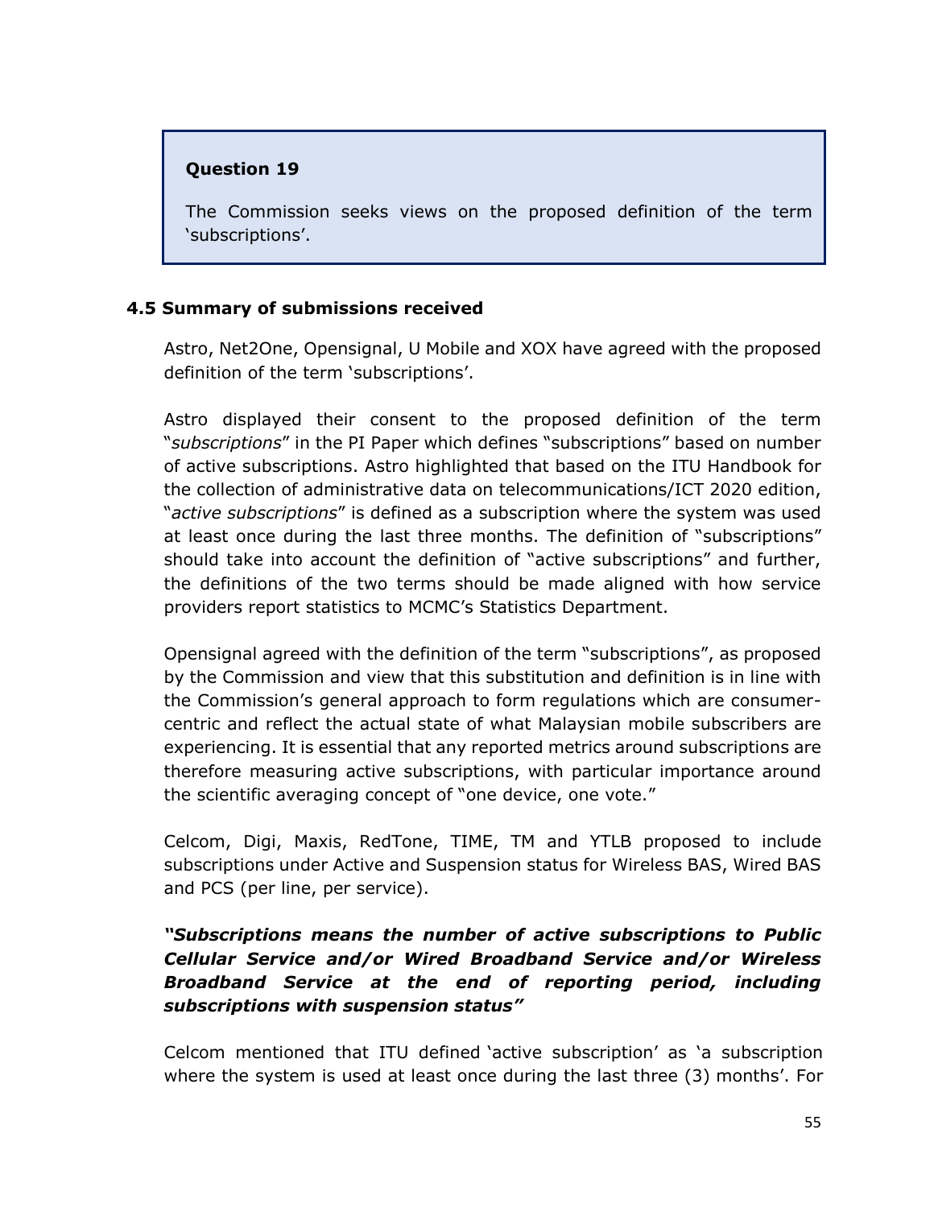> **Question 19**
>
> The Commission seeks views on the proposed definition of the term 'subscriptions'.

### 4.5 Summary of submissions received

Astro, Net2One, Opensignal, U Mobile and XOX have agreed with the proposed definition of the term 'subscriptions'.

Astro displayed their consent to the proposed definition of the term "*subscriptions*" in the PI Paper which defines "subscriptions" based on number of active subscriptions. Astro highlighted that based on the ITU Handbook for the collection of administrative data on telecommunications/ICT 2020 edition, "*active subscriptions*" is defined as a subscription where the system was used at least once during the last three months. The definition of "subscriptions" should take into account the definition of "active subscriptions" and further, the definitions of the two terms should be made aligned with how service providers report statistics to MCMC's Statistics Department.

Opensignal agreed with the definition of the term "subscriptions", as proposed by the Commission and view that this substitution and definition is in line with the Commission's general approach to form regulations which are consumer-centric and reflect the actual state of what Malaysian mobile subscribers are experiencing. It is essential that any reported metrics around subscriptions are therefore measuring active subscriptions, with particular importance around the scientific averaging concept of "one device, one vote."

Celcom, Digi, Maxis, RedTone, TIME, TM and YTLB proposed to include subscriptions under Active and Suspension status for Wireless BAS, Wired BAS and PCS (per line, per service).

***"Subscriptions means the number of active subscriptions to Public Cellular Service and/or Wired Broadband Service and/or Wireless Broadband Service at the end of reporting period, including subscriptions with suspension status"***

Celcom mentioned that ITU defined 'active subscription' as 'a subscription where the system is used at least once during the last three (3) months'. For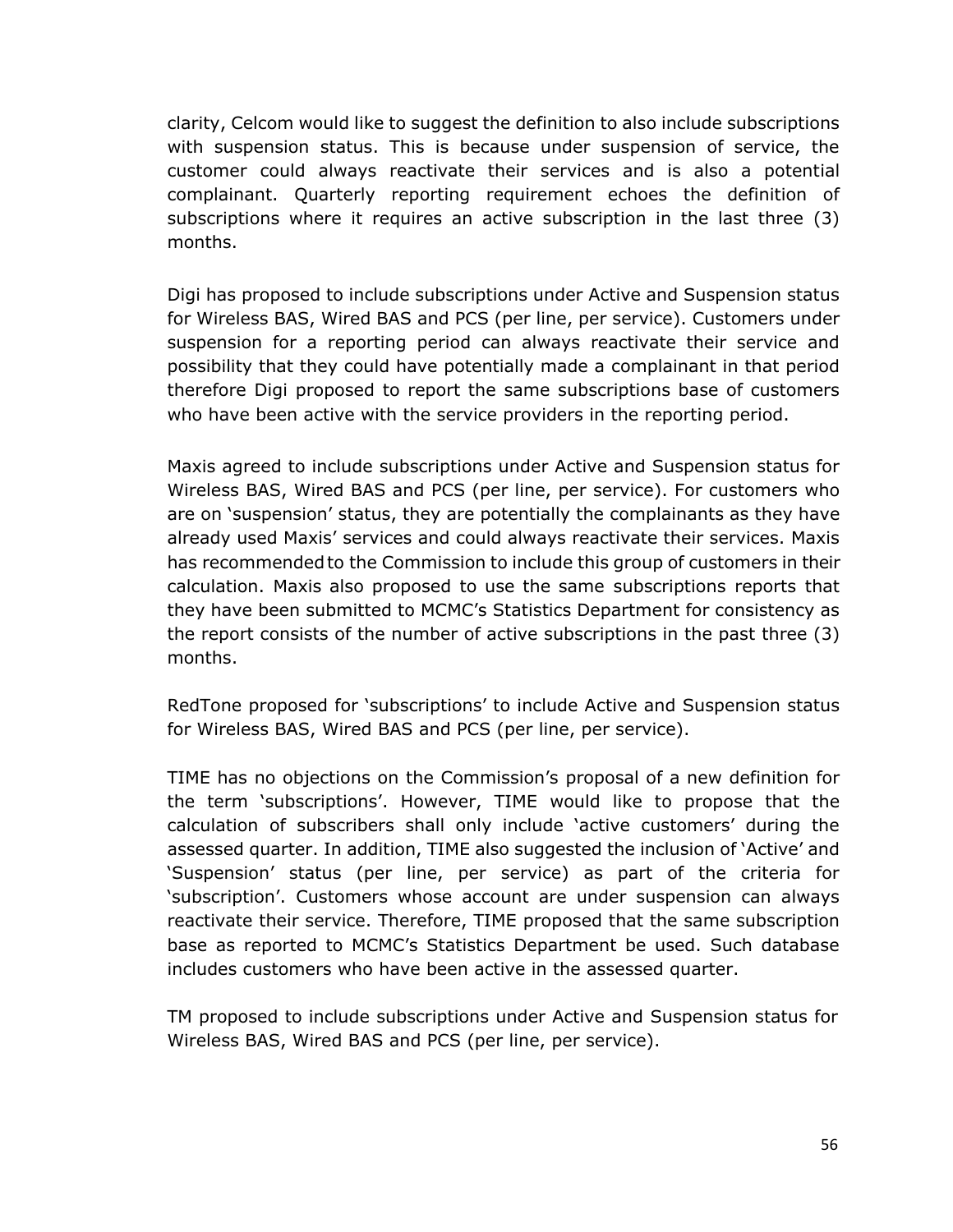clarity, Celcom would like to suggest the definition to also include subscriptions with suspension status. This is because under suspension of service, the customer could always reactivate their services and is also a potential complainant. Quarterly reporting requirement echoes the definition of subscriptions where it requires an active subscription in the last three (3) months.

Digi has proposed to include subscriptions under Active and Suspension status for Wireless BAS, Wired BAS and PCS (per line, per service). Customers under suspension for a reporting period can always reactivate their service and possibility that they could have potentially made a complainant in that period therefore Digi proposed to report the same subscriptions base of customers who have been active with the service providers in the reporting period.

Maxis agreed to include subscriptions under Active and Suspension status for Wireless BAS, Wired BAS and PCS (per line, per service). For customers who are on 'suspension' status, they are potentially the complainants as they have already used Maxis' services and could always reactivate their services. Maxis has recommended to the Commission to include this group of customers in their calculation. Maxis also proposed to use the same subscriptions reports that they have been submitted to MCMC's Statistics Department for consistency as the report consists of the number of active subscriptions in the past three (3) months.

RedTone proposed for 'subscriptions' to include Active and Suspension status for Wireless BAS, Wired BAS and PCS (per line, per service).

TIME has no objections on the Commission's proposal of a new definition for the term 'subscriptions'. However, TIME would like to propose that the calculation of subscribers shall only include 'active customers' during the assessed quarter. In addition, TIME also suggested the inclusion of 'Active' and 'Suspension' status (per line, per service) as part of the criteria for 'subscription'. Customers whose account are under suspension can always reactivate their service. Therefore, TIME proposed that the same subscription base as reported to MCMC's Statistics Department be used. Such database includes customers who have been active in the assessed quarter.

TM proposed to include subscriptions under Active and Suspension status for Wireless BAS, Wired BAS and PCS (per line, per service).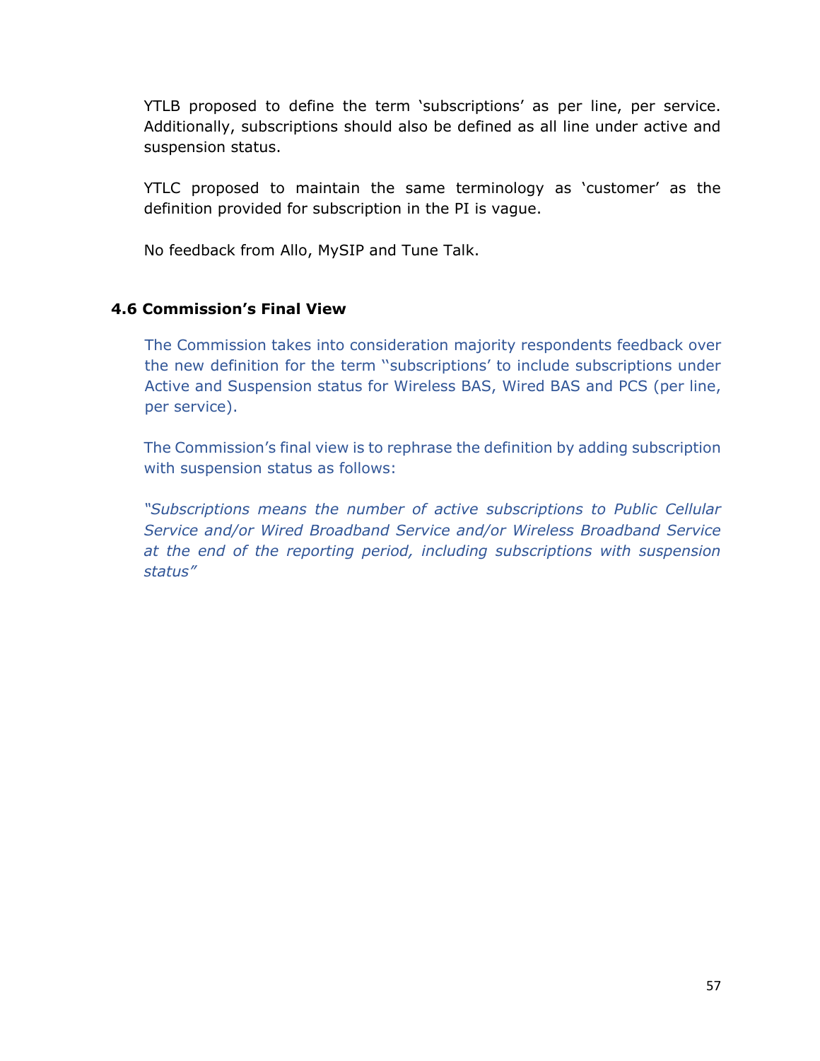YTLB proposed to define the term 'subscriptions' as per line, per service. Additionally, subscriptions should also be defined as all line under active and suspension status.

YTLC proposed to maintain the same terminology as 'customer' as the definition provided for subscription in the PI is vague.

No feedback from Allo, MySIP and Tune Talk.

### 4.6 Commission's Final View

The Commission takes into consideration majority respondents feedback over the new definition for the term ''subscriptions' to include subscriptions under Active and Suspension status for Wireless BAS, Wired BAS and PCS (per line, per service).

The Commission's final view is to rephrase the definition by adding subscription with suspension status as follows:

*"Subscriptions means the number of active subscriptions to Public Cellular Service and/or Wired Broadband Service and/or Wireless Broadband Service at the end of the reporting period, including subscriptions with suspension status"*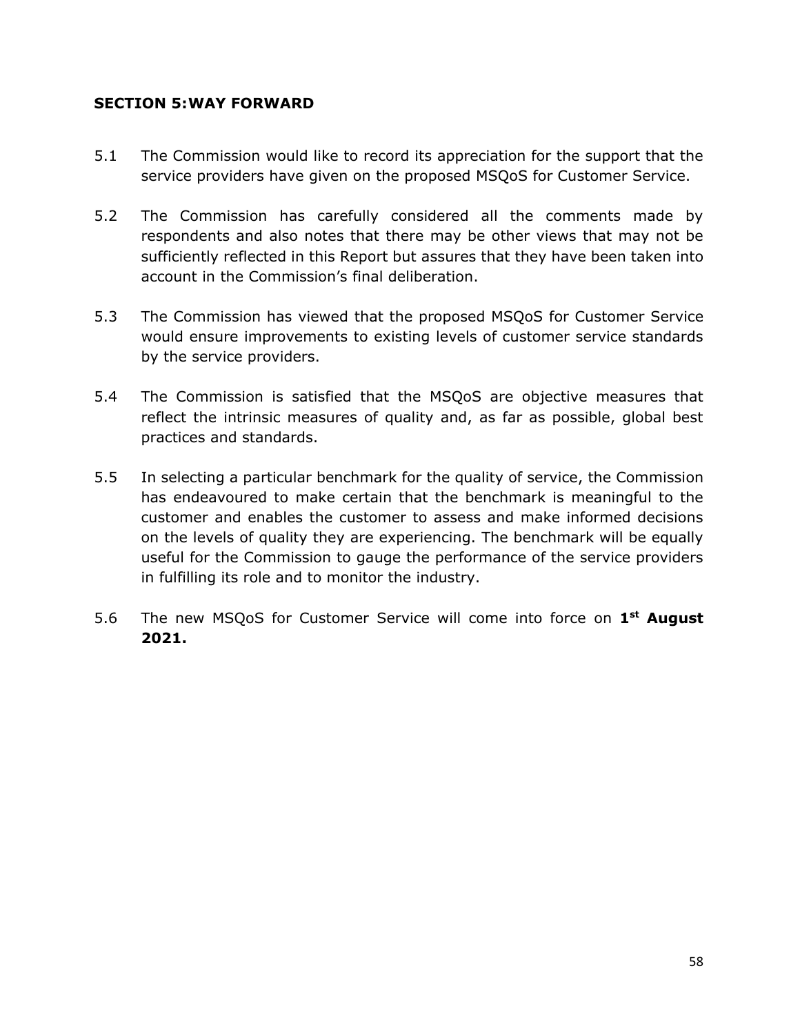## SECTION 5: WAY FORWARD

5.1 The Commission would like to record its appreciation for the support that the service providers have given on the proposed MSQoS for Customer Service.

5.2 The Commission has carefully considered all the comments made by respondents and also notes that there may be other views that may not be sufficiently reflected in this Report but assures that they have been taken into account in the Commission's final deliberation.

5.3 The Commission has viewed that the proposed MSQoS for Customer Service would ensure improvements to existing levels of customer service standards by the service providers.

5.4 The Commission is satisfied that the MSQoS are objective measures that reflect the intrinsic measures of quality and, as far as possible, global best practices and standards.

5.5 In selecting a particular benchmark for the quality of service, the Commission has endeavoured to make certain that the benchmark is meaningful to the customer and enables the customer to assess and make informed decisions on the levels of quality they are experiencing. The benchmark will be equally useful for the Commission to gauge the performance of the service providers in fulfilling its role and to monitor the industry.

5.6 The new MSQoS for Customer Service will come into force on **1st August 2021.**